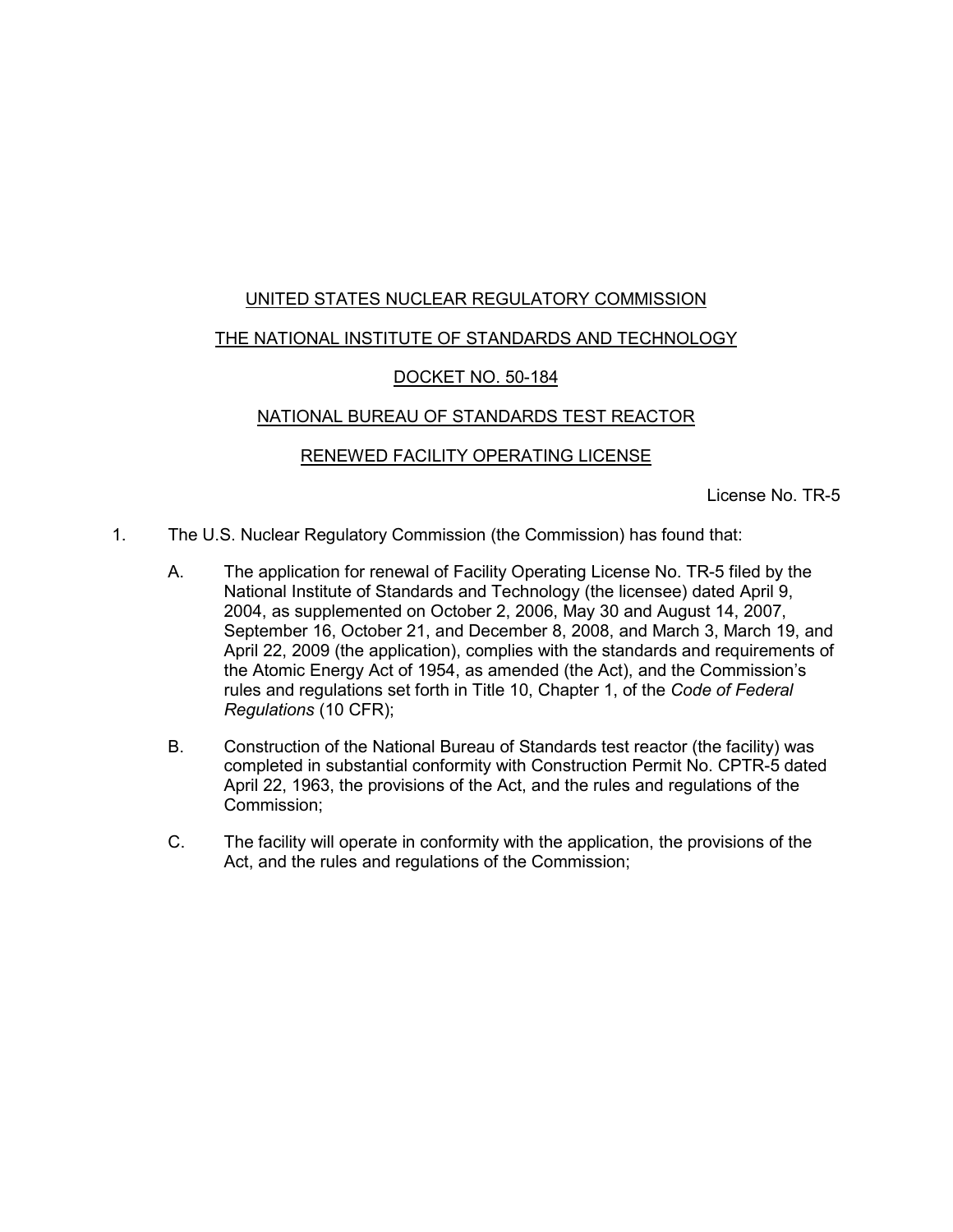UNITED STATES NUCLEAR REGULATORY COMMISSION

THE NATIONAL INSTITUTE OF STANDARDS AND TECHNOLOGY

DOCKET NO. 50-184

NATIONAL BUREAU OF STANDARDS TEST REACTOR

RENEWED FACILITY OPERATING LICENSE

License No. TR-5

1. The U.S. Nuclear Regulatory Commission (the Commission) has found that:

   A. The application for renewal of Facility Operating License No. TR-5 filed by the National Institute of Standards and Technology (the licensee) dated April 9, 2004, as supplemented on October 2, 2006, May 30 and August 14, 2007, September 16, October 21, and December 8, 2008, and March 3, March 19, and April 22, 2009 (the application), complies with the standards and requirements of the Atomic Energy Act of 1954, as amended (the Act), and the Commission's rules and regulations set forth in Title 10, Chapter 1, of the *Code of Federal Regulations* (10 CFR);

   B. Construction of the National Bureau of Standards test reactor (the facility) was completed in substantial conformity with Construction Permit No. CPTR-5 dated April 22, 1963, the provisions of the Act, and the rules and regulations of the Commission;

   C. The facility will operate in conformity with the application, the provisions of the Act, and the rules and regulations of the Commission;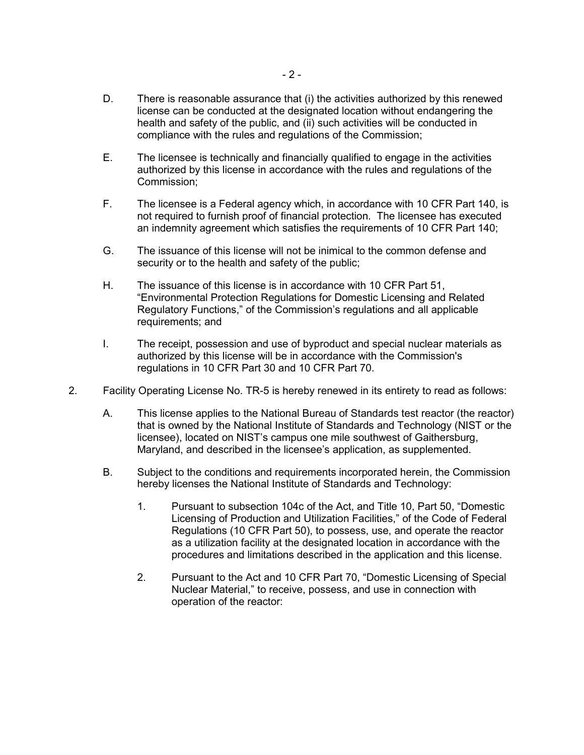D. There is reasonable assurance that (i) the activities authorized by this renewed license can be conducted at the designated location without endangering the health and safety of the public, and (ii) such activities will be conducted in compliance with the rules and regulations of the Commission;

E. The licensee is technically and financially qualified to engage in the activities authorized by this license in accordance with the rules and regulations of the Commission;

F. The licensee is a Federal agency which, in accordance with 10 CFR Part 140, is not required to furnish proof of financial protection. The licensee has executed an indemnity agreement which satisfies the requirements of 10 CFR Part 140;

G. The issuance of this license will not be inimical to the common defense and security or to the health and safety of the public;

H. The issuance of this license is in accordance with 10 CFR Part 51, "Environmental Protection Regulations for Domestic Licensing and Related Regulatory Functions," of the Commission's regulations and all applicable requirements; and

I. The receipt, possession and use of byproduct and special nuclear materials as authorized by this license will be in accordance with the Commission's regulations in 10 CFR Part 30 and 10 CFR Part 70.

2. Facility Operating License No. TR-5 is hereby renewed in its entirety to read as follows:

   A. This license applies to the National Bureau of Standards test reactor (the reactor) that is owned by the National Institute of Standards and Technology (NIST or the licensee), located on NIST's campus one mile southwest of Gaithersburg, Maryland, and described in the licensee's application, as supplemented.

   B. Subject to the conditions and requirements incorporated herein, the Commission hereby licenses the National Institute of Standards and Technology:

      1. Pursuant to subsection 104c of the Act, and Title 10, Part 50, "Domestic Licensing of Production and Utilization Facilities," of the Code of Federal Regulations (10 CFR Part 50), to possess, use, and operate the reactor as a utilization facility at the designated location in accordance with the procedures and limitations described in the application and this license.

      2. Pursuant to the Act and 10 CFR Part 70, "Domestic Licensing of Special Nuclear Material," to receive, possess, and use in connection with operation of the reactor: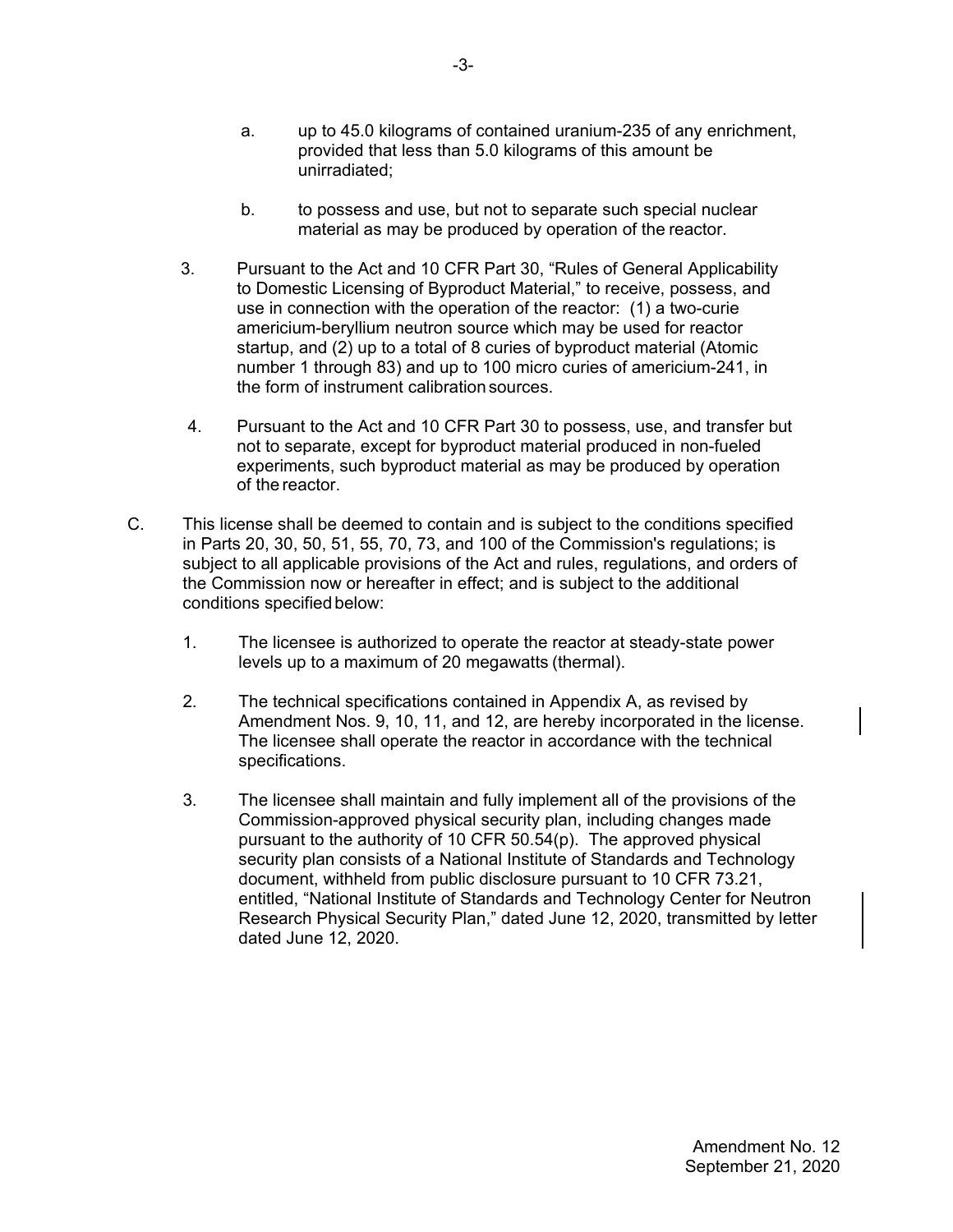a. up to 45.0 kilograms of contained uranium-235 of any enrichment, provided that less than 5.0 kilograms of this amount be unirradiated;

b. to possess and use, but not to separate such special nuclear material as may be produced by operation of the reactor.

3. Pursuant to the Act and 10 CFR Part 30, "Rules of General Applicability to Domestic Licensing of Byproduct Material," to receive, possess, and use in connection with the operation of the reactor: (1) a two-curie americium-beryllium neutron source which may be used for reactor startup, and (2) up to a total of 8 curies of byproduct material (Atomic number 1 through 83) and up to 100 micro curies of americium-241, in the form of instrument calibration sources.

4. Pursuant to the Act and 10 CFR Part 30 to possess, use, and transfer but not to separate, except for byproduct material produced in non-fueled experiments, such byproduct material as may be produced by operation of the reactor.

C. This license shall be deemed to contain and is subject to the conditions specified in Parts 20, 30, 50, 51, 55, 70, 73, and 100 of the Commission's regulations; is subject to all applicable provisions of the Act and rules, regulations, and orders of the Commission now or hereafter in effect; and is subject to the additional conditions specified below:

1. The licensee is authorized to operate the reactor at steady-state power levels up to a maximum of 20 megawatts (thermal).

2. The technical specifications contained in Appendix A, as revised by Amendment Nos. 9, 10, 11, and 12, are hereby incorporated in the license. The licensee shall operate the reactor in accordance with the technical specifications.

3. The licensee shall maintain and fully implement all of the provisions of the Commission-approved physical security plan, including changes made pursuant to the authority of 10 CFR 50.54(p). The approved physical security plan consists of a National Institute of Standards and Technology document, withheld from public disclosure pursuant to 10 CFR 73.21, entitled, "National Institute of Standards and Technology Center for Neutron Research Physical Security Plan," dated June 12, 2020, transmitted by letter dated June 12, 2020.

Amendment No. 12
September 21, 2020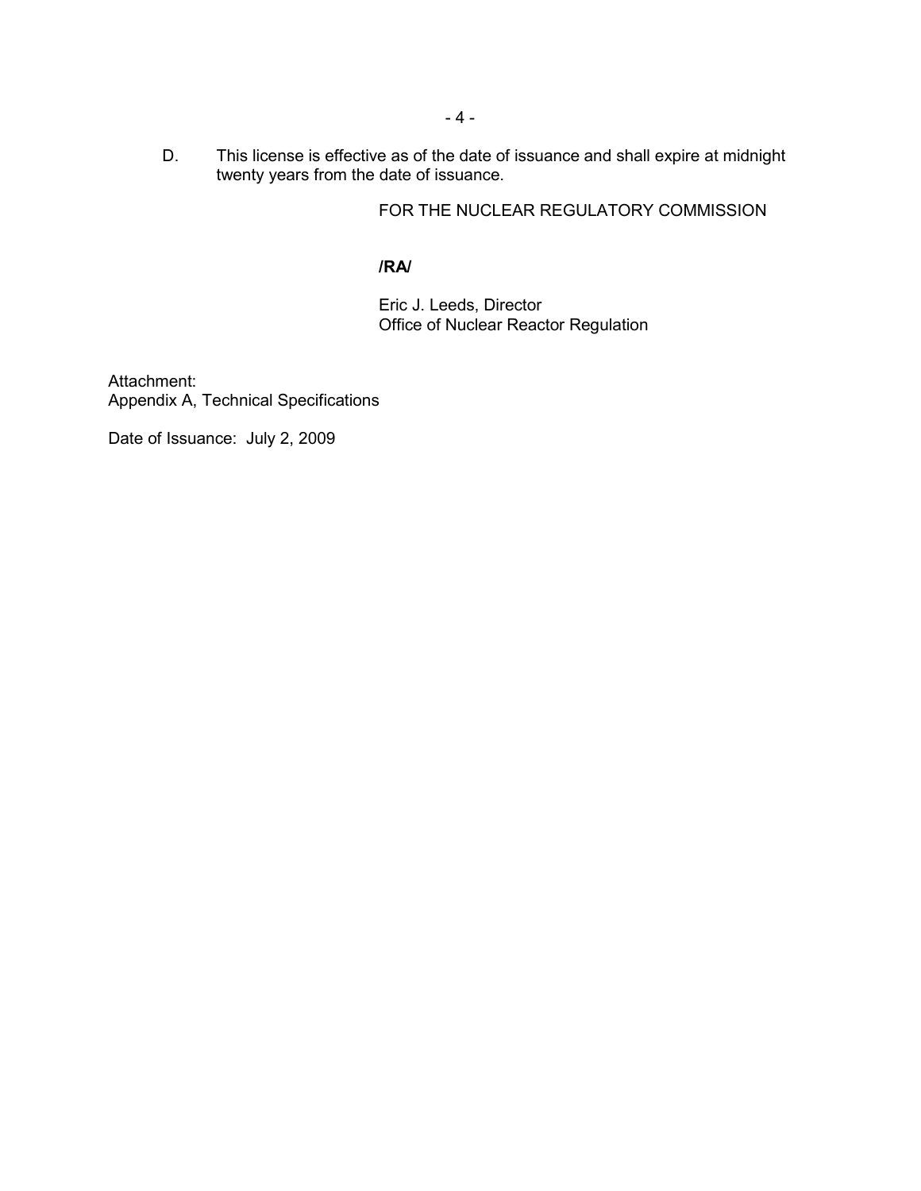D. This license is effective as of the date of issuance and shall expire at midnight twenty years from the date of issuance.

FOR THE NUCLEAR REGULATORY COMMISSION

**/RA/**

Eric J. Leeds, Director
Office of Nuclear Reactor Regulation

Attachment:
Appendix A, Technical Specifications

Date of Issuance: July 2, 2009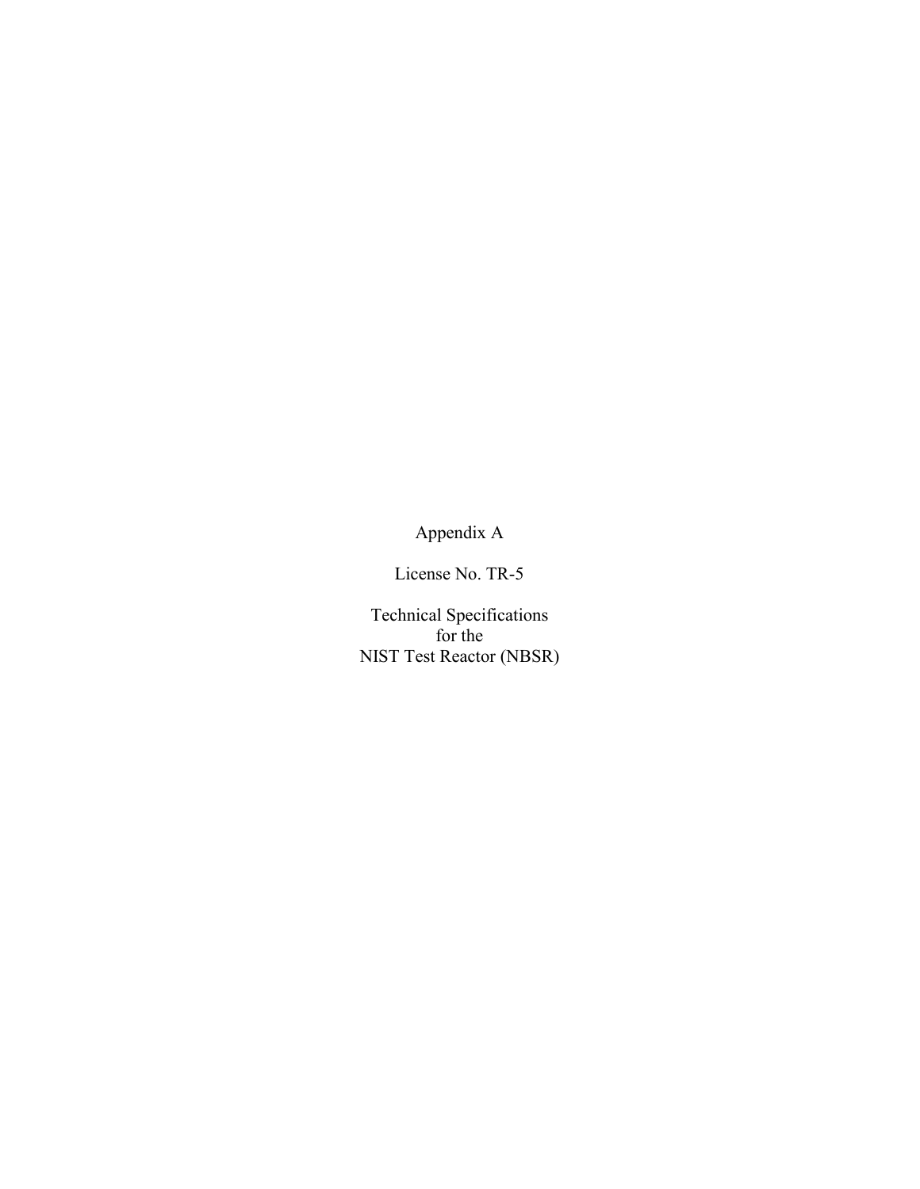Appendix A

License No. TR-5

Technical Specifications
for the
NIST Test Reactor (NBSR)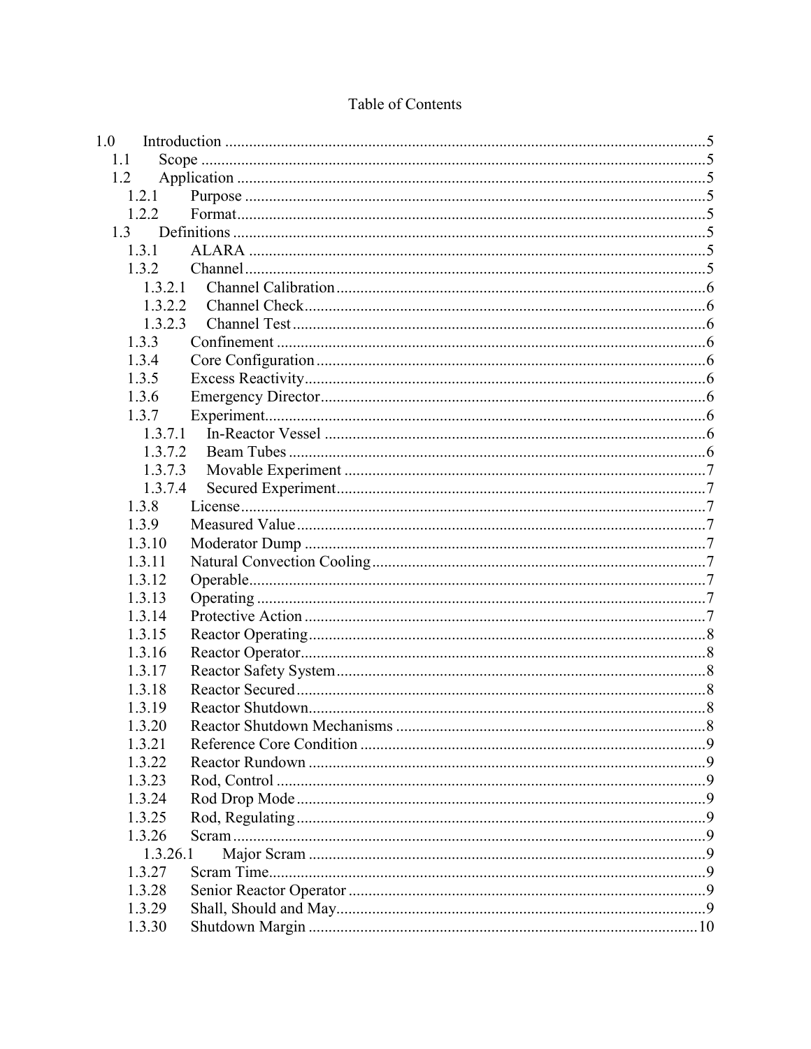# Table of Contents

- 1.0 Introduction ....... 5
  - 1.1 Scope ....... 5
  - 1.2 Application ....... 5
    - 1.2.1 Purpose ....... 5
    - 1.2.2 Format ....... 5
  - 1.3 Definitions ....... 5
    - 1.3.1 ALARA ....... 5
    - 1.3.2 Channel ....... 5
      - 1.3.2.1 Channel Calibration ....... 6
      - 1.3.2.2 Channel Check ....... 6
      - 1.3.2.3 Channel Test ....... 6
    - 1.3.3 Confinement ....... 6
    - 1.3.4 Core Configuration ....... 6
    - 1.3.5 Excess Reactivity ....... 6
    - 1.3.6 Emergency Director ....... 6
    - 1.3.7 Experiment ....... 6
      - 1.3.7.1 In-Reactor Vessel ....... 6
      - 1.3.7.2 Beam Tubes ....... 6
      - 1.3.7.3 Movable Experiment ....... 7
      - 1.3.7.4 Secured Experiment ....... 7
    - 1.3.8 License ....... 7
    - 1.3.9 Measured Value ....... 7
    - 1.3.10 Moderator Dump ....... 7
    - 1.3.11 Natural Convection Cooling ....... 7
    - 1.3.12 Operable ....... 7
    - 1.3.13 Operating ....... 7
    - 1.3.14 Protective Action ....... 7
    - 1.3.15 Reactor Operating ....... 8
    - 1.3.16 Reactor Operator ....... 8
    - 1.3.17 Reactor Safety System ....... 8
    - 1.3.18 Reactor Secured ....... 8
    - 1.3.19 Reactor Shutdown ....... 8
    - 1.3.20 Reactor Shutdown Mechanisms ....... 8
    - 1.3.21 Reference Core Condition ....... 9
    - 1.3.22 Reactor Rundown ....... 9
    - 1.3.23 Rod, Control ....... 9
    - 1.3.24 Rod Drop Mode ....... 9
    - 1.3.25 Rod, Regulating ....... 9
    - 1.3.26 Scram ....... 9
      - 1.3.26.1 Major Scram ....... 9
    - 1.3.27 Scram Time ....... 9
    - 1.3.28 Senior Reactor Operator ....... 9
    - 1.3.29 Shall, Should and May ....... 9
    - 1.3.30 Shutdown Margin ....... 10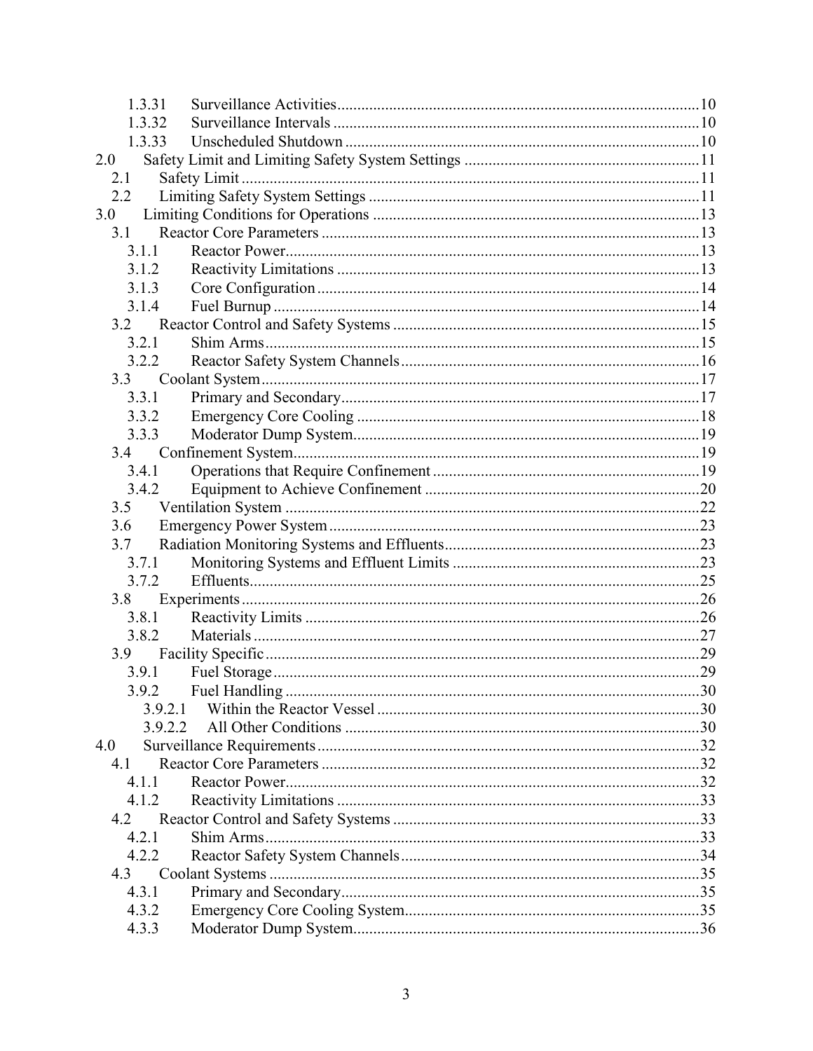1.3.31 Surveillance Activities .......... 10
1.3.32 Surveillance Intervals .......... 10
1.3.33 Unscheduled Shutdown .......... 10
2.0 Safety Limit and Limiting Safety System Settings .......... 11
2.1 Safety Limit .......... 11
2.2 Limiting Safety System Settings .......... 11
3.0 Limiting Conditions for Operations .......... 13
3.1 Reactor Core Parameters .......... 13
3.1.1 Reactor Power .......... 13
3.1.2 Reactivity Limitations .......... 13
3.1.3 Core Configuration .......... 14
3.1.4 Fuel Burnup .......... 14
3.2 Reactor Control and Safety Systems .......... 15
3.2.1 Shim Arms .......... 15
3.2.2 Reactor Safety System Channels .......... 16
3.3 Coolant System .......... 17
3.3.1 Primary and Secondary .......... 17
3.3.2 Emergency Core Cooling .......... 18
3.3.3 Moderator Dump System .......... 19
3.4 Confinement System .......... 19
3.4.1 Operations that Require Confinement .......... 19
3.4.2 Equipment to Achieve Confinement .......... 20
3.5 Ventilation System .......... 22
3.6 Emergency Power System .......... 23
3.7 Radiation Monitoring Systems and Effluents .......... 23
3.7.1 Monitoring Systems and Effluent Limits .......... 23
3.7.2 Effluents .......... 25
3.8 Experiments .......... 26
3.8.1 Reactivity Limits .......... 26
3.8.2 Materials .......... 27
3.9 Facility Specific .......... 29
3.9.1 Fuel Storage .......... 29
3.9.2 Fuel Handling .......... 30
3.9.2.1 Within the Reactor Vessel .......... 30
3.9.2.2 All Other Conditions .......... 30
4.0 Surveillance Requirements .......... 32
4.1 Reactor Core Parameters .......... 32
4.1.1 Reactor Power .......... 32
4.1.2 Reactivity Limitations .......... 33
4.2 Reactor Control and Safety Systems .......... 33
4.2.1 Shim Arms .......... 33
4.2.2 Reactor Safety System Channels .......... 34
4.3 Coolant Systems .......... 35
4.3.1 Primary and Secondary .......... 35
4.3.2 Emergency Core Cooling System .......... 35
4.3.3 Moderator Dump System .......... 36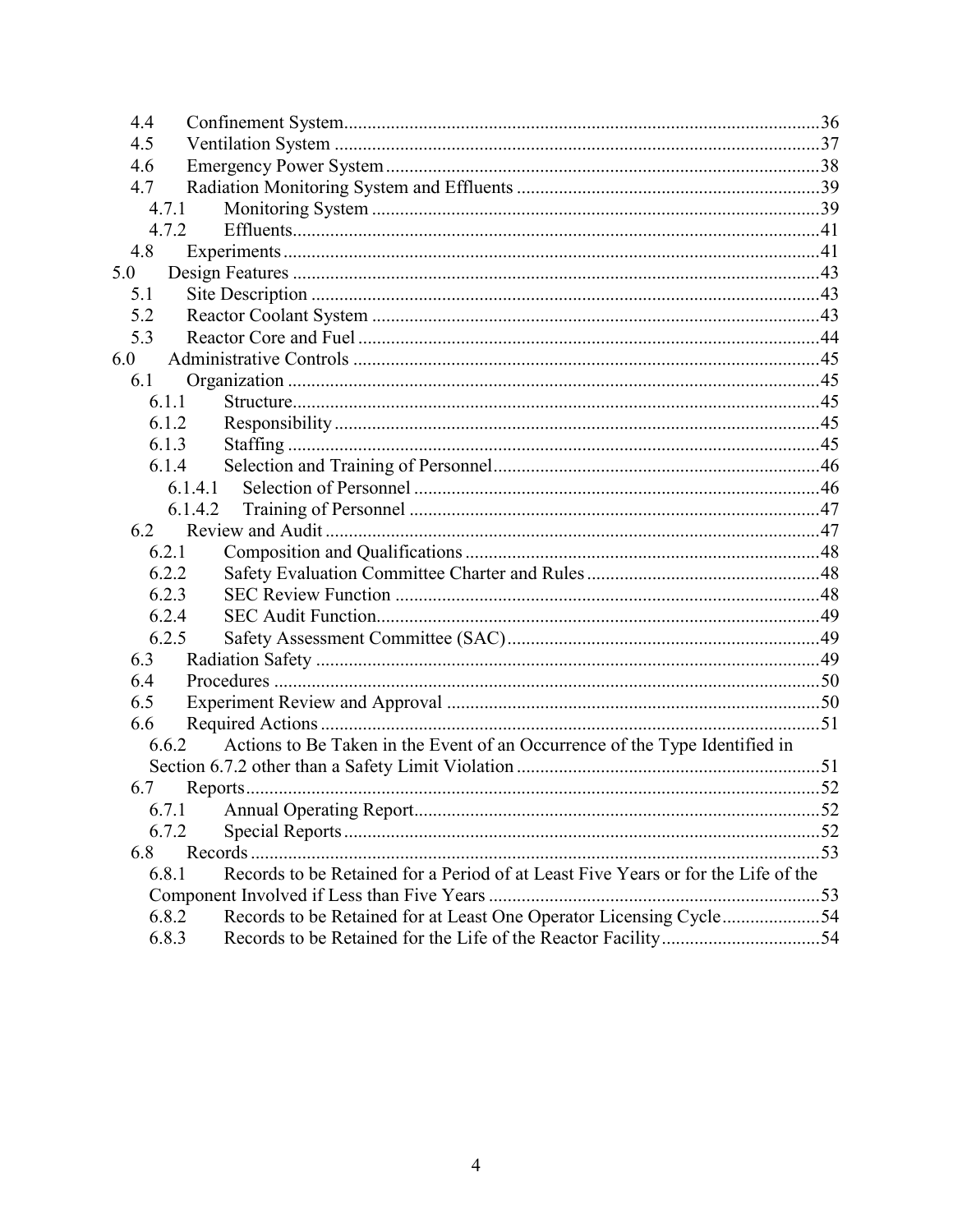4.4 Confinement System ..................................................................................................36
4.5 Ventilation System ......................................................................................................37
4.6 Emergency Power System ...........................................................................................38
4.7 Radiation Monitoring System and Effluents ................................................................39
4.7.1 Monitoring System ..................................................................................................39
4.7.2 Effluents ...................................................................................................................41
4.8 Experiments .................................................................................................................41
5.0 Design Features ...............................................................................................................43
5.1 Site Description ...........................................................................................................43
5.2 Reactor Coolant System ..............................................................................................43
5.3 Reactor Core and Fuel .................................................................................................44
6.0 Administrative Controls ..................................................................................................45
6.1 Organization ................................................................................................................45
6.1.1 Structure ...................................................................................................................45
6.1.2 Responsibility ..........................................................................................................45
6.1.3 Staffing ....................................................................................................................45
6.1.4 Selection and Training of Personnel .......................................................................46
6.1.4.1 Selection of Personnel .........................................................................................46
6.1.4.2 Training of Personnel ..........................................................................................47
6.2 Review and Audit ........................................................................................................47
6.2.1 Composition and Qualifications .............................................................................48
6.2.2 Safety Evaluation Committee Charter and Rules ....................................................48
6.2.3 SEC Review Function .............................................................................................48
6.2.4 SEC Audit Function .................................................................................................49
6.2.5 Safety Assessment Committee (SAC) .....................................................................49
6.3 Radiation Safety ...........................................................................................................49
6.4 Procedures ....................................................................................................................50
6.5 Experiment Review and Approval ...............................................................................50
6.6 Required Actions ..........................................................................................................51
6.6.2 Actions to Be Taken in the Event of an Occurrence of the Type Identified in Section 6.7.2 other than a Safety Limit Violation ...........................................................51
6.7 Reports .........................................................................................................................52
6.7.1 Annual Operating Report .........................................................................................52
6.7.2 Special Reports ........................................................................................................52
6.8 Records .........................................................................................................................53
6.8.1 Records to be Retained for a Period of at Least Five Years or for the Life of the Component Involved if Less than Five Years ....................................................................53
6.8.2 Records to be Retained for at Least One Operator Licensing Cycle ......................54
6.8.3 Records to be Retained for the Life of the Reactor Facility ....................................54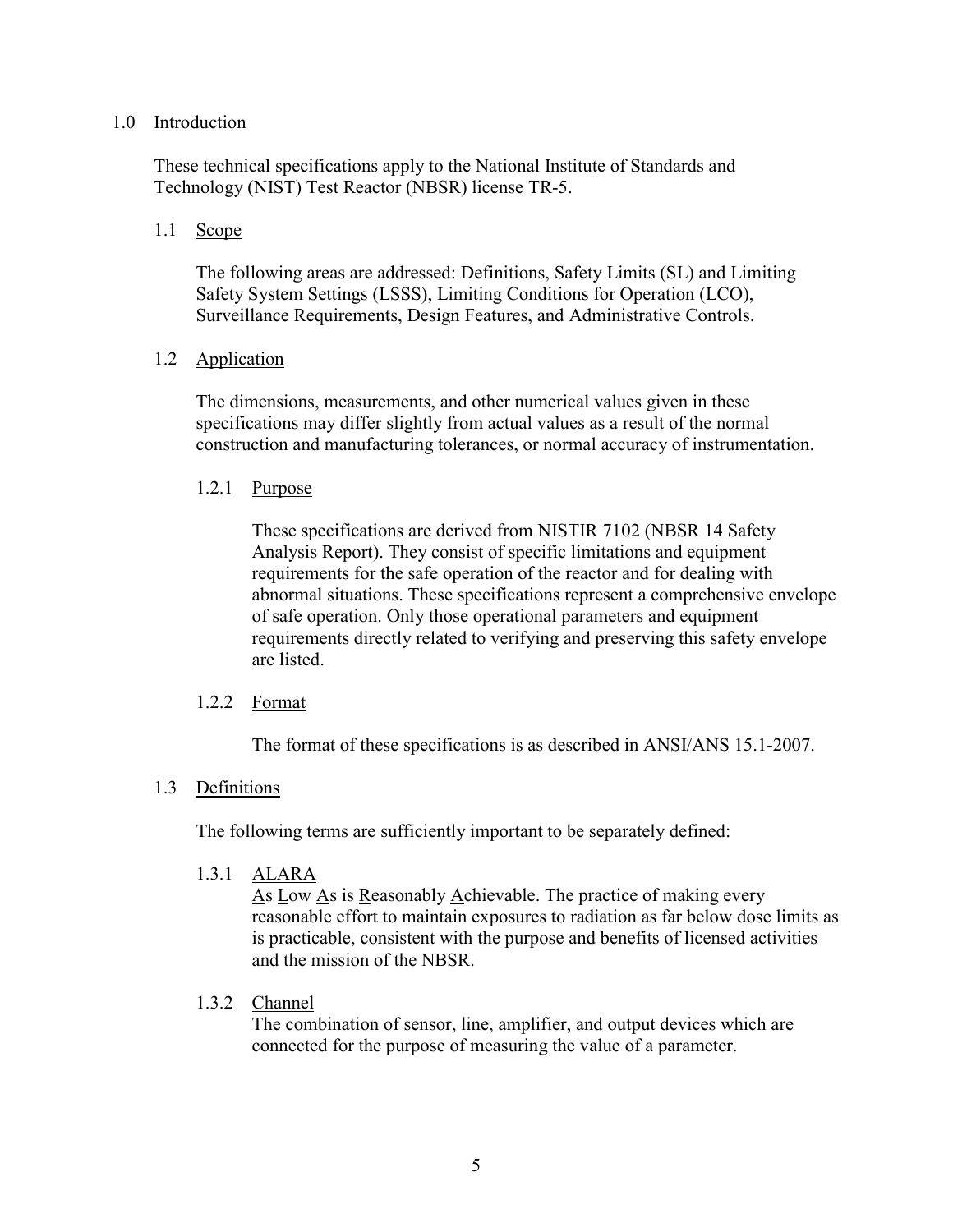# 1.0 Introduction

These technical specifications apply to the National Institute of Standards and Technology (NIST) Test Reactor (NBSR) license TR-5.

## 1.1 Scope

The following areas are addressed: Definitions, Safety Limits (SL) and Limiting Safety System Settings (LSSS), Limiting Conditions for Operation (LCO), Surveillance Requirements, Design Features, and Administrative Controls.

## 1.2 Application

The dimensions, measurements, and other numerical values given in these specifications may differ slightly from actual values as a result of the normal construction and manufacturing tolerances, or normal accuracy of instrumentation.

### 1.2.1 Purpose

These specifications are derived from NISTIR 7102 (NBSR 14 Safety Analysis Report). They consist of specific limitations and equipment requirements for the safe operation of the reactor and for dealing with abnormal situations. These specifications represent a comprehensive envelope of safe operation. Only those operational parameters and equipment requirements directly related to verifying and preserving this safety envelope are listed.

### 1.2.2 Format

The format of these specifications is as described in ANSI/ANS 15.1-2007.

## 1.3 Definitions

The following terms are sufficiently important to be separately defined:

### 1.3.1 ALARA

As Low As is Reasonably Achievable. The practice of making every reasonable effort to maintain exposures to radiation as far below dose limits as is practicable, consistent with the purpose and benefits of licensed activities and the mission of the NBSR.

### 1.3.2 Channel

The combination of sensor, line, amplifier, and output devices which are connected for the purpose of measuring the value of a parameter.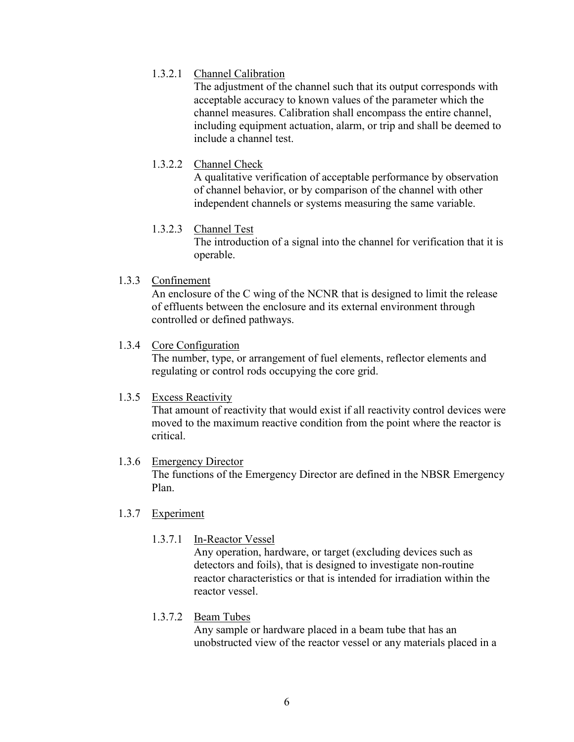#### 1.3.2.1 Channel Calibration

The adjustment of the channel such that its output corresponds with acceptable accuracy to known values of the parameter which the channel measures. Calibration shall encompass the entire channel, including equipment actuation, alarm, or trip and shall be deemed to include a channel test.

#### 1.3.2.2 Channel Check

A qualitative verification of acceptable performance by observation of channel behavior, or by comparison of the channel with other independent channels or systems measuring the same variable.

#### 1.3.2.3 Channel Test

The introduction of a signal into the channel for verification that it is operable.

### 1.3.3 Confinement

An enclosure of the C wing of the NCNR that is designed to limit the release of effluents between the enclosure and its external environment through controlled or defined pathways.

### 1.3.4 Core Configuration

The number, type, or arrangement of fuel elements, reflector elements and regulating or control rods occupying the core grid.

### 1.3.5 Excess Reactivity

That amount of reactivity that would exist if all reactivity control devices were moved to the maximum reactive condition from the point where the reactor is critical.

### 1.3.6 Emergency Director

The functions of the Emergency Director are defined in the NBSR Emergency Plan.

### 1.3.7 Experiment

#### 1.3.7.1 In-Reactor Vessel

Any operation, hardware, or target (excluding devices such as detectors and foils), that is designed to investigate non-routine reactor characteristics or that is intended for irradiation within the reactor vessel.

#### 1.3.7.2 Beam Tubes

Any sample or hardware placed in a beam tube that has an unobstructed view of the reactor vessel or any materials placed in a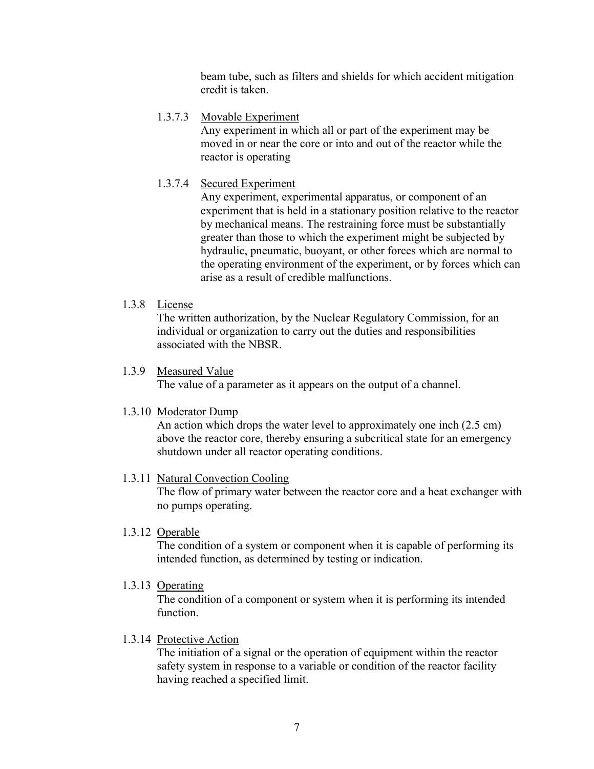beam tube, such as filters and shields for which accident mitigation credit is taken.

1.3.7.3 Movable Experiment

Any experiment in which all or part of the experiment may be moved in or near the core or into and out of the reactor while the reactor is operating

1.3.7.4 Secured Experiment

Any experiment, experimental apparatus, or component of an experiment that is held in a stationary position relative to the reactor by mechanical means. The restraining force must be substantially greater than those to which the experiment might be subjected by hydraulic, pneumatic, buoyant, or other forces which are normal to the operating environment of the experiment, or by forces which can arise as a result of credible malfunctions.

1.3.8 License

The written authorization, by the Nuclear Regulatory Commission, for an individual or organization to carry out the duties and responsibilities associated with the NBSR.

1.3.9 Measured Value

The value of a parameter as it appears on the output of a channel.

1.3.10 Moderator Dump

An action which drops the water level to approximately one inch (2.5 cm) above the reactor core, thereby ensuring a subcritical state for an emergency shutdown under all reactor operating conditions.

1.3.11 Natural Convection Cooling

The flow of primary water between the reactor core and a heat exchanger with no pumps operating.

1.3.12 Operable

The condition of a system or component when it is capable of performing its intended function, as determined by testing or indication.

1.3.13 Operating

The condition of a component or system when it is performing its intended function.

1.3.14 Protective Action

The initiation of a signal or the operation of equipment within the reactor safety system in response to a variable or condition of the reactor facility having reached a specified limit.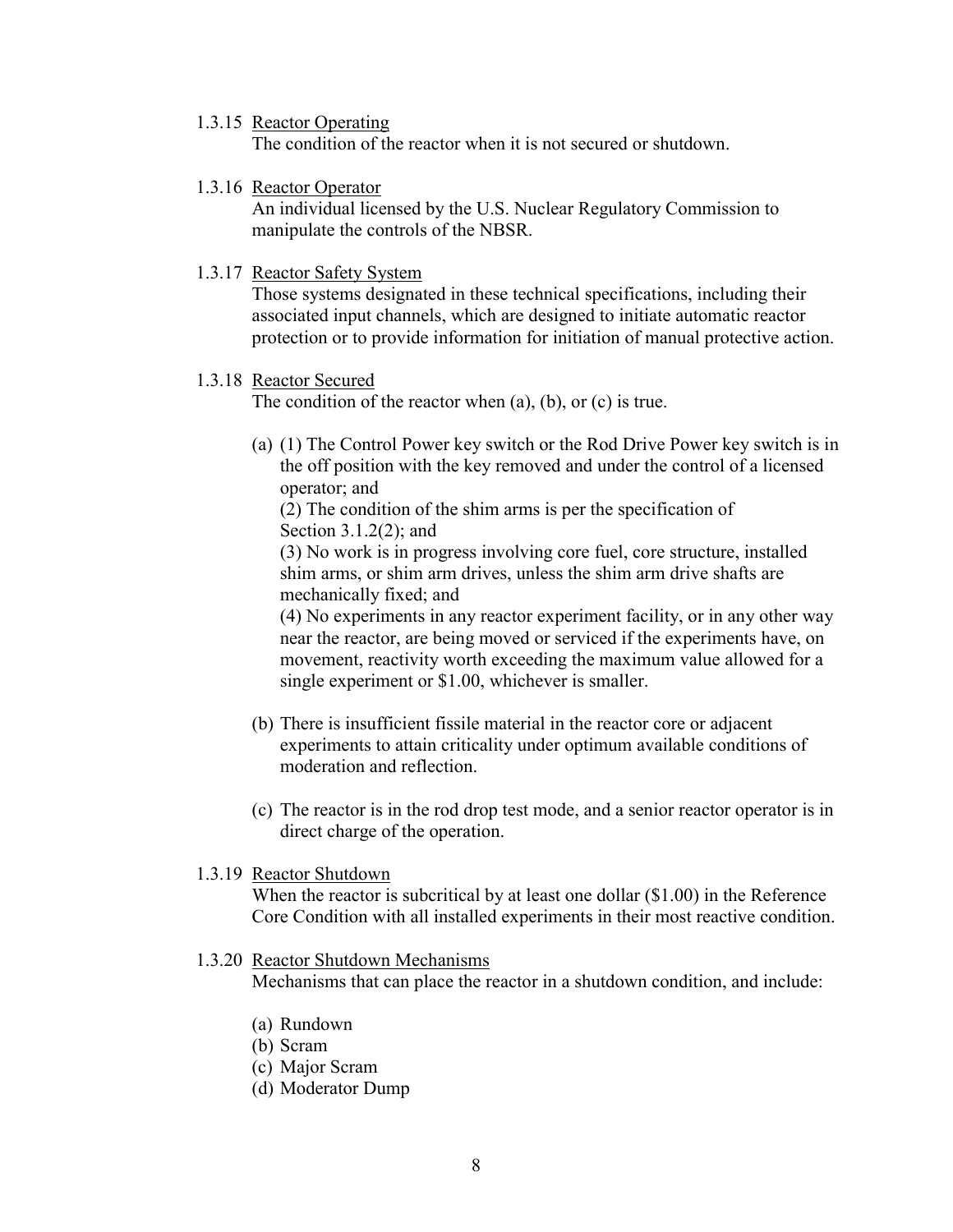1.3.15 Reactor Operating

The condition of the reactor when it is not secured or shutdown.

1.3.16 Reactor Operator

An individual licensed by the U.S. Nuclear Regulatory Commission to manipulate the controls of the NBSR.

1.3.17 Reactor Safety System

Those systems designated in these technical specifications, including their associated input channels, which are designed to initiate automatic reactor protection or to provide information for initiation of manual protective action.

1.3.18 Reactor Secured

The condition of the reactor when (a), (b), or (c) is true.

(a) (1) The Control Power key switch or the Rod Drive Power key switch is in the off position with the key removed and under the control of a licensed operator; and
(2) The condition of the shim arms is per the specification of Section 3.1.2(2); and
(3) No work is in progress involving core fuel, core structure, installed shim arms, or shim arm drives, unless the shim arm drive shafts are mechanically fixed; and
(4) No experiments in any reactor experiment facility, or in any other way near the reactor, are being moved or serviced if the experiments have, on movement, reactivity worth exceeding the maximum value allowed for a single experiment or $1.00, whichever is smaller.

(b) There is insufficient fissile material in the reactor core or adjacent experiments to attain criticality under optimum available conditions of moderation and reflection.

(c) The reactor is in the rod drop test mode, and a senior reactor operator is in direct charge of the operation.

1.3.19 Reactor Shutdown

When the reactor is subcritical by at least one dollar ($1.00) in the Reference Core Condition with all installed experiments in their most reactive condition.

1.3.20 Reactor Shutdown Mechanisms

Mechanisms that can place the reactor in a shutdown condition, and include:

(a) Rundown
(b) Scram
(c) Major Scram
(d) Moderator Dump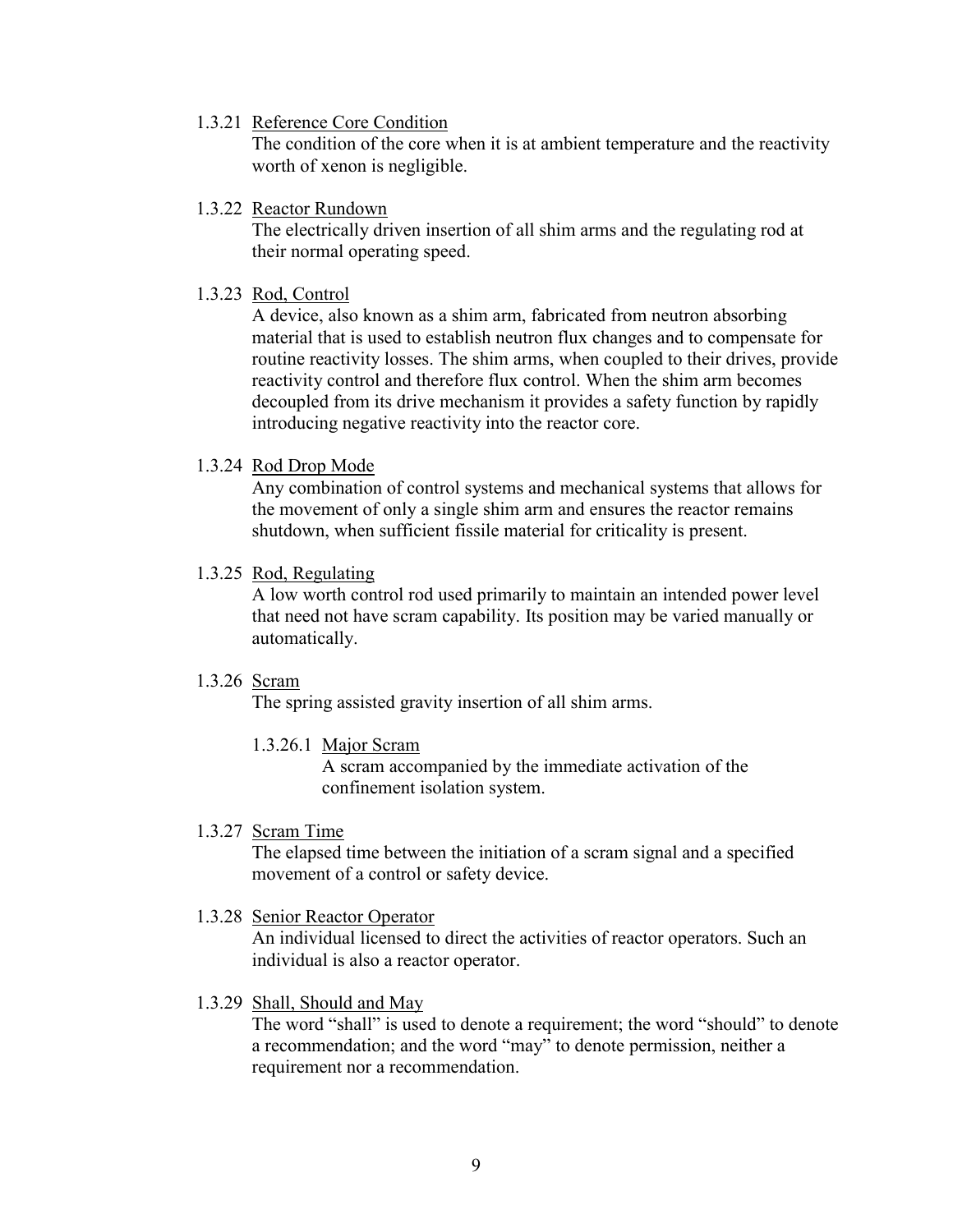1.3.21 Reference Core Condition

The condition of the core when it is at ambient temperature and the reactivity worth of xenon is negligible.

1.3.22 Reactor Rundown

The electrically driven insertion of all shim arms and the regulating rod at their normal operating speed.

1.3.23 Rod, Control

A device, also known as a shim arm, fabricated from neutron absorbing material that is used to establish neutron flux changes and to compensate for routine reactivity losses. The shim arms, when coupled to their drives, provide reactivity control and therefore flux control. When the shim arm becomes decoupled from its drive mechanism it provides a safety function by rapidly introducing negative reactivity into the reactor core.

1.3.24 Rod Drop Mode

Any combination of control systems and mechanical systems that allows for the movement of only a single shim arm and ensures the reactor remains shutdown, when sufficient fissile material for criticality is present.

1.3.25 Rod, Regulating

A low worth control rod used primarily to maintain an intended power level that need not have scram capability. Its position may be varied manually or automatically.

1.3.26 Scram

The spring assisted gravity insertion of all shim arms.

1.3.26.1 Major Scram

A scram accompanied by the immediate activation of the confinement isolation system.

1.3.27 Scram Time

The elapsed time between the initiation of a scram signal and a specified movement of a control or safety device.

1.3.28 Senior Reactor Operator

An individual licensed to direct the activities of reactor operators. Such an individual is also a reactor operator.

1.3.29 Shall, Should and May

The word “shall” is used to denote a requirement; the word “should” to denote a recommendation; and the word “may” to denote permission, neither a requirement nor a recommendation.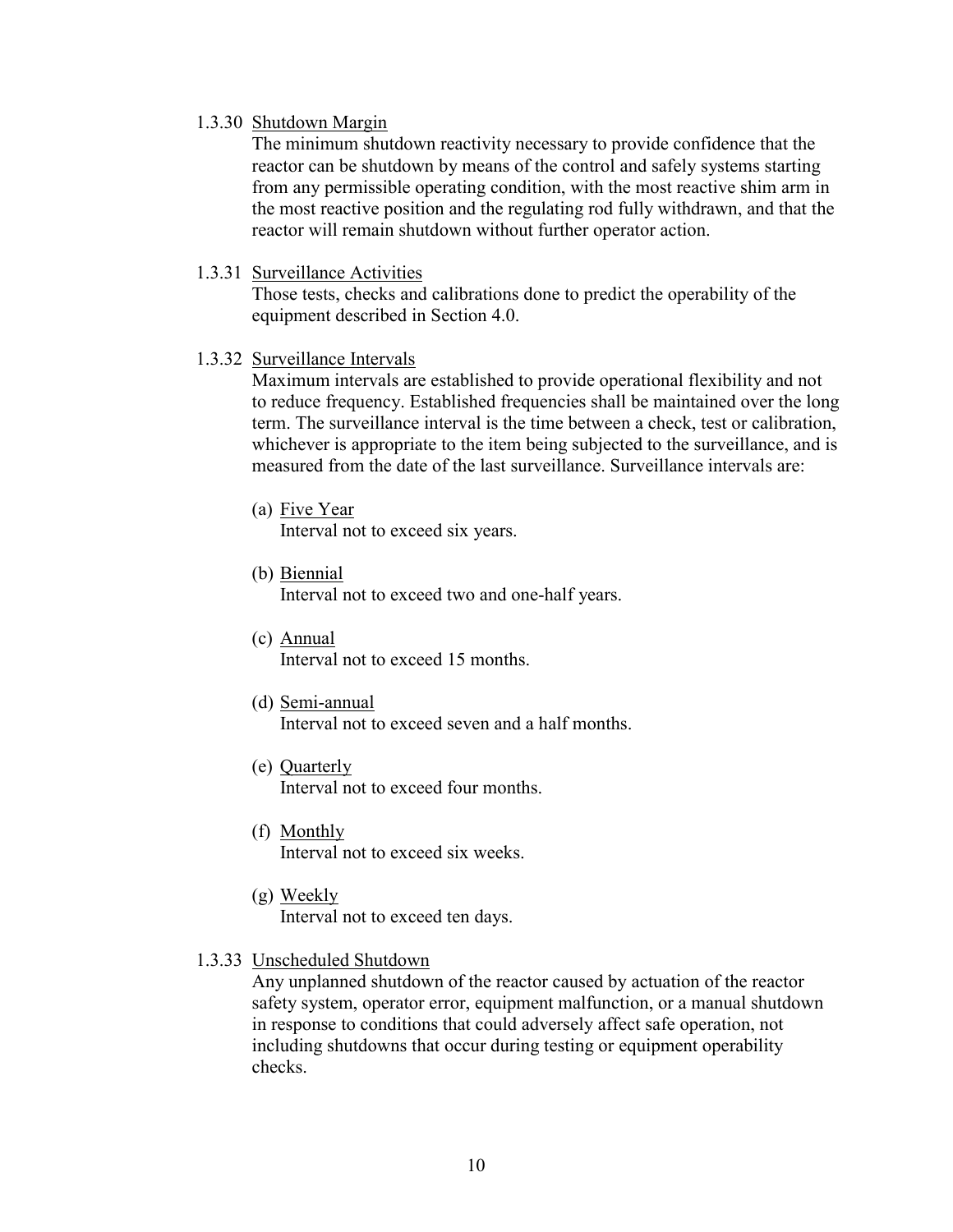1.3.30 Shutdown Margin

The minimum shutdown reactivity necessary to provide confidence that the reactor can be shutdown by means of the control and safely systems starting from any permissible operating condition, with the most reactive shim arm in the most reactive position and the regulating rod fully withdrawn, and that the reactor will remain shutdown without further operator action.

1.3.31 Surveillance Activities

Those tests, checks and calibrations done to predict the operability of the equipment described in Section 4.0.

1.3.32 Surveillance Intervals

Maximum intervals are established to provide operational flexibility and not to reduce frequency. Established frequencies shall be maintained over the long term. The surveillance interval is the time between a check, test or calibration, whichever is appropriate to the item being subjected to the surveillance, and is measured from the date of the last surveillance. Surveillance intervals are:

(a) Five Year
Interval not to exceed six years.

(b) Biennial
Interval not to exceed two and one-half years.

(c) Annual
Interval not to exceed 15 months.

(d) Semi-annual
Interval not to exceed seven and a half months.

(e) Quarterly
Interval not to exceed four months.

(f) Monthly
Interval not to exceed six weeks.

(g) Weekly
Interval not to exceed ten days.

1.3.33 Unscheduled Shutdown

Any unplanned shutdown of the reactor caused by actuation of the reactor safety system, operator error, equipment malfunction, or a manual shutdown in response to conditions that could adversely affect safe operation, not including shutdowns that occur during testing or equipment operability checks.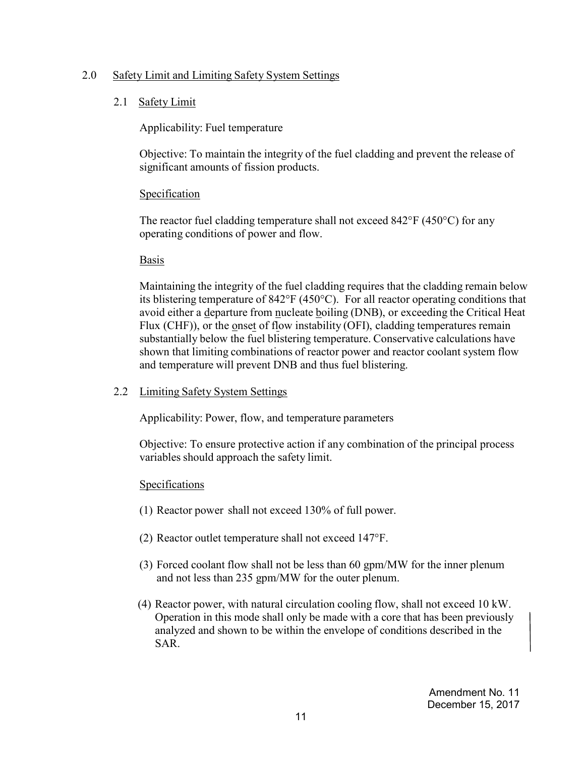## 2.0 Safety Limit and Limiting Safety System Settings

### 2.1 Safety Limit

Applicability: Fuel temperature

Objective: To maintain the integrity of the fuel cladding and prevent the release of significant amounts of fission products.

Specification

The reactor fuel cladding temperature shall not exceed 842°F (450°C) for any operating conditions of power and flow.

Basis

Maintaining the integrity of the fuel cladding requires that the cladding remain below its blistering temperature of 842°F (450°C). For all reactor operating conditions that avoid either a departure from nucleate boiling (DNB), or exceeding the Critical Heat Flux (CHF)), or the onset of flow instability (OFI), cladding temperatures remain substantially below the fuel blistering temperature. Conservative calculations have shown that limiting combinations of reactor power and reactor coolant system flow and temperature will prevent DNB and thus fuel blistering.

### 2.2 Limiting Safety System Settings

Applicability: Power, flow, and temperature parameters

Objective: To ensure protective action if any combination of the principal process variables should approach the safety limit.

Specifications

(1) Reactor power shall not exceed 130% of full power.

(2) Reactor outlet temperature shall not exceed 147°F.

(3) Forced coolant flow shall not be less than 60 gpm/MW for the inner plenum and not less than 235 gpm/MW for the outer plenum.

(4) Reactor power, with natural circulation cooling flow, shall not exceed 10 kW. Operation in this mode shall only be made with a core that has been previously analyzed and shown to be within the envelope of conditions described in the SAR.

Amendment No. 11
December 15, 2017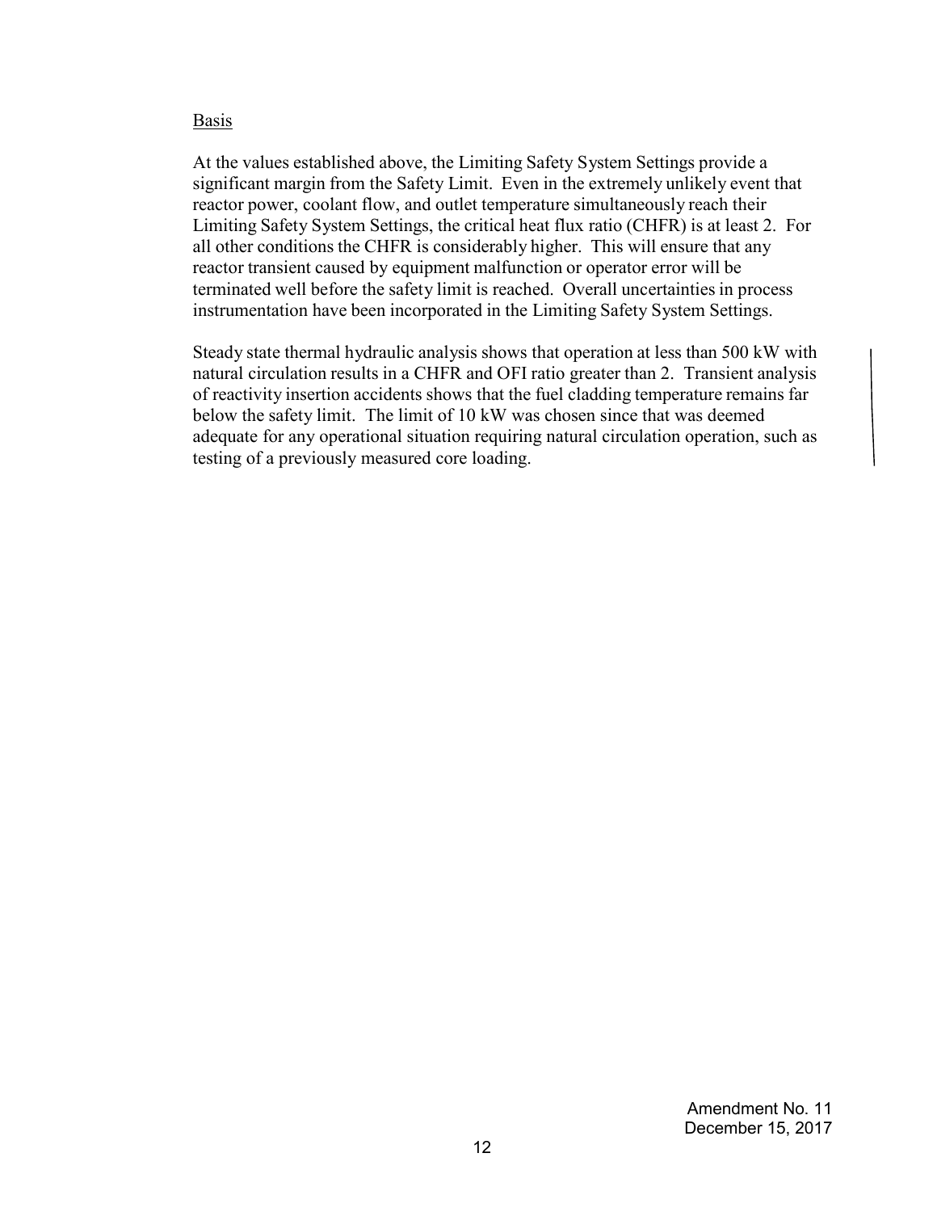Basis

At the values established above, the Limiting Safety System Settings provide a significant margin from the Safety Limit. Even in the extremely unlikely event that reactor power, coolant flow, and outlet temperature simultaneously reach their Limiting Safety System Settings, the critical heat flux ratio (CHFR) is at least 2. For all other conditions the CHFR is considerably higher. This will ensure that any reactor transient caused by equipment malfunction or operator error will be terminated well before the safety limit is reached. Overall uncertainties in process instrumentation have been incorporated in the Limiting Safety System Settings.

Steady state thermal hydraulic analysis shows that operation at less than 500 kW with natural circulation results in a CHFR and OFI ratio greater than 2. Transient analysis of reactivity insertion accidents shows that the fuel cladding temperature remains far below the safety limit. The limit of 10 kW was chosen since that was deemed adequate for any operational situation requiring natural circulation operation, such as testing of a previously measured core loading.

Amendment No. 11
December 15, 2017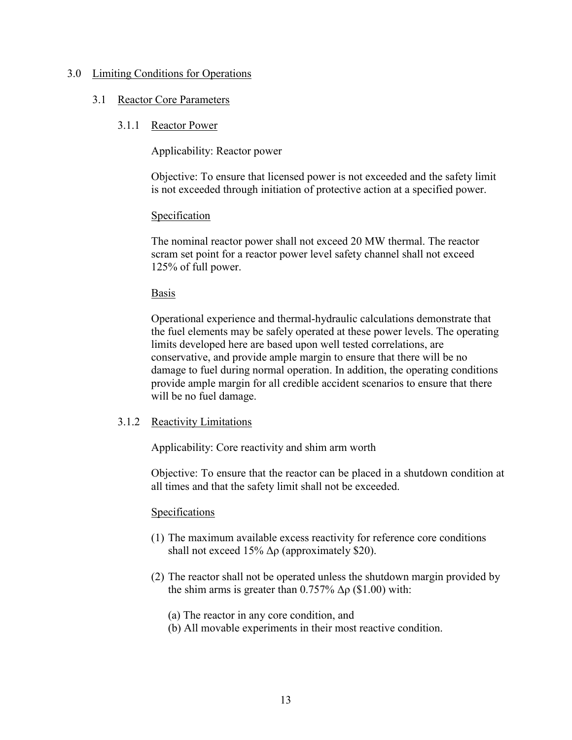# 3.0 Limiting Conditions for Operations

## 3.1 Reactor Core Parameters

### 3.1.1 Reactor Power

Applicability: Reactor power

Objective: To ensure that licensed power is not exceeded and the safety limit is not exceeded through initiation of protective action at a specified power.

Specification

The nominal reactor power shall not exceed 20 MW thermal. The reactor scram set point for a reactor power level safety channel shall not exceed 125% of full power.

Basis

Operational experience and thermal-hydraulic calculations demonstrate that the fuel elements may be safely operated at these power levels. The operating limits developed here are based upon well tested correlations, are conservative, and provide ample margin to ensure that there will be no damage to fuel during normal operation. In addition, the operating conditions provide ample margin for all credible accident scenarios to ensure that there will be no fuel damage.

### 3.1.2 Reactivity Limitations

Applicability: Core reactivity and shim arm worth

Objective: To ensure that the reactor can be placed in a shutdown condition at all times and that the safety limit shall not be exceeded.

Specifications

(1) The maximum available excess reactivity for reference core conditions shall not exceed 15% $\Delta\rho$ (approximately \$20).

(2) The reactor shall not be operated unless the shutdown margin provided by the shim arms is greater than 0.757% $\Delta\rho$ (\$1.00) with:

(a) The reactor in any core condition, and
(b) All movable experiments in their most reactive condition.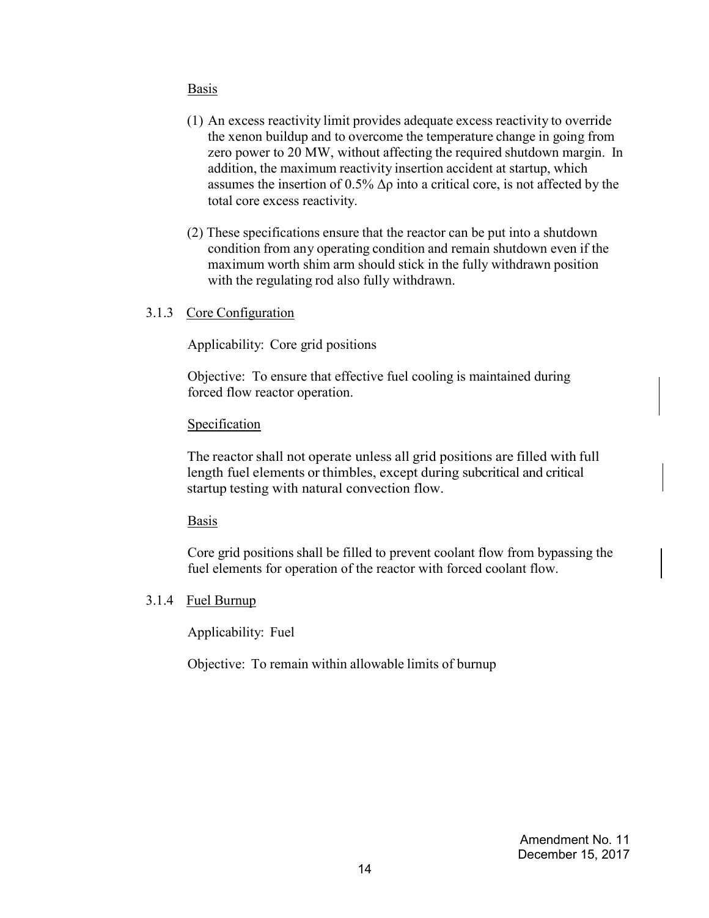Basis

(1) An excess reactivity limit provides adequate excess reactivity to override the xenon buildup and to overcome the temperature change in going from zero power to 20 MW, without affecting the required shutdown margin. In addition, the maximum reactivity insertion accident at startup, which assumes the insertion of 0.5% $\Delta\rho$ into a critical core, is not affected by the total core excess reactivity.

(2) These specifications ensure that the reactor can be put into a shutdown condition from any operating condition and remain shutdown even if the maximum worth shim arm should stick in the fully withdrawn position with the regulating rod also fully withdrawn.

### 3.1.3 Core Configuration

Applicability: Core grid positions

Objective: To ensure that effective fuel cooling is maintained during forced flow reactor operation.

Specification

The reactor shall not operate unless all grid positions are filled with full length fuel elements or thimbles, except during subcritical and critical startup testing with natural convection flow.

Basis

Core grid positions shall be filled to prevent coolant flow from bypassing the fuel elements for operation of the reactor with forced coolant flow.

### 3.1.4 Fuel Burnup

Applicability: Fuel

Objective: To remain within allowable limits of burnup

Amendment No. 11
December 15, 2017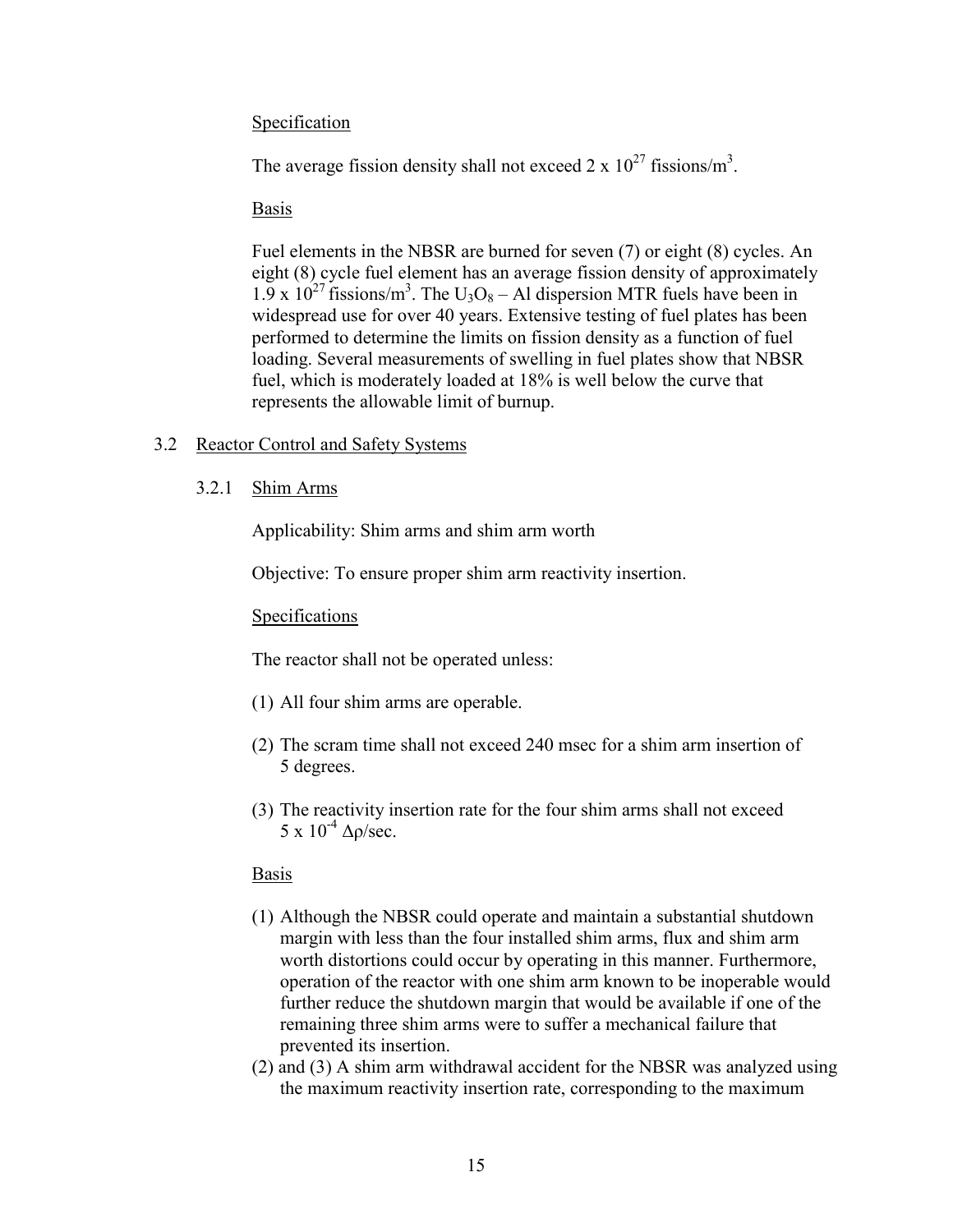Specification

The average fission density shall not exceed $2 \times 10^{27}$ fissions/m$^3$.

Basis

Fuel elements in the NBSR are burned for seven (7) or eight (8) cycles. An eight (8) cycle fuel element has an average fission density of approximately $1.9 \times 10^{27}$ fissions/m$^3$. The $U_3O_8$ – Al dispersion MTR fuels have been in widespread use for over 40 years. Extensive testing of fuel plates has been performed to determine the limits on fission density as a function of fuel loading. Several measurements of swelling in fuel plates show that NBSR fuel, which is moderately loaded at 18% is well below the curve that represents the allowable limit of burnup.

## 3.2 Reactor Control and Safety Systems

### 3.2.1 Shim Arms

Applicability: Shim arms and shim arm worth

Objective: To ensure proper shim arm reactivity insertion.

Specifications

The reactor shall not be operated unless:

(1) All four shim arms are operable.

(2) The scram time shall not exceed 240 msec for a shim arm insertion of 5 degrees.

(3) The reactivity insertion rate for the four shim arms shall not exceed $5 \times 10^{-4}$ $\Delta\rho$/sec.

Basis

(1) Although the NBSR could operate and maintain a substantial shutdown margin with less than the four installed shim arms, flux and shim arm worth distortions could occur by operating in this manner. Furthermore, operation of the reactor with one shim arm known to be inoperable would further reduce the shutdown margin that would be available if one of the remaining three shim arms were to suffer a mechanical failure that prevented its insertion.

(2) and (3) A shim arm withdrawal accident for the NBSR was analyzed using the maximum reactivity insertion rate, corresponding to the maximum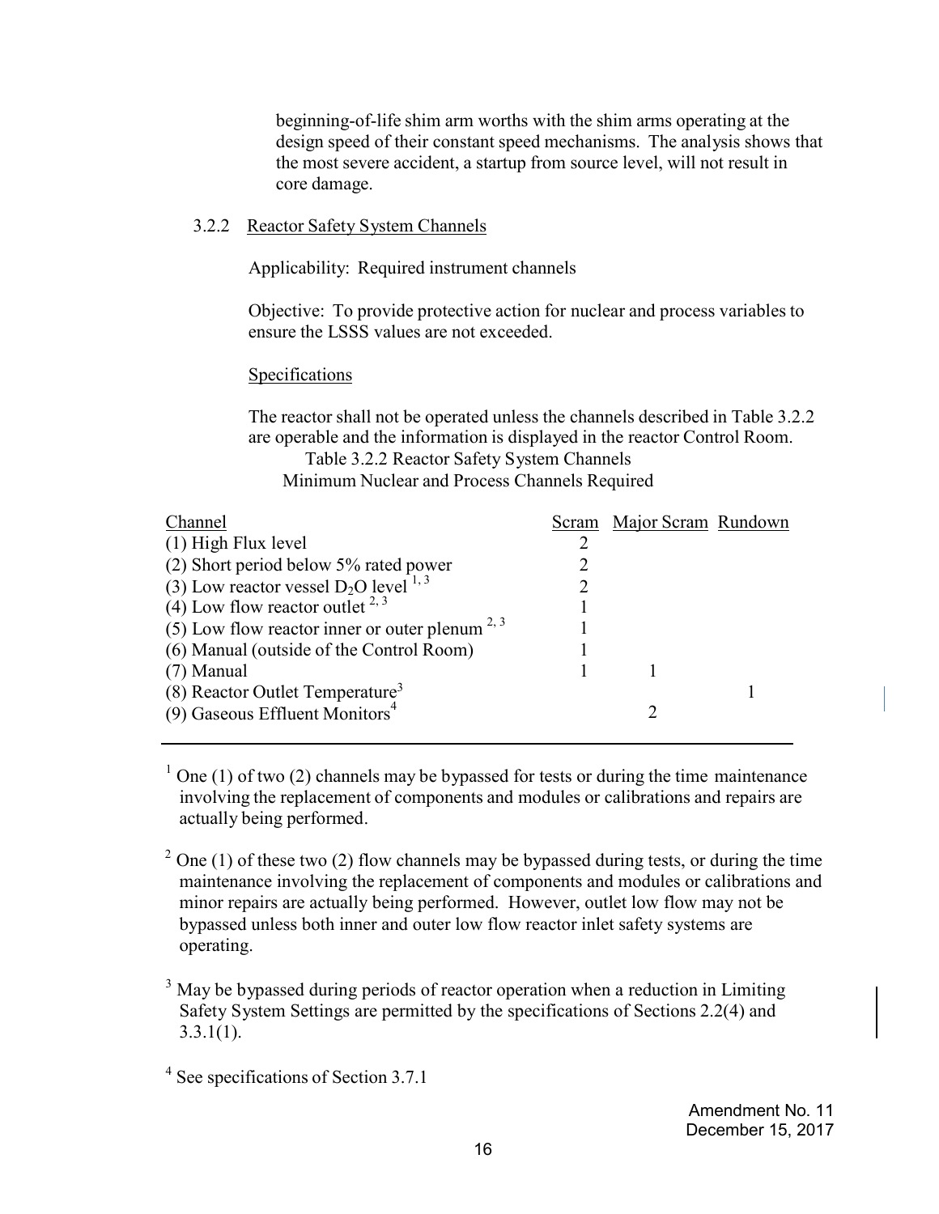beginning-of-life shim arm worths with the shim arms operating at the design speed of their constant speed mechanisms. The analysis shows that the most severe accident, a startup from source level, will not result in core damage.

### 3.2.2 Reactor Safety System Channels

Applicability: Required instrument channels

Objective: To provide protective action for nuclear and process variables to ensure the LSSS values are not exceeded.

Specifications

The reactor shall not be operated unless the channels described in Table 3.2.2 are operable and the information is displayed in the reactor Control Room.

Table 3.2.2 Reactor Safety System Channels
Minimum Nuclear and Process Channels Required

| Channel | Scram | Major Scram | Rundown |
|---|---|---|---|
| (1) High Flux level | 2 | | |
| (2) Short period below 5% rated power | 2 | | |
| (3) Low reactor vessel $D_2O$ level [1, 3] | 2 | | |
| (4) Low flow reactor outlet [2, 3] | 1 | | |
| (5) Low flow reactor inner or outer plenum [2, 3] | 1 | | |
| (6) Manual (outside of the Control Room) | 1 | | |
| (7) Manual | 1 | 1 | |
| (8) Reactor Outlet Temperature[3] | | | 1 |
| (9) Gaseous Effluent Monitors[4] | | 2 | |

[1] One (1) of two (2) channels may be bypassed for tests or during the time maintenance involving the replacement of components and modules or calibrations and repairs are actually being performed.

[2] One (1) of these two (2) flow channels may be bypassed during tests, or during the time maintenance involving the replacement of components and modules or calibrations and minor repairs are actually being performed. However, outlet low flow may not be bypassed unless both inner and outer low flow reactor inlet safety systems are operating.

[3] May be bypassed during periods of reactor operation when a reduction in Limiting Safety System Settings are permitted by the specifications of Sections 2.2(4) and 3.3.1(1).

[4] See specifications of Section 3.7.1

Amendment No. 11
December 15, 2017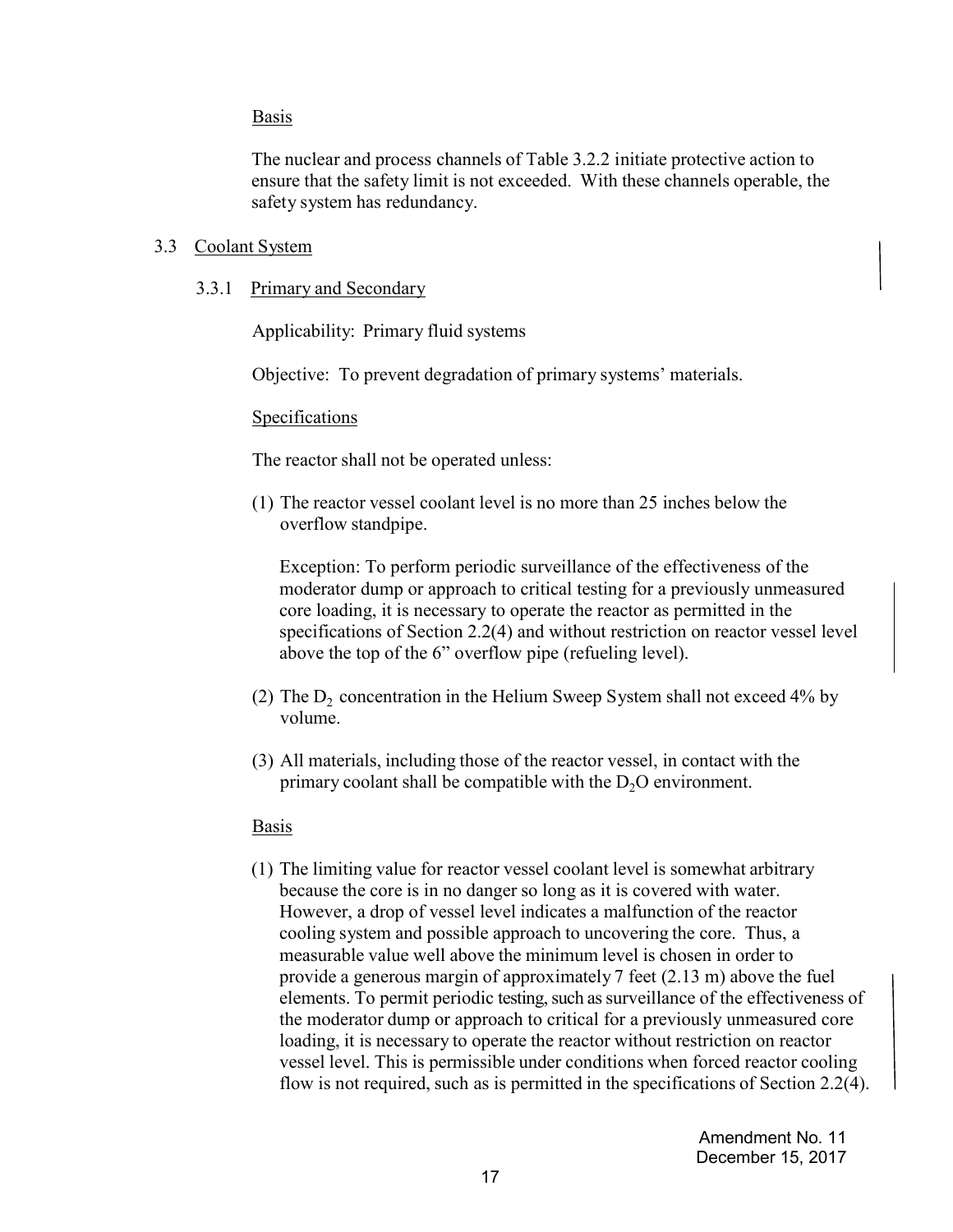Basis

The nuclear and process channels of Table 3.2.2 initiate protective action to ensure that the safety limit is not exceeded. With these channels operable, the safety system has redundancy.

## 3.3 Coolant System

### 3.3.1 Primary and Secondary

Applicability: Primary fluid systems

Objective: To prevent degradation of primary systems' materials.

Specifications

The reactor shall not be operated unless:

(1) The reactor vessel coolant level is no more than 25 inches below the overflow standpipe.

   Exception: To perform periodic surveillance of the effectiveness of the moderator dump or approach to critical testing for a previously unmeasured core loading, it is necessary to operate the reactor as permitted in the specifications of Section 2.2(4) and without restriction on reactor vessel level above the top of the 6" overflow pipe (refueling level).

(2) The $D_2$ concentration in the Helium Sweep System shall not exceed 4% by volume.

(3) All materials, including those of the reactor vessel, in contact with the primary coolant shall be compatible with the $D_2O$ environment.

Basis

(1) The limiting value for reactor vessel coolant level is somewhat arbitrary because the core is in no danger so long as it is covered with water. However, a drop of vessel level indicates a malfunction of the reactor cooling system and possible approach to uncovering the core. Thus, a measurable value well above the minimum level is chosen in order to provide a generous margin of approximately 7 feet (2.13 m) above the fuel elements. To permit periodic testing, such as surveillance of the effectiveness of the moderator dump or approach to critical for a previously unmeasured core loading, it is necessary to operate the reactor without restriction on reactor vessel level. This is permissible under conditions when forced reactor cooling flow is not required, such as is permitted in the specifications of Section 2.2(4).

Amendment No. 11
December 15, 2017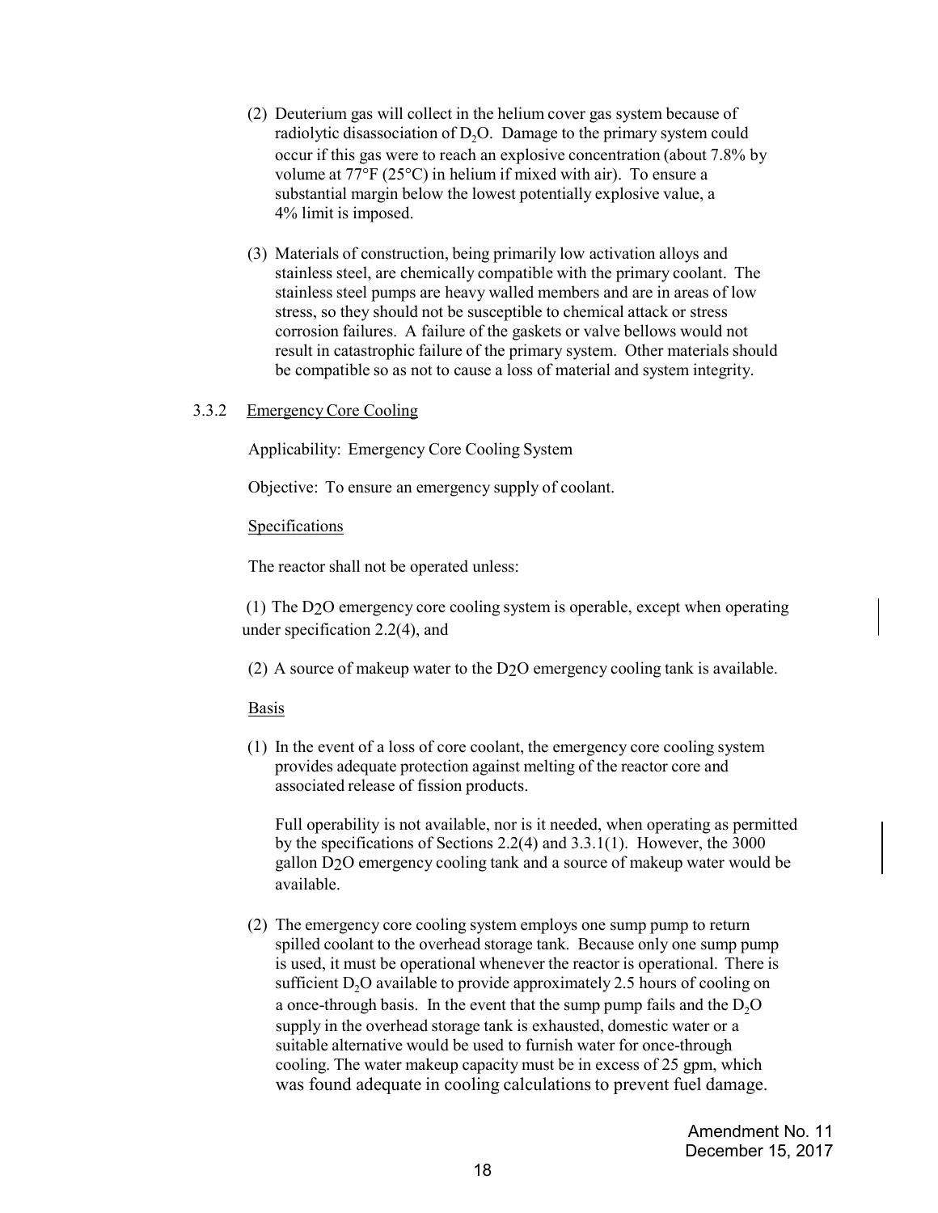(2) Deuterium gas will collect in the helium cover gas system because of radiolytic disassociation of $D_2O$. Damage to the primary system could occur if this gas were to reach an explosive concentration (about 7.8% by volume at 77°F (25°C) in helium if mixed with air). To ensure a substantial margin below the lowest potentially explosive value, a 4% limit is imposed.

(3) Materials of construction, being primarily low activation alloys and stainless steel, are chemically compatible with the primary coolant. The stainless steel pumps are heavy walled members and are in areas of low stress, so they should not be susceptible to chemical attack or stress corrosion failures. A failure of the gaskets or valve bellows would not result in catastrophic failure of the primary system. Other materials should be compatible so as not to cause a loss of material and system integrity.

### 3.3.2 Emergency Core Cooling

Applicability: Emergency Core Cooling System

Objective: To ensure an emergency supply of coolant.

Specifications

The reactor shall not be operated unless:

(1) The $D_2O$ emergency core cooling system is operable, except when operating under specification 2.2(4), and

(2) A source of makeup water to the $D_2O$ emergency cooling tank is available.

Basis

(1) In the event of a loss of core coolant, the emergency core cooling system provides adequate protection against melting of the reactor core and associated release of fission products.

Full operability is not available, nor is it needed, when operating as permitted by the specifications of Sections 2.2(4) and 3.3.1(1). However, the 3000 gallon $D_2O$ emergency cooling tank and a source of makeup water would be available.

(2) The emergency core cooling system employs one sump pump to return spilled coolant to the overhead storage tank. Because only one sump pump is used, it must be operational whenever the reactor is operational. There is sufficient $D_2O$ available to provide approximately 2.5 hours of cooling on a once-through basis. In the event that the sump pump fails and the $D_2O$ supply in the overhead storage tank is exhausted, domestic water or a suitable alternative would be used to furnish water for once-through cooling. The water makeup capacity must be in excess of 25 gpm, which was found adequate in cooling calculations to prevent fuel damage.

Amendment No. 11
December 15, 2017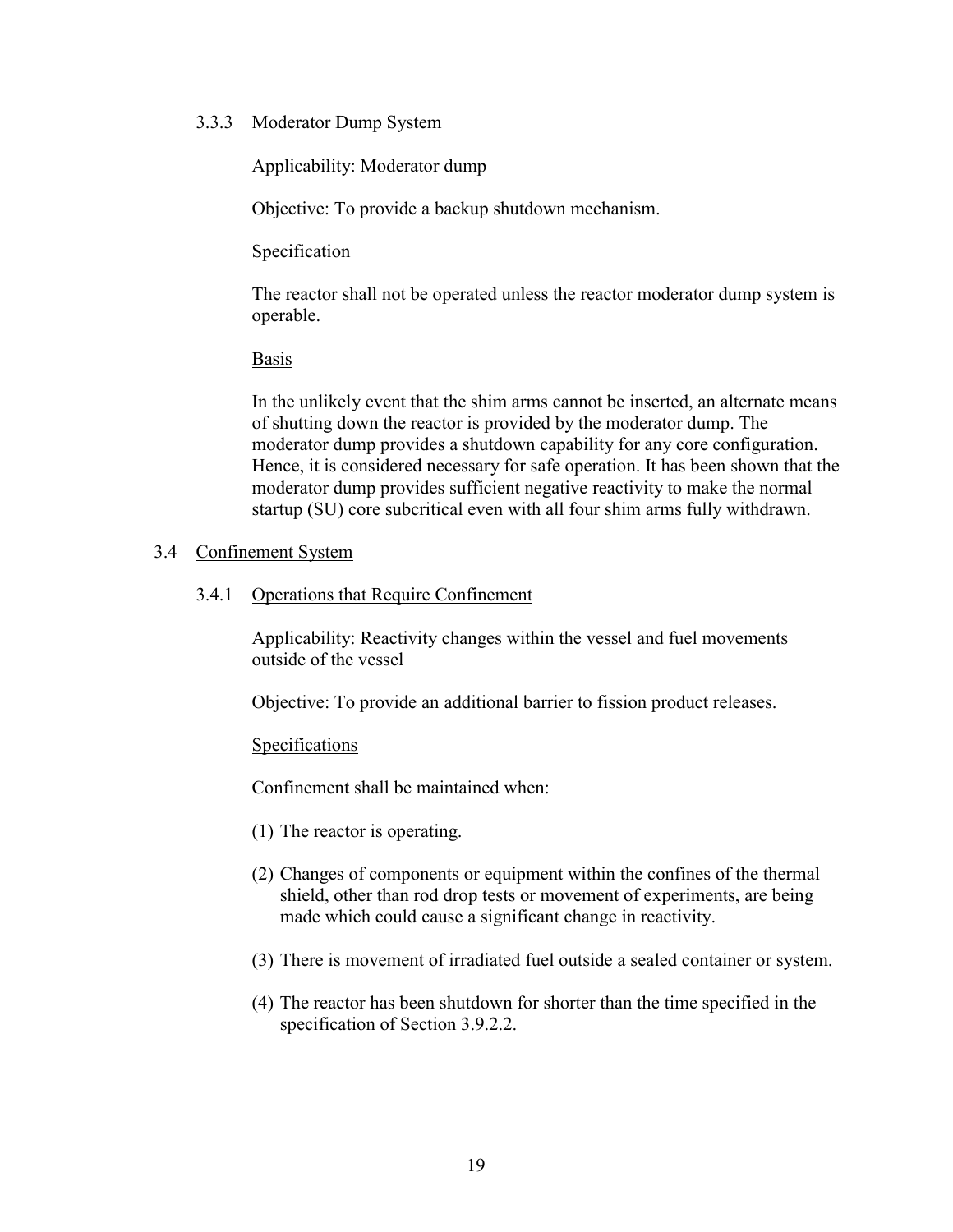### 3.3.3 Moderator Dump System

Applicability: Moderator dump

Objective: To provide a backup shutdown mechanism.

Specification

The reactor shall not be operated unless the reactor moderator dump system is operable.

Basis

In the unlikely event that the shim arms cannot be inserted, an alternate means of shutting down the reactor is provided by the moderator dump. The moderator dump provides a shutdown capability for any core configuration. Hence, it is considered necessary for safe operation. It has been shown that the moderator dump provides sufficient negative reactivity to make the normal startup (SU) core subcritical even with all four shim arms fully withdrawn.

## 3.4 Confinement System

### 3.4.1 Operations that Require Confinement

Applicability: Reactivity changes within the vessel and fuel movements outside of the vessel

Objective: To provide an additional barrier to fission product releases.

Specifications

Confinement shall be maintained when:

(1) The reactor is operating.

(2) Changes of components or equipment within the confines of the thermal shield, other than rod drop tests or movement of experiments, are being made which could cause a significant change in reactivity.

(3) There is movement of irradiated fuel outside a sealed container or system.

(4) The reactor has been shutdown for shorter than the time specified in the specification of Section 3.9.2.2.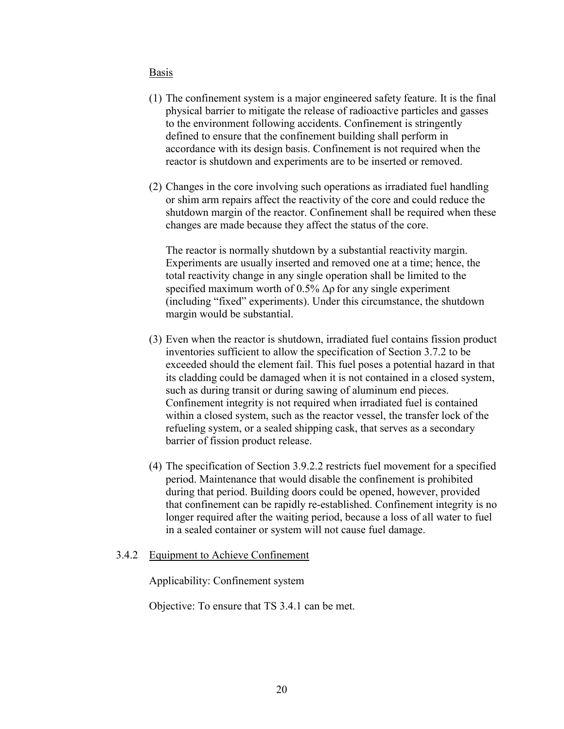Basis

(1) The confinement system is a major engineered safety feature. It is the final physical barrier to mitigate the release of radioactive particles and gasses to the environment following accidents. Confinement is stringently defined to ensure that the confinement building shall perform in accordance with its design basis. Confinement is not required when the reactor is shutdown and experiments are to be inserted or removed.

(2) Changes in the core involving such operations as irradiated fuel handling or shim arm repairs affect the reactivity of the core and could reduce the shutdown margin of the reactor. Confinement shall be required when these changes are made because they affect the status of the core.

    The reactor is normally shutdown by a substantial reactivity margin. Experiments are usually inserted and removed one at a time; hence, the total reactivity change in any single operation shall be limited to the specified maximum worth of 0.5% $\Delta\rho$ for any single experiment (including "fixed" experiments). Under this circumstance, the shutdown margin would be substantial.

(3) Even when the reactor is shutdown, irradiated fuel contains fission product inventories sufficient to allow the specification of Section 3.7.2 to be exceeded should the element fail. This fuel poses a potential hazard in that its cladding could be damaged when it is not contained in a closed system, such as during transit or during sawing of aluminum end pieces. Confinement integrity is not required when irradiated fuel is contained within a closed system, such as the reactor vessel, the transfer lock of the refueling system, or a sealed shipping cask, that serves as a secondary barrier of fission product release.

(4) The specification of Section 3.9.2.2 restricts fuel movement for a specified period. Maintenance that would disable the confinement is prohibited during that period. Building doors could be opened, however, provided that confinement can be rapidly re-established. Confinement integrity is no longer required after the waiting period, because a loss of all water to fuel in a sealed container or system will not cause fuel damage.

### 3.4.2 Equipment to Achieve Confinement

Applicability: Confinement system

Objective: To ensure that TS 3.4.1 can be met.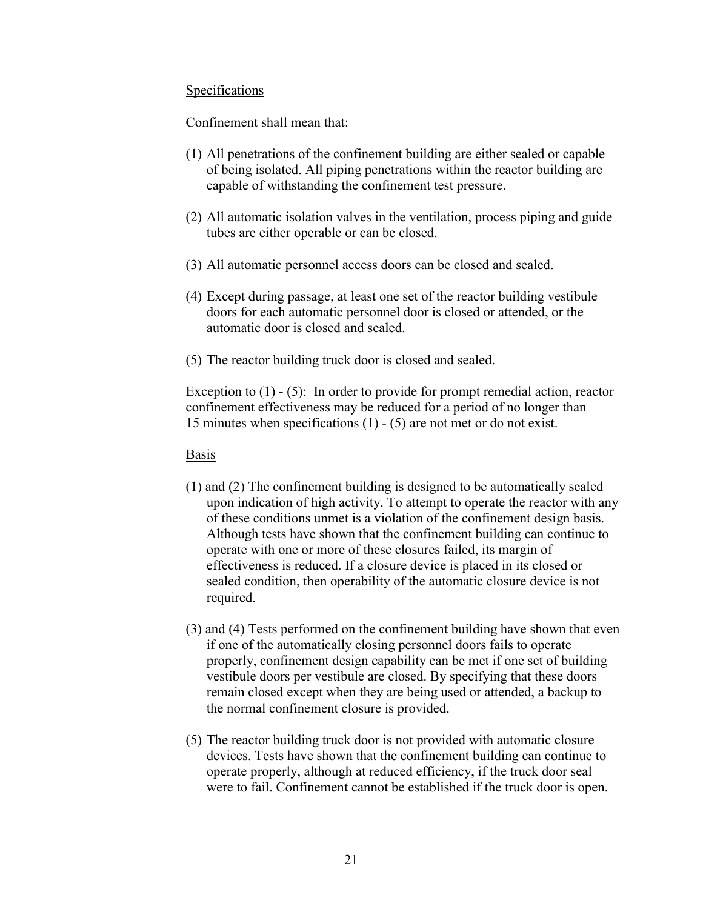Specifications

Confinement shall mean that:

(1) All penetrations of the confinement building are either sealed or capable of being isolated. All piping penetrations within the reactor building are capable of withstanding the confinement test pressure.

(2) All automatic isolation valves in the ventilation, process piping and guide tubes are either operable or can be closed.

(3) All automatic personnel access doors can be closed and sealed.

(4) Except during passage, at least one set of the reactor building vestibule doors for each automatic personnel door is closed or attended, or the automatic door is closed and sealed.

(5) The reactor building truck door is closed and sealed.

Exception to (1) - (5): In order to provide for prompt remedial action, reactor confinement effectiveness may be reduced for a period of no longer than 15 minutes when specifications (1) - (5) are not met or do not exist.

Basis

(1) and (2) The confinement building is designed to be automatically sealed upon indication of high activity. To attempt to operate the reactor with any of these conditions unmet is a violation of the confinement design basis. Although tests have shown that the confinement building can continue to operate with one or more of these closures failed, its margin of effectiveness is reduced. If a closure device is placed in its closed or sealed condition, then operability of the automatic closure device is not required.

(3) and (4) Tests performed on the confinement building have shown that even if one of the automatically closing personnel doors fails to operate properly, confinement design capability can be met if one set of building vestibule doors per vestibule are closed. By specifying that these doors remain closed except when they are being used or attended, a backup to the normal confinement closure is provided.

(5) The reactor building truck door is not provided with automatic closure devices. Tests have shown that the confinement building can continue to operate properly, although at reduced efficiency, if the truck door seal were to fail. Confinement cannot be established if the truck door is open.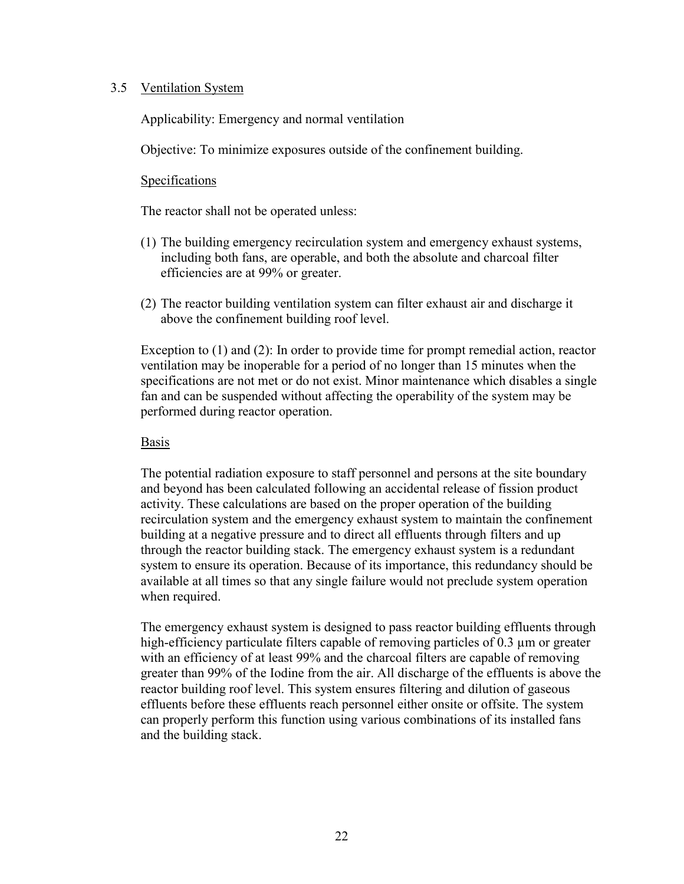### 3.5 Ventilation System

Applicability: Emergency and normal ventilation

Objective: To minimize exposures outside of the confinement building.

Specifications

The reactor shall not be operated unless:

(1) The building emergency recirculation system and emergency exhaust systems, including both fans, are operable, and both the absolute and charcoal filter efficiencies are at 99% or greater.

(2) The reactor building ventilation system can filter exhaust air and discharge it above the confinement building roof level.

Exception to (1) and (2): In order to provide time for prompt remedial action, reactor ventilation may be inoperable for a period of no longer than 15 minutes when the specifications are not met or do not exist. Minor maintenance which disables a single fan and can be suspended without affecting the operability of the system may be performed during reactor operation.

Basis

The potential radiation exposure to staff personnel and persons at the site boundary and beyond has been calculated following an accidental release of fission product activity. These calculations are based on the proper operation of the building recirculation system and the emergency exhaust system to maintain the confinement building at a negative pressure and to direct all effluents through filters and up through the reactor building stack. The emergency exhaust system is a redundant system to ensure its operation. Because of its importance, this redundancy should be available at all times so that any single failure would not preclude system operation when required.

The emergency exhaust system is designed to pass reactor building effluents through high-efficiency particulate filters capable of removing particles of 0.3 µm or greater with an efficiency of at least 99% and the charcoal filters are capable of removing greater than 99% of the Iodine from the air. All discharge of the effluents is above the reactor building roof level. This system ensures filtering and dilution of gaseous effluents before these effluents reach personnel either onsite or offsite. The system can properly perform this function using various combinations of its installed fans and the building stack.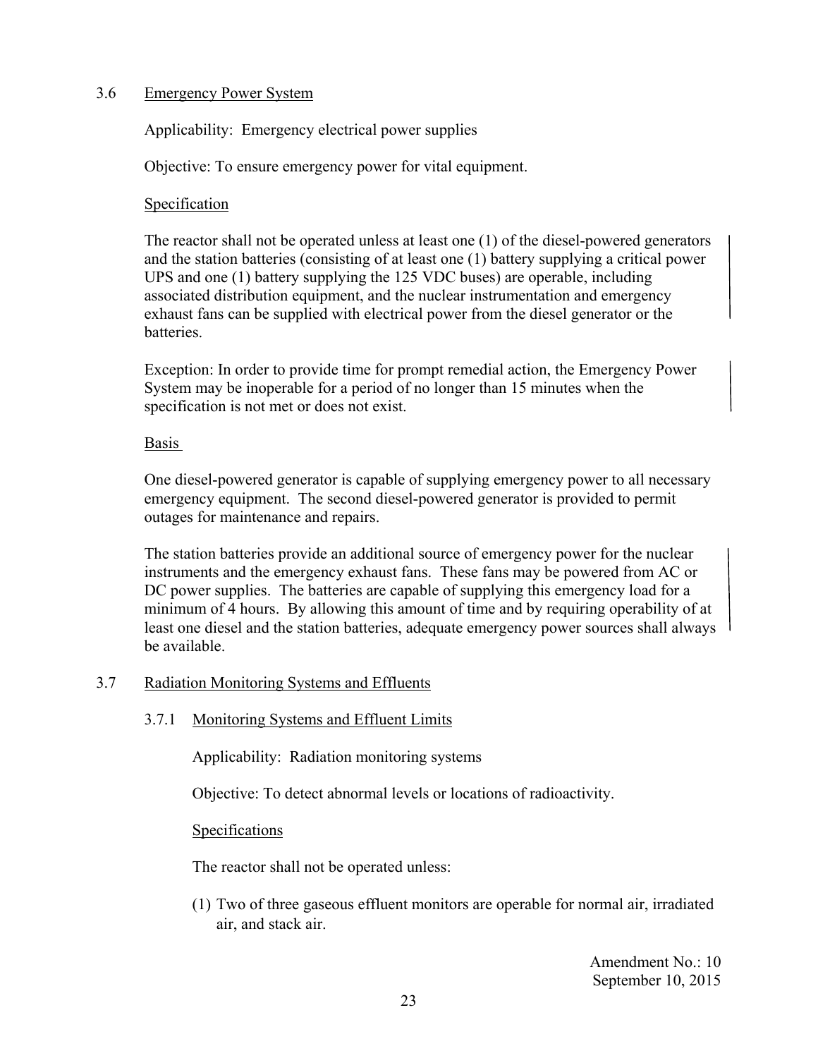## 3.6 Emergency Power System

Applicability: Emergency electrical power supplies

Objective: To ensure emergency power for vital equipment.

Specification

The reactor shall not be operated unless at least one (1) of the diesel-powered generators and the station batteries (consisting of at least one (1) battery supplying a critical power UPS and one (1) battery supplying the 125 VDC buses) are operable, including associated distribution equipment, and the nuclear instrumentation and emergency exhaust fans can be supplied with electrical power from the diesel generator or the batteries.

Exception: In order to provide time for prompt remedial action, the Emergency Power System may be inoperable for a period of no longer than 15 minutes when the specification is not met or does not exist.

Basis

One diesel-powered generator is capable of supplying emergency power to all necessary emergency equipment. The second diesel-powered generator is provided to permit outages for maintenance and repairs.

The station batteries provide an additional source of emergency power for the nuclear instruments and the emergency exhaust fans. These fans may be powered from AC or DC power supplies. The batteries are capable of supplying this emergency load for a minimum of 4 hours. By allowing this amount of time and by requiring operability of at least one diesel and the station batteries, adequate emergency power sources shall always be available.

## 3.7 Radiation Monitoring Systems and Effluents

### 3.7.1 Monitoring Systems and Effluent Limits

Applicability: Radiation monitoring systems

Objective: To detect abnormal levels or locations of radioactivity.

Specifications

The reactor shall not be operated unless:

(1) Two of three gaseous effluent monitors are operable for normal air, irradiated air, and stack air.

Amendment No.: 10
September 10, 2015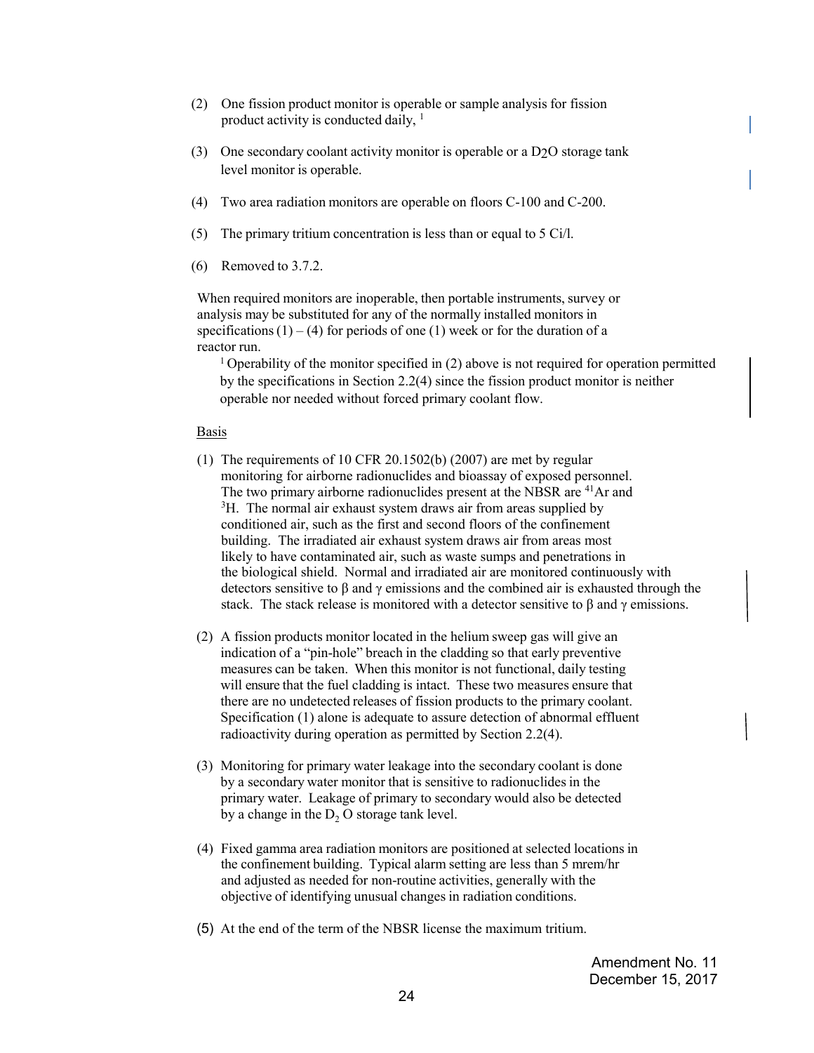(2) One fission product monitor is operable or sample analysis for fission product activity is conducted daily, [1]

(3) One secondary coolant activity monitor is operable or a $D_2O$ storage tank level monitor is operable.

(4) Two area radiation monitors are operable on floors C-100 and C-200.

(5) The primary tritium concentration is less than or equal to 5 Ci/l.

(6) Removed to 3.7.2.

When required monitors are inoperable, then portable instruments, survey or analysis may be substituted for any of the normally installed monitors in specifications (1) – (4) for periods of one (1) week or for the duration of a reactor run.

[1] Operability of the monitor specified in (2) above is not required for operation permitted by the specifications in Section 2.2(4) since the fission product monitor is neither operable nor needed without forced primary coolant flow.

Basis

(1) The requirements of 10 CFR 20.1502(b) (2007) are met by regular monitoring for airborne radionuclides and bioassay of exposed personnel. The two primary airborne radionuclides present at the NBSR are $^{41}$Ar and $^{3}$H. The normal air exhaust system draws air from areas supplied by conditioned air, such as the first and second floors of the confinement building. The irradiated air exhaust system draws air from areas most likely to have contaminated air, such as waste sumps and penetrations in the biological shield. Normal and irradiated air are monitored continuously with detectors sensitive to β and γ emissions and the combined air is exhausted through the stack. The stack release is monitored with a detector sensitive to β and γ emissions.

(2) A fission products monitor located in the helium sweep gas will give an indication of a "pin-hole" breach in the cladding so that early preventive measures can be taken. When this monitor is not functional, daily testing will ensure that the fuel cladding is intact. These two measures ensure that there are no undetected releases of fission products to the primary coolant. Specification (1) alone is adequate to assure detection of abnormal effluent radioactivity during operation as permitted by Section 2.2(4).

(3) Monitoring for primary water leakage into the secondary coolant is done by a secondary water monitor that is sensitive to radionuclides in the primary water. Leakage of primary to secondary would also be detected by a change in the $D_2O$ storage tank level.

(4) Fixed gamma area radiation monitors are positioned at selected locations in the confinement building. Typical alarm setting are less than 5 mrem/hr and adjusted as needed for non-routine activities, generally with the objective of identifying unusual changes in radiation conditions.

(5) At the end of the term of the NBSR license the maximum tritium.

Amendment No. 11
December 15, 2017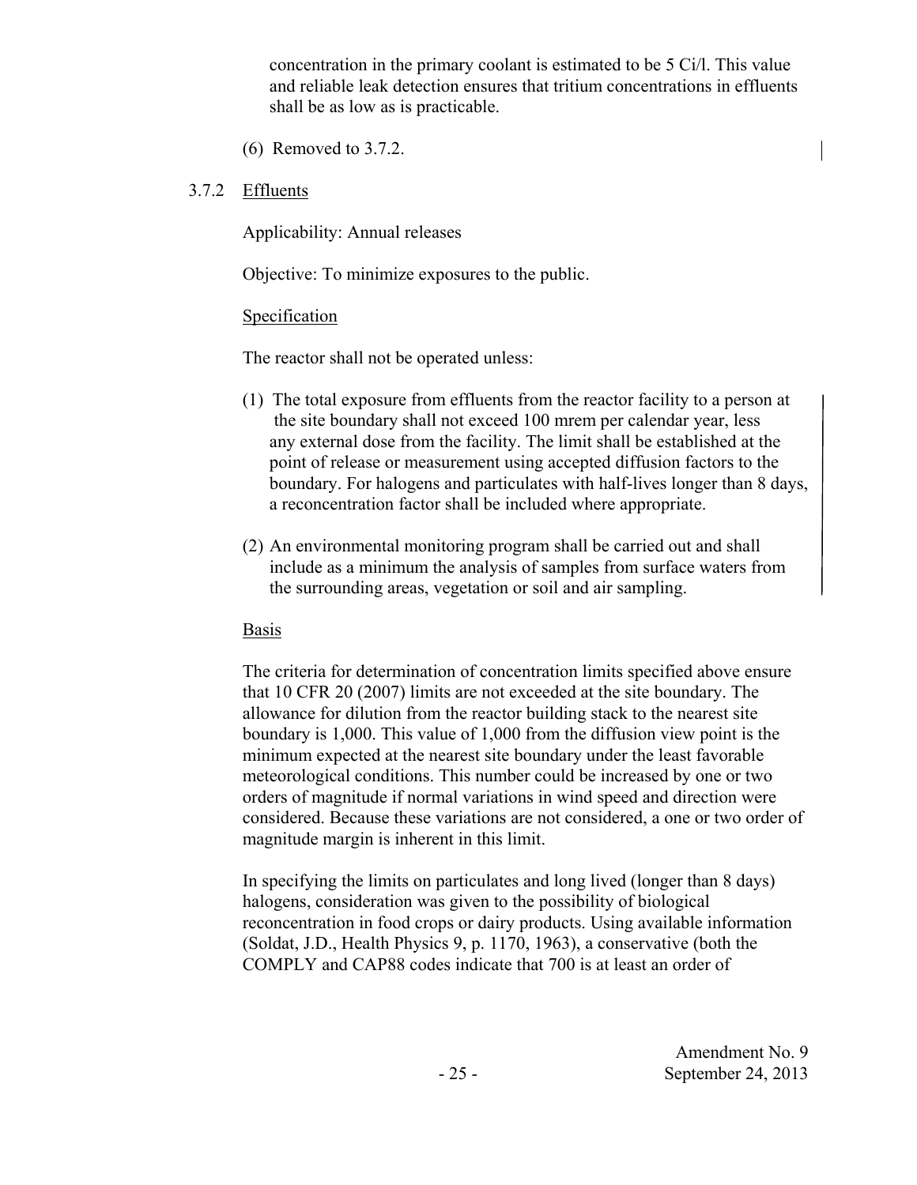concentration in the primary coolant is estimated to be 5 Ci/l. This value and reliable leak detection ensures that tritium concentrations in effluents shall be as low as is practicable.

(6) Removed to 3.7.2.

3.7.2 Effluents

Applicability: Annual releases

Objective: To minimize exposures to the public.

Specification

The reactor shall not be operated unless:

(1) The total exposure from effluents from the reactor facility to a person at the site boundary shall not exceed 100 mrem per calendar year, less any external dose from the facility. The limit shall be established at the point of release or measurement using accepted diffusion factors to the boundary. For halogens and particulates with half-lives longer than 8 days, a reconcentration factor shall be included where appropriate.

(2) An environmental monitoring program shall be carried out and shall include as a minimum the analysis of samples from surface waters from the surrounding areas, vegetation or soil and air sampling.

Basis

The criteria for determination of concentration limits specified above ensure that 10 CFR 20 (2007) limits are not exceeded at the site boundary. The allowance for dilution from the reactor building stack to the nearest site boundary is 1,000. This value of 1,000 from the diffusion view point is the minimum expected at the nearest site boundary under the least favorable meteorological conditions. This number could be increased by one or two orders of magnitude if normal variations in wind speed and direction were considered. Because these variations are not considered, a one or two order of magnitude margin is inherent in this limit.

In specifying the limits on particulates and long lived (longer than 8 days) halogens, consideration was given to the possibility of biological reconcentration in food crops or dairy products. Using available information (Soldat, J.D., Health Physics 9, p. 1170, 1963), a conservative (both the COMPLY and CAP88 codes indicate that 700 is at least an order of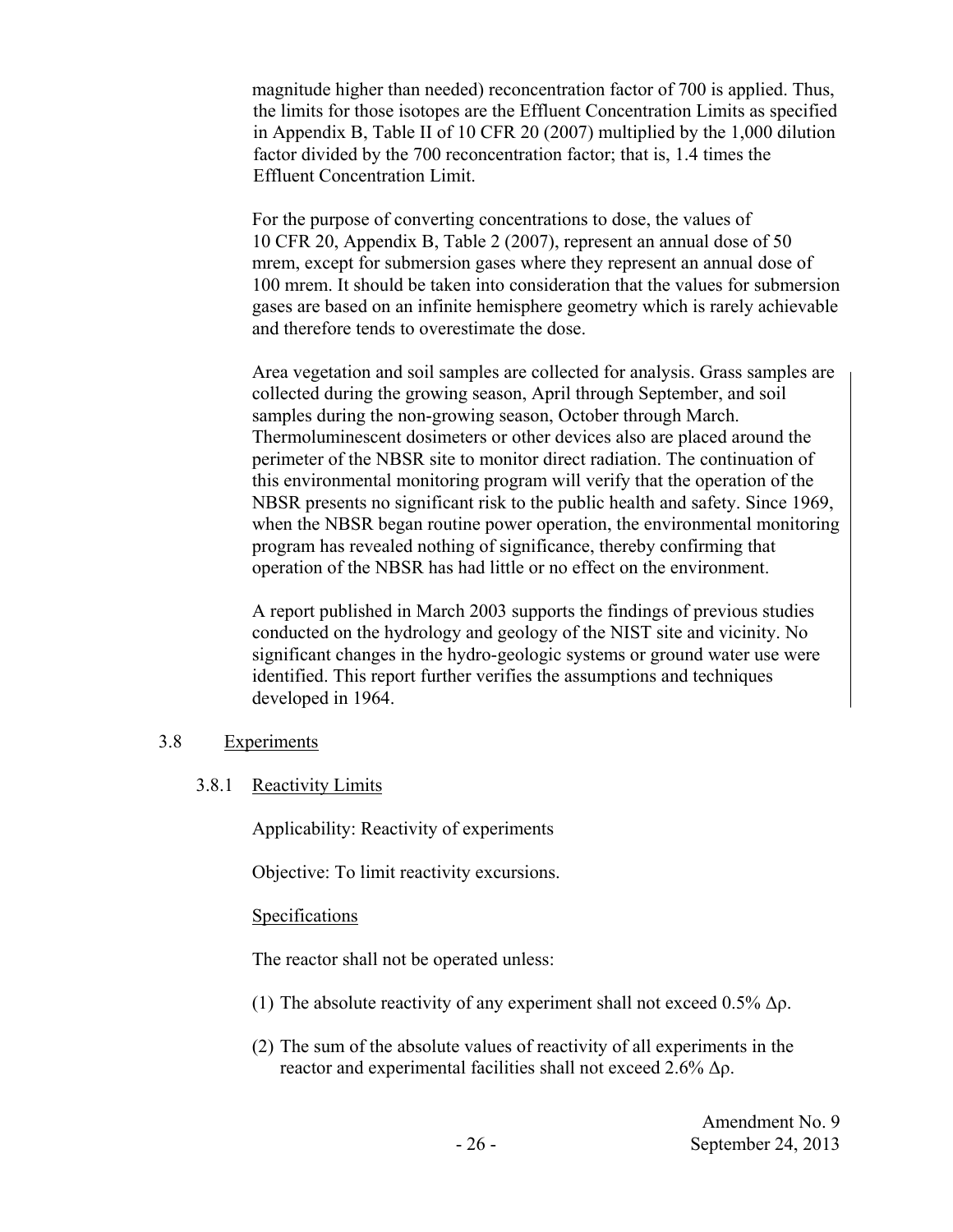magnitude higher than needed) reconcentration factor of 700 is applied. Thus, the limits for those isotopes are the Effluent Concentration Limits as specified in Appendix B, Table II of 10 CFR 20 (2007) multiplied by the 1,000 dilution factor divided by the 700 reconcentration factor; that is, 1.4 times the Effluent Concentration Limit.

For the purpose of converting concentrations to dose, the values of 10 CFR 20, Appendix B, Table 2 (2007), represent an annual dose of 50 mrem, except for submersion gases where they represent an annual dose of 100 mrem. It should be taken into consideration that the values for submersion gases are based on an infinite hemisphere geometry which is rarely achievable and therefore tends to overestimate the dose.

Area vegetation and soil samples are collected for analysis. Grass samples are collected during the growing season, April through September, and soil samples during the non-growing season, October through March. Thermoluminescent dosimeters or other devices also are placed around the perimeter of the NBSR site to monitor direct radiation. The continuation of this environmental monitoring program will verify that the operation of the NBSR presents no significant risk to the public health and safety. Since 1969, when the NBSR began routine power operation, the environmental monitoring program has revealed nothing of significance, thereby confirming that operation of the NBSR has had little or no effect on the environment.

A report published in March 2003 supports the findings of previous studies conducted on the hydrology and geology of the NIST site and vicinity. No significant changes in the hydro-geologic systems or ground water use were identified. This report further verifies the assumptions and techniques developed in 1964.

## 3.8 Experiments

### 3.8.1 Reactivity Limits

Applicability: Reactivity of experiments

Objective: To limit reactivity excursions.

Specifications

The reactor shall not be operated unless:

(1) The absolute reactivity of any experiment shall not exceed 0.5% $\Delta\rho$.

(2) The sum of the absolute values of reactivity of all experiments in the reactor and experimental facilities shall not exceed 2.6% $\Delta\rho$.

Amendment No. 9
September 24, 2013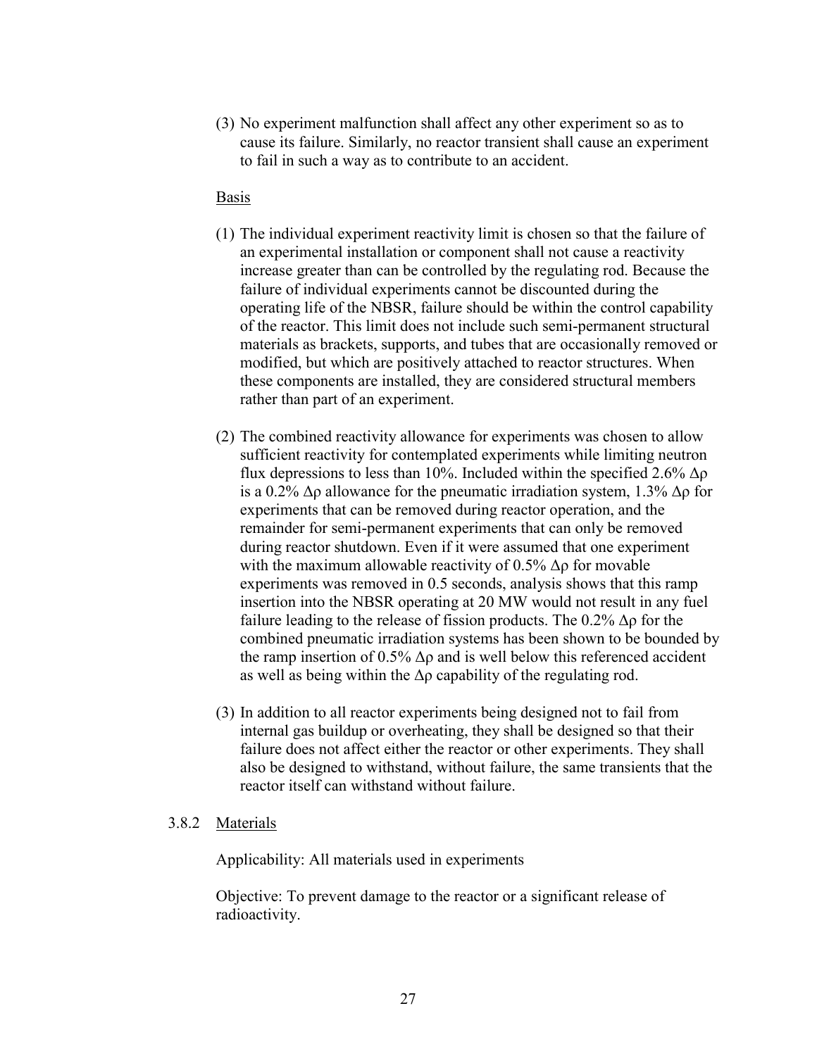(3) No experiment malfunction shall affect any other experiment so as to cause its failure. Similarly, no reactor transient shall cause an experiment to fail in such a way as to contribute to an accident.

Basis

(1) The individual experiment reactivity limit is chosen so that the failure of an experimental installation or component shall not cause a reactivity increase greater than can be controlled by the regulating rod. Because the failure of individual experiments cannot be discounted during the operating life of the NBSR, failure should be within the control capability of the reactor. This limit does not include such semi-permanent structural materials as brackets, supports, and tubes that are occasionally removed or modified, but which are positively attached to reactor structures. When these components are installed, they are considered structural members rather than part of an experiment.

(2) The combined reactivity allowance for experiments was chosen to allow sufficient reactivity for contemplated experiments while limiting neutron flux depressions to less than 10%. Included within the specified 2.6% $\Delta\rho$ is a 0.2% $\Delta\rho$ allowance for the pneumatic irradiation system, 1.3% $\Delta\rho$ for experiments that can be removed during reactor operation, and the remainder for semi-permanent experiments that can only be removed during reactor shutdown. Even if it were assumed that one experiment with the maximum allowable reactivity of 0.5% $\Delta\rho$ for movable experiments was removed in 0.5 seconds, analysis shows that this ramp insertion into the NBSR operating at 20 MW would not result in any fuel failure leading to the release of fission products. The 0.2% $\Delta\rho$ for the combined pneumatic irradiation systems has been shown to be bounded by the ramp insertion of 0.5% $\Delta\rho$ and is well below this referenced accident as well as being within the $\Delta\rho$ capability of the regulating rod.

(3) In addition to all reactor experiments being designed not to fail from internal gas buildup or overheating, they shall be designed so that their failure does not affect either the reactor or other experiments. They shall also be designed to withstand, without failure, the same transients that the reactor itself can withstand without failure.

### 3.8.2 Materials

Applicability: All materials used in experiments

Objective: To prevent damage to the reactor or a significant release of radioactivity.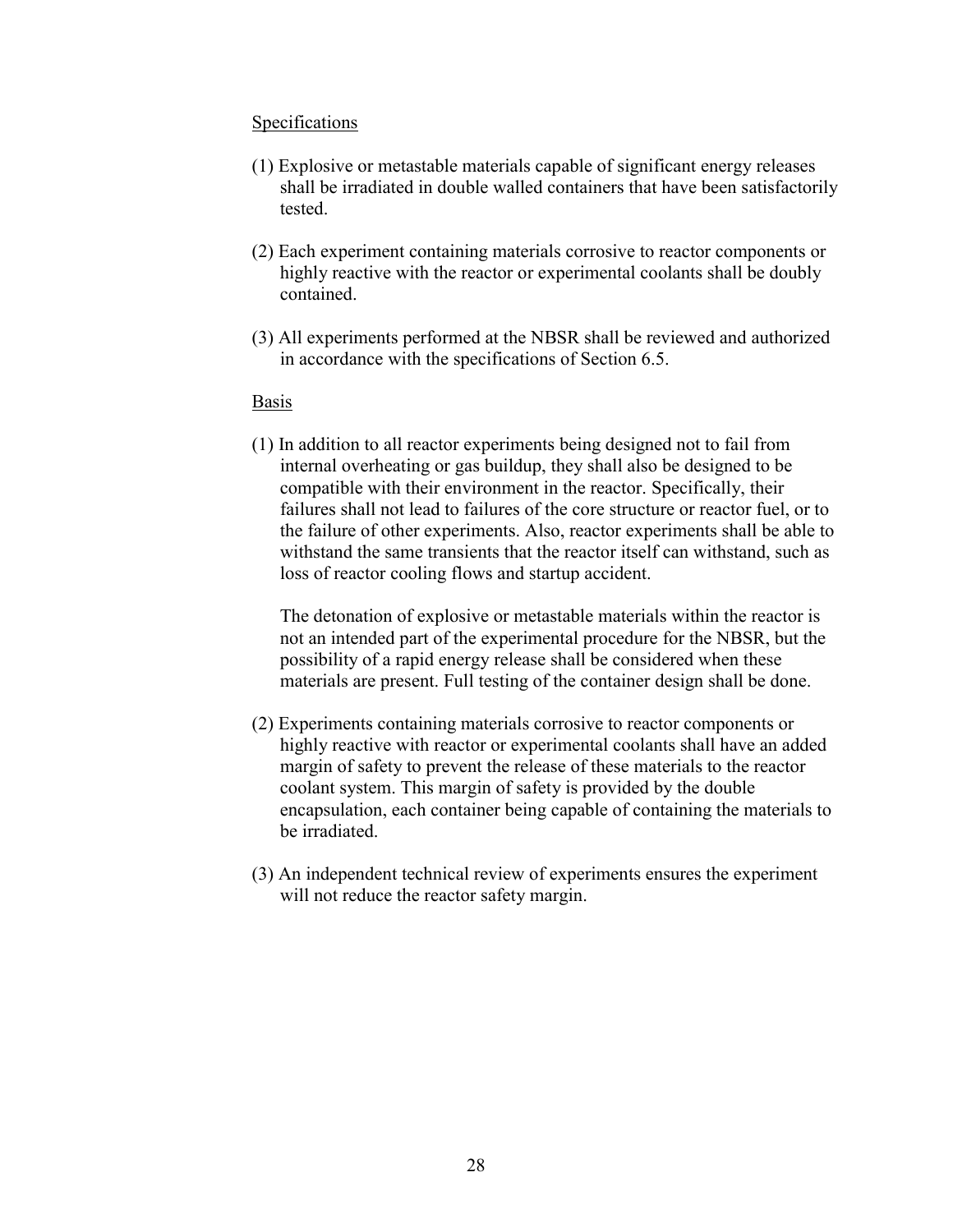<u>Specifications</u>

(1) Explosive or metastable materials capable of significant energy releases shall be irradiated in double walled containers that have been satisfactorily tested.

(2) Each experiment containing materials corrosive to reactor components or highly reactive with the reactor or experimental coolants shall be doubly contained.

(3) All experiments performed at the NBSR shall be reviewed and authorized in accordance with the specifications of Section 6.5.

<u>Basis</u>

(1) In addition to all reactor experiments being designed not to fail from internal overheating or gas buildup, they shall also be designed to be compatible with their environment in the reactor. Specifically, their failures shall not lead to failures of the core structure or reactor fuel, or to the failure of other experiments. Also, reactor experiments shall be able to withstand the same transients that the reactor itself can withstand, such as loss of reactor cooling flows and startup accident.

The detonation of explosive or metastable materials within the reactor is not an intended part of the experimental procedure for the NBSR, but the possibility of a rapid energy release shall be considered when these materials are present. Full testing of the container design shall be done.

(2) Experiments containing materials corrosive to reactor components or highly reactive with reactor or experimental coolants shall have an added margin of safety to prevent the release of these materials to the reactor coolant system. This margin of safety is provided by the double encapsulation, each container being capable of containing the materials to be irradiated.

(3) An independent technical review of experiments ensures the experiment will not reduce the reactor safety margin.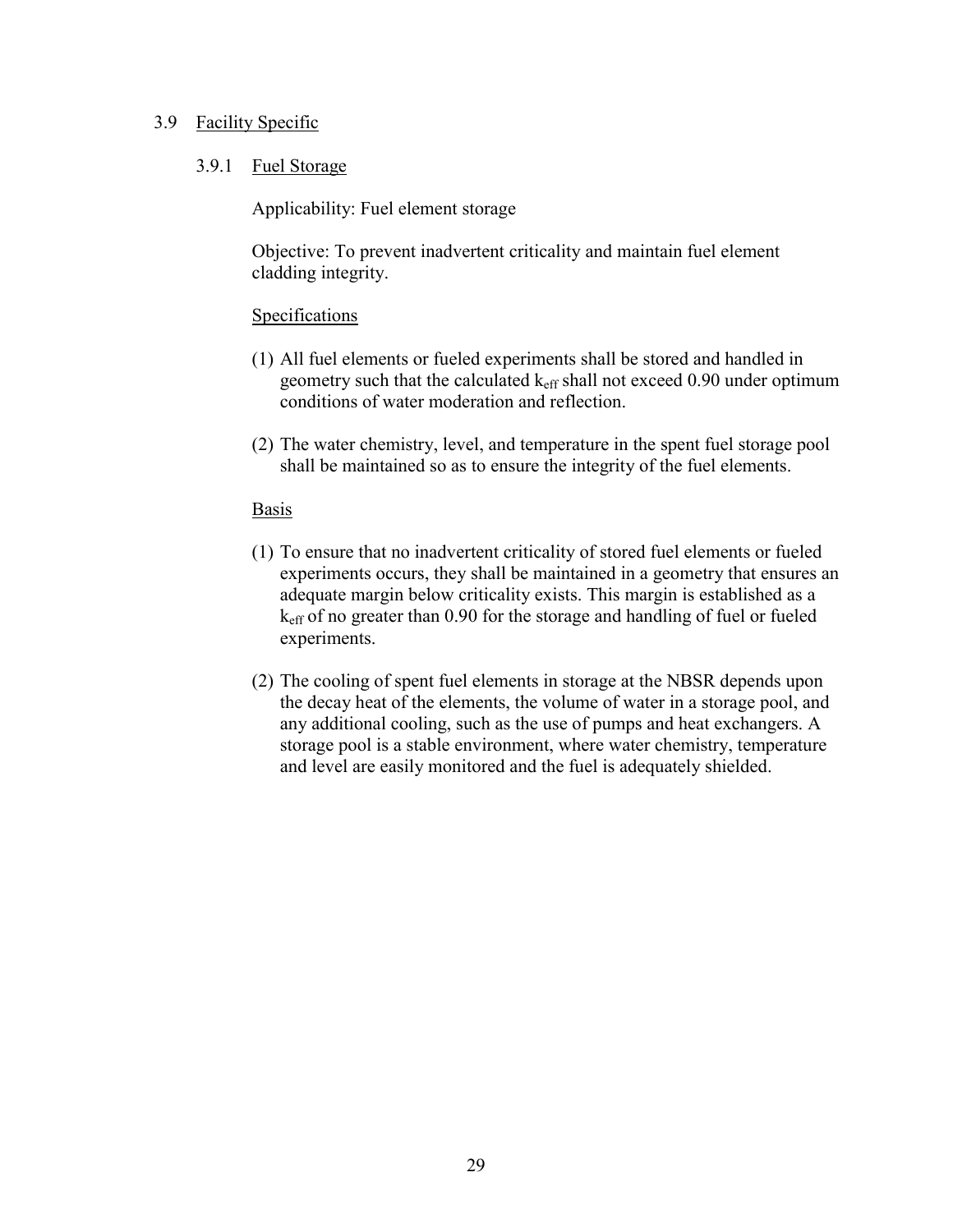## 3.9 Facility Specific

### 3.9.1 Fuel Storage

Applicability: Fuel element storage

Objective: To prevent inadvertent criticality and maintain fuel element cladding integrity.

Specifications

(1) All fuel elements or fueled experiments shall be stored and handled in geometry such that the calculated $k_{eff}$ shall not exceed 0.90 under optimum conditions of water moderation and reflection.

(2) The water chemistry, level, and temperature in the spent fuel storage pool shall be maintained so as to ensure the integrity of the fuel elements.

Basis

(1) To ensure that no inadvertent criticality of stored fuel elements or fueled experiments occurs, they shall be maintained in a geometry that ensures an adequate margin below criticality exists. This margin is established as a $k_{eff}$ of no greater than 0.90 for the storage and handling of fuel or fueled experiments.

(2) The cooling of spent fuel elements in storage at the NBSR depends upon the decay heat of the elements, the volume of water in a storage pool, and any additional cooling, such as the use of pumps and heat exchangers. A storage pool is a stable environment, where water chemistry, temperature and level are easily monitored and the fuel is adequately shielded.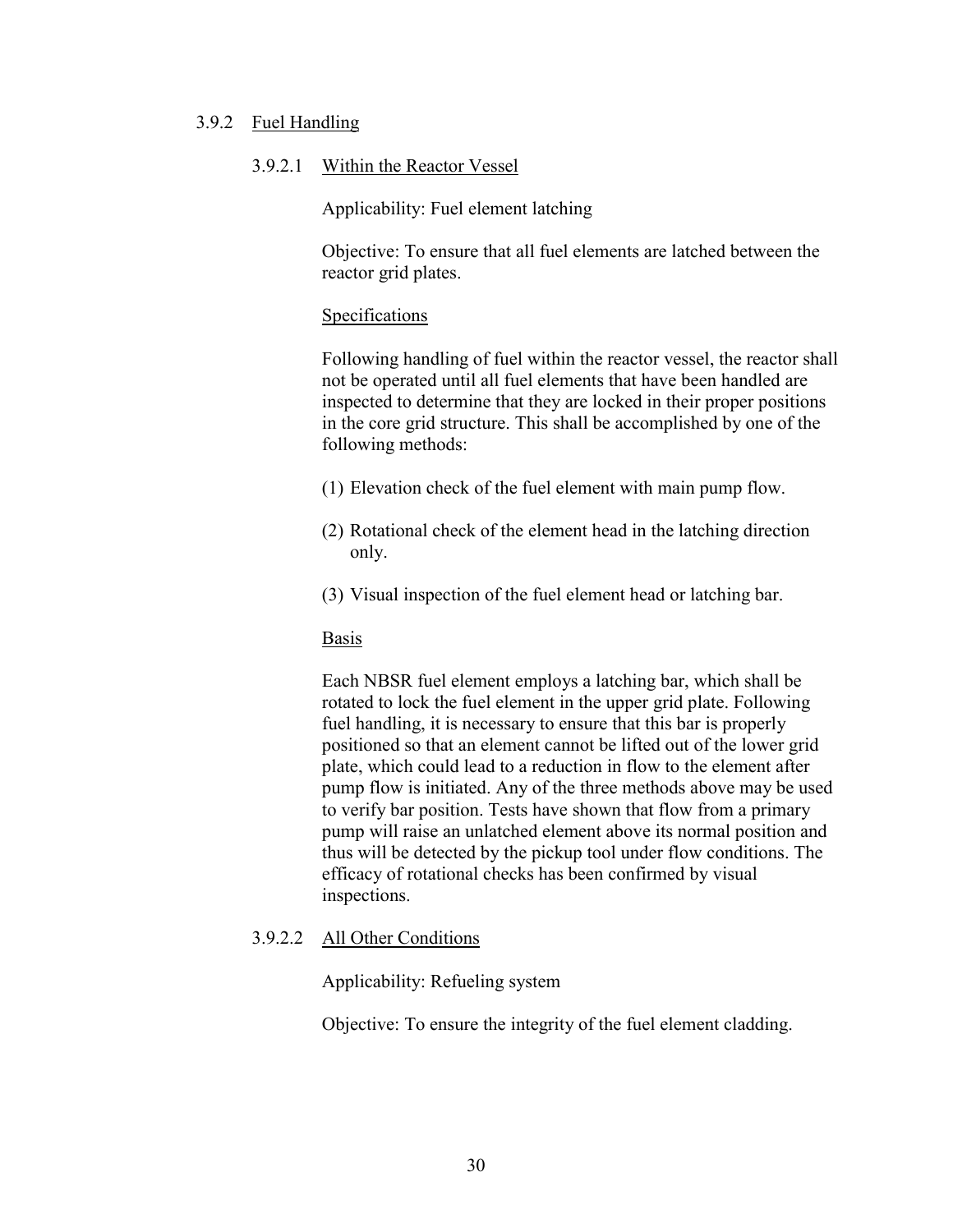### 3.9.2 Fuel Handling

#### 3.9.2.1 Within the Reactor Vessel

Applicability: Fuel element latching

Objective: To ensure that all fuel elements are latched between the reactor grid plates.

Specifications

Following handling of fuel within the reactor vessel, the reactor shall not be operated until all fuel elements that have been handled are inspected to determine that they are locked in their proper positions in the core grid structure. This shall be accomplished by one of the following methods:

(1) Elevation check of the fuel element with main pump flow.

(2) Rotational check of the element head in the latching direction only.

(3) Visual inspection of the fuel element head or latching bar.

Basis

Each NBSR fuel element employs a latching bar, which shall be rotated to lock the fuel element in the upper grid plate. Following fuel handling, it is necessary to ensure that this bar is properly positioned so that an element cannot be lifted out of the lower grid plate, which could lead to a reduction in flow to the element after pump flow is initiated. Any of the three methods above may be used to verify bar position. Tests have shown that flow from a primary pump will raise an unlatched element above its normal position and thus will be detected by the pickup tool under flow conditions. The efficacy of rotational checks has been confirmed by visual inspections.

#### 3.9.2.2 All Other Conditions

Applicability: Refueling system

Objective: To ensure the integrity of the fuel element cladding.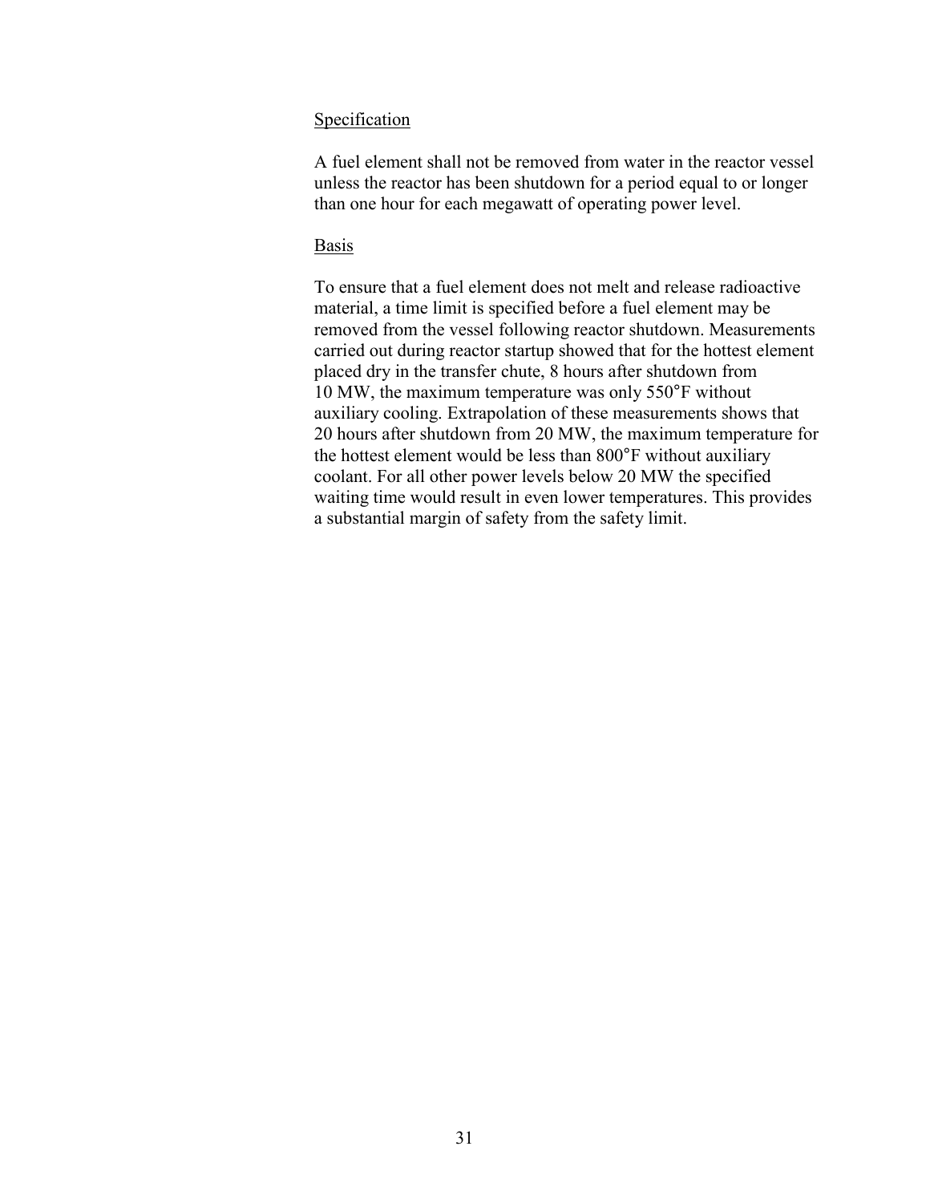Specification

A fuel element shall not be removed from water in the reactor vessel unless the reactor has been shutdown for a period equal to or longer than one hour for each megawatt of operating power level.

Basis

To ensure that a fuel element does not melt and release radioactive material, a time limit is specified before a fuel element may be removed from the vessel following reactor shutdown. Measurements carried out during reactor startup showed that for the hottest element placed dry in the transfer chute, 8 hours after shutdown from 10 MW, the maximum temperature was only 550°F without auxiliary cooling. Extrapolation of these measurements shows that 20 hours after shutdown from 20 MW, the maximum temperature for the hottest element would be less than 800°F without auxiliary coolant. For all other power levels below 20 MW the specified waiting time would result in even lower temperatures. This provides a substantial margin of safety from the safety limit.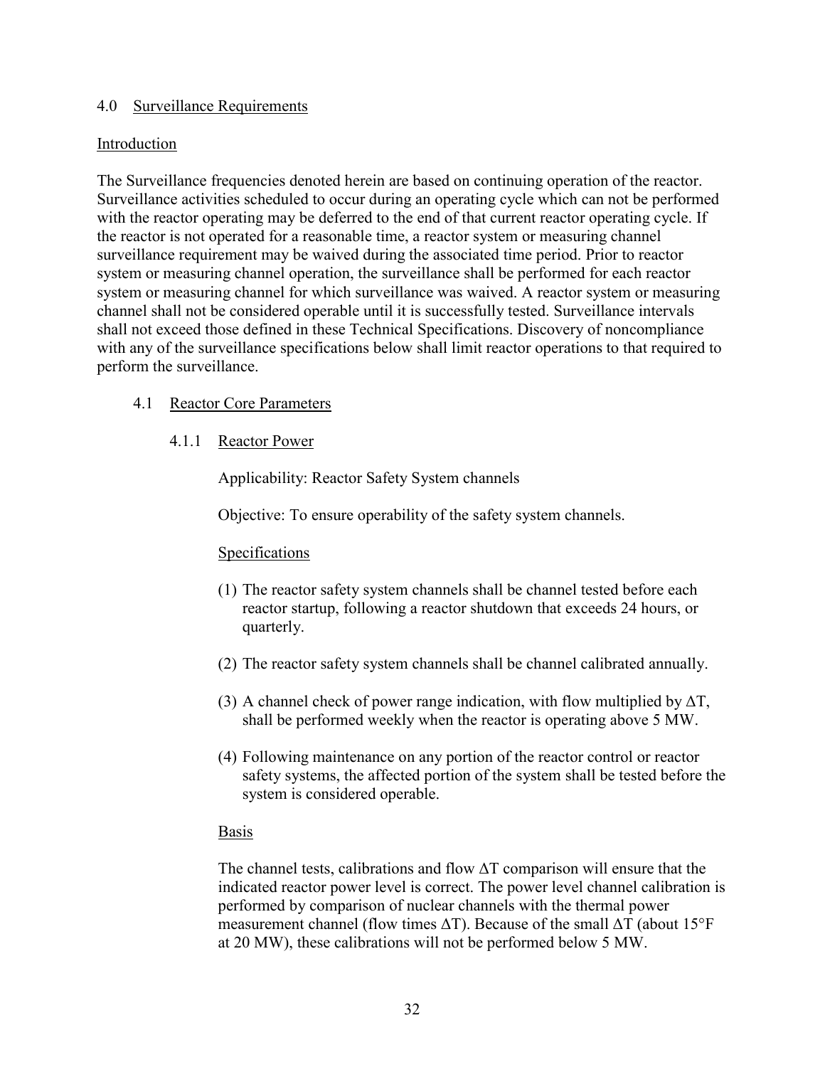## 4.0 Surveillance Requirements

### Introduction

The Surveillance frequencies denoted herein are based on continuing operation of the reactor. Surveillance activities scheduled to occur during an operating cycle which can not be performed with the reactor operating may be deferred to the end of that current reactor operating cycle. If the reactor is not operated for a reasonable time, a reactor system or measuring channel surveillance requirement may be waived during the associated time period. Prior to reactor system or measuring channel operation, the surveillance shall be performed for each reactor system or measuring channel for which surveillance was waived. A reactor system or measuring channel shall not be considered operable until it is successfully tested. Surveillance intervals shall not exceed those defined in these Technical Specifications. Discovery of noncompliance with any of the surveillance specifications below shall limit reactor operations to that required to perform the surveillance.

### 4.1 Reactor Core Parameters

#### 4.1.1 Reactor Power

Applicability: Reactor Safety System channels

Objective: To ensure operability of the safety system channels.

##### Specifications

(1) The reactor safety system channels shall be channel tested before each reactor startup, following a reactor shutdown that exceeds 24 hours, or quarterly.

(2) The reactor safety system channels shall be channel calibrated annually.

(3) A channel check of power range indication, with flow multiplied by $\Delta T$, shall be performed weekly when the reactor is operating above 5 MW.

(4) Following maintenance on any portion of the reactor control or reactor safety systems, the affected portion of the system shall be tested before the system is considered operable.

##### Basis

The channel tests, calibrations and flow $\Delta T$ comparison will ensure that the indicated reactor power level is correct. The power level channel calibration is performed by comparison of nuclear channels with the thermal power measurement channel (flow times $\Delta T$). Because of the small $\Delta T$ (about 15°F at 20 MW), these calibrations will not be performed below 5 MW.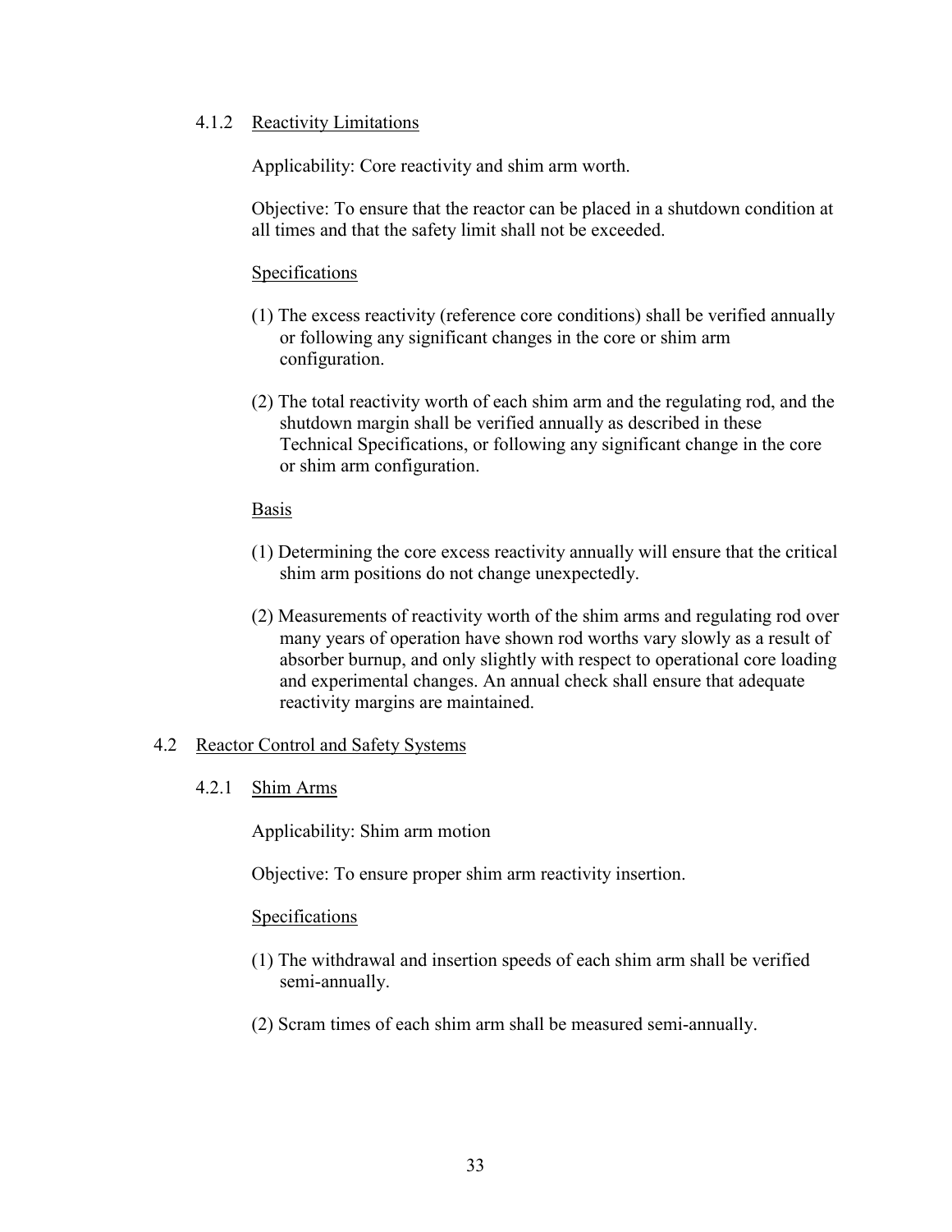### 4.1.2 Reactivity Limitations

Applicability: Core reactivity and shim arm worth.

Objective: To ensure that the reactor can be placed in a shutdown condition at all times and that the safety limit shall not be exceeded.

Specifications

(1) The excess reactivity (reference core conditions) shall be verified annually or following any significant changes in the core or shim arm configuration.

(2) The total reactivity worth of each shim arm and the regulating rod, and the shutdown margin shall be verified annually as described in these Technical Specifications, or following any significant change in the core or shim arm configuration.

Basis

(1) Determining the core excess reactivity annually will ensure that the critical shim arm positions do not change unexpectedly.

(2) Measurements of reactivity worth of the shim arms and regulating rod over many years of operation have shown rod worths vary slowly as a result of absorber burnup, and only slightly with respect to operational core loading and experimental changes. An annual check shall ensure that adequate reactivity margins are maintained.

## 4.2 Reactor Control and Safety Systems

### 4.2.1 Shim Arms

Applicability: Shim arm motion

Objective: To ensure proper shim arm reactivity insertion.

Specifications

(1) The withdrawal and insertion speeds of each shim arm shall be verified semi-annually.

(2) Scram times of each shim arm shall be measured semi-annually.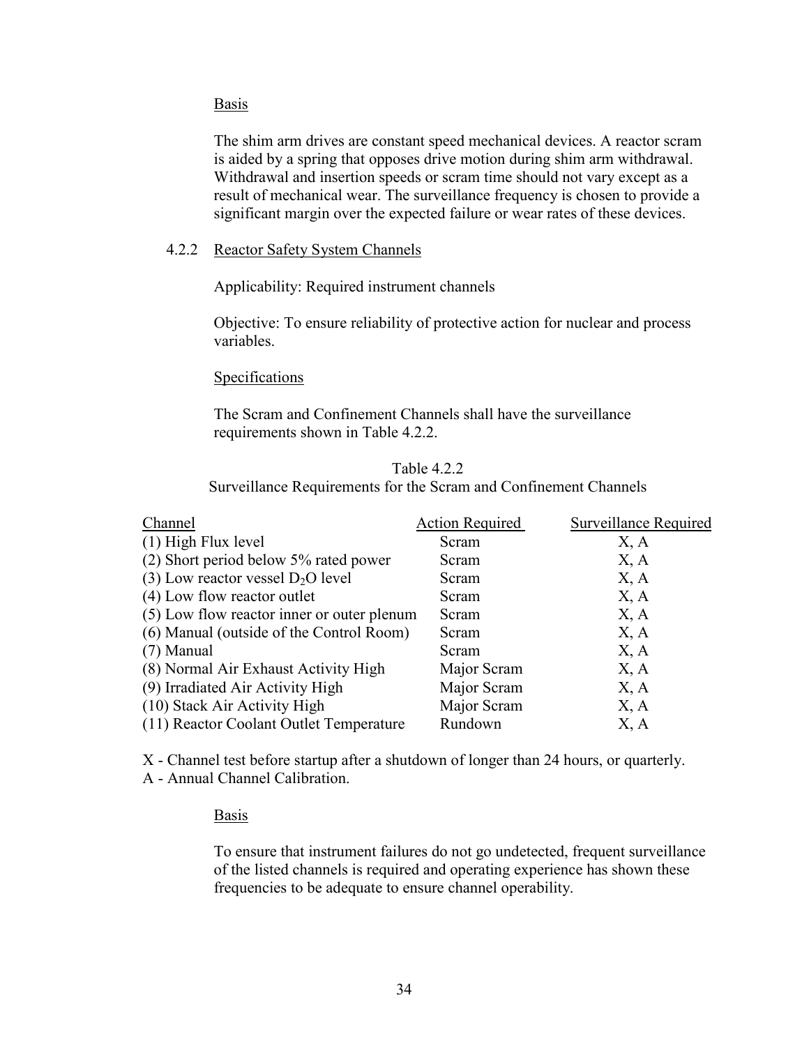Basis

The shim arm drives are constant speed mechanical devices. A reactor scram is aided by a spring that opposes drive motion during shim arm withdrawal. Withdrawal and insertion speeds or scram time should not vary except as a result of mechanical wear. The surveillance frequency is chosen to provide a significant margin over the expected failure or wear rates of these devices.

### 4.2.2 Reactor Safety System Channels

Applicability: Required instrument channels

Objective: To ensure reliability of protective action for nuclear and process variables.

Specifications

The Scram and Confinement Channels shall have the surveillance requirements shown in Table 4.2.2.

Table 4.2.2
Surveillance Requirements for the Scram and Confinement Channels

| Channel | Action Required | Surveillance Required |
|---|---|---|
| (1) High Flux level | Scram | X, A |
| (2) Short period below 5% rated power | Scram | X, A |
| (3) Low reactor vessel $D_2O$ level | Scram | X, A |
| (4) Low flow reactor outlet | Scram | X, A |
| (5) Low flow reactor inner or outer plenum | Scram | X, A |
| (6) Manual (outside of the Control Room) | Scram | X, A |
| (7) Manual | Scram | X, A |
| (8) Normal Air Exhaust Activity High | Major Scram | X, A |
| (9) Irradiated Air Activity High | Major Scram | X, A |
| (10) Stack Air Activity High | Major Scram | X, A |
| (11) Reactor Coolant Outlet Temperature | Rundown | X, A |

X - Channel test before startup after a shutdown of longer than 24 hours, or quarterly.
A - Annual Channel Calibration.

Basis

To ensure that instrument failures do not go undetected, frequent surveillance of the listed channels is required and operating experience has shown these frequencies to be adequate to ensure channel operability.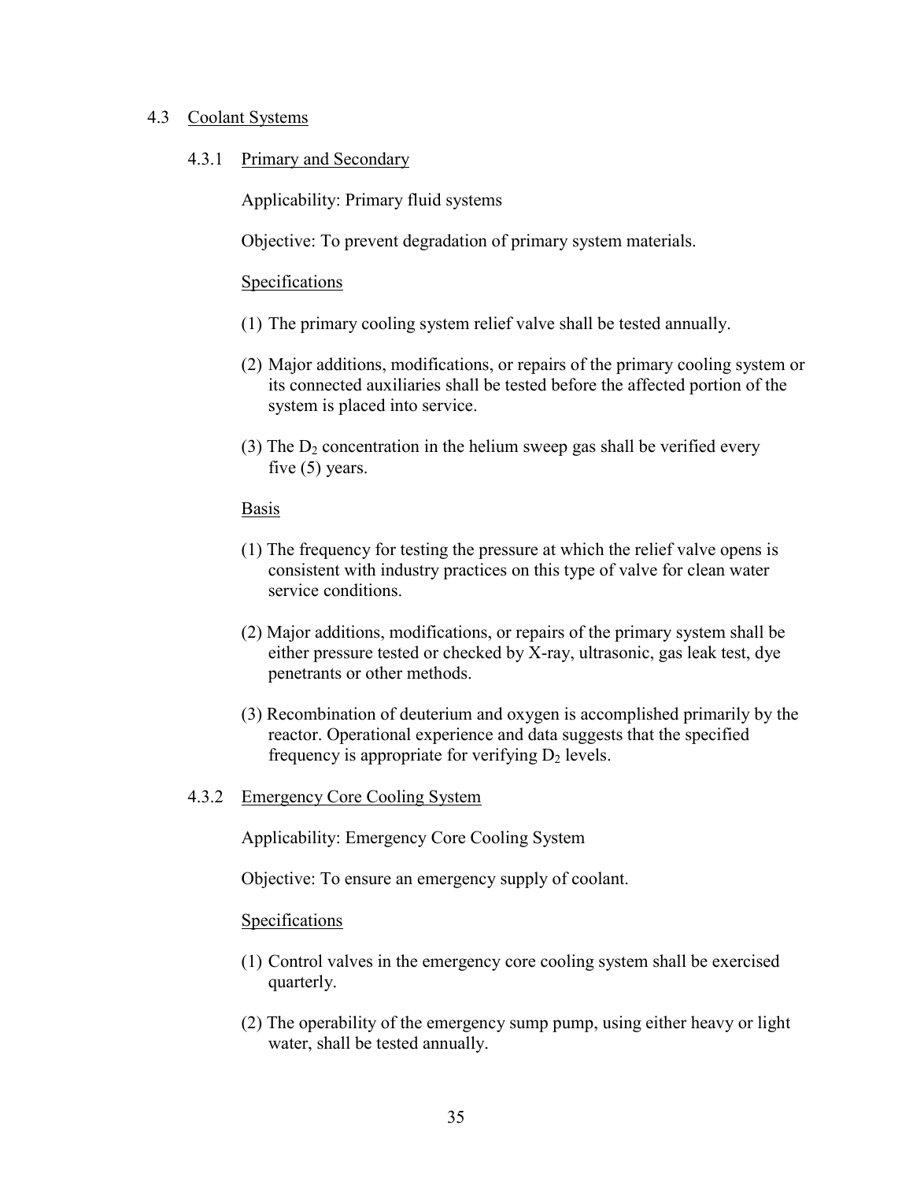## 4.3 Coolant Systems

### 4.3.1 Primary and Secondary

Applicability: Primary fluid systems

Objective: To prevent degradation of primary system materials.

Specifications

(1) The primary cooling system relief valve shall be tested annually.

(2) Major additions, modifications, or repairs of the primary cooling system or its connected auxiliaries shall be tested before the affected portion of the system is placed into service.

(3) The $D_2$ concentration in the helium sweep gas shall be verified every five (5) years.

Basis

(1) The frequency for testing the pressure at which the relief valve opens is consistent with industry practices on this type of valve for clean water service conditions.

(2) Major additions, modifications, or repairs of the primary system shall be either pressure tested or checked by X-ray, ultrasonic, gas leak test, dye penetrants or other methods.

(3) Recombination of deuterium and oxygen is accomplished primarily by the reactor. Operational experience and data suggests that the specified frequency is appropriate for verifying $D_2$ levels.

### 4.3.2 Emergency Core Cooling System

Applicability: Emergency Core Cooling System

Objective: To ensure an emergency supply of coolant.

Specifications

(1) Control valves in the emergency core cooling system shall be exercised quarterly.

(2) The operability of the emergency sump pump, using either heavy or light water, shall be tested annually.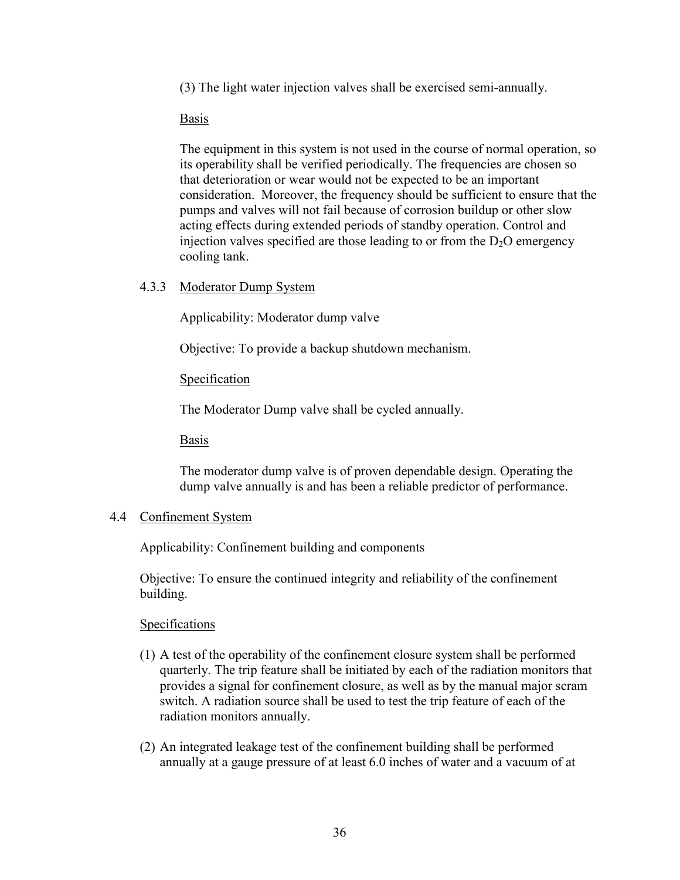(3) The light water injection valves shall be exercised semi-annually.

Basis

The equipment in this system is not used in the course of normal operation, so its operability shall be verified periodically. The frequencies are chosen so that deterioration or wear would not be expected to be an important consideration. Moreover, the frequency should be sufficient to ensure that the pumps and valves will not fail because of corrosion buildup or other slow acting effects during extended periods of standby operation. Control and injection valves specified are those leading to or from the $D_2O$ emergency cooling tank.

### 4.3.3 Moderator Dump System

Applicability: Moderator dump valve

Objective: To provide a backup shutdown mechanism.

Specification

The Moderator Dump valve shall be cycled annually.

Basis

The moderator dump valve is of proven dependable design. Operating the dump valve annually is and has been a reliable predictor of performance.

## 4.4 Confinement System

Applicability: Confinement building and components

Objective: To ensure the continued integrity and reliability of the confinement building.

Specifications

(1) A test of the operability of the confinement closure system shall be performed quarterly. The trip feature shall be initiated by each of the radiation monitors that provides a signal for confinement closure, as well as by the manual major scram switch. A radiation source shall be used to test the trip feature of each of the radiation monitors annually.

(2) An integrated leakage test of the confinement building shall be performed annually at a gauge pressure of at least 6.0 inches of water and a vacuum of at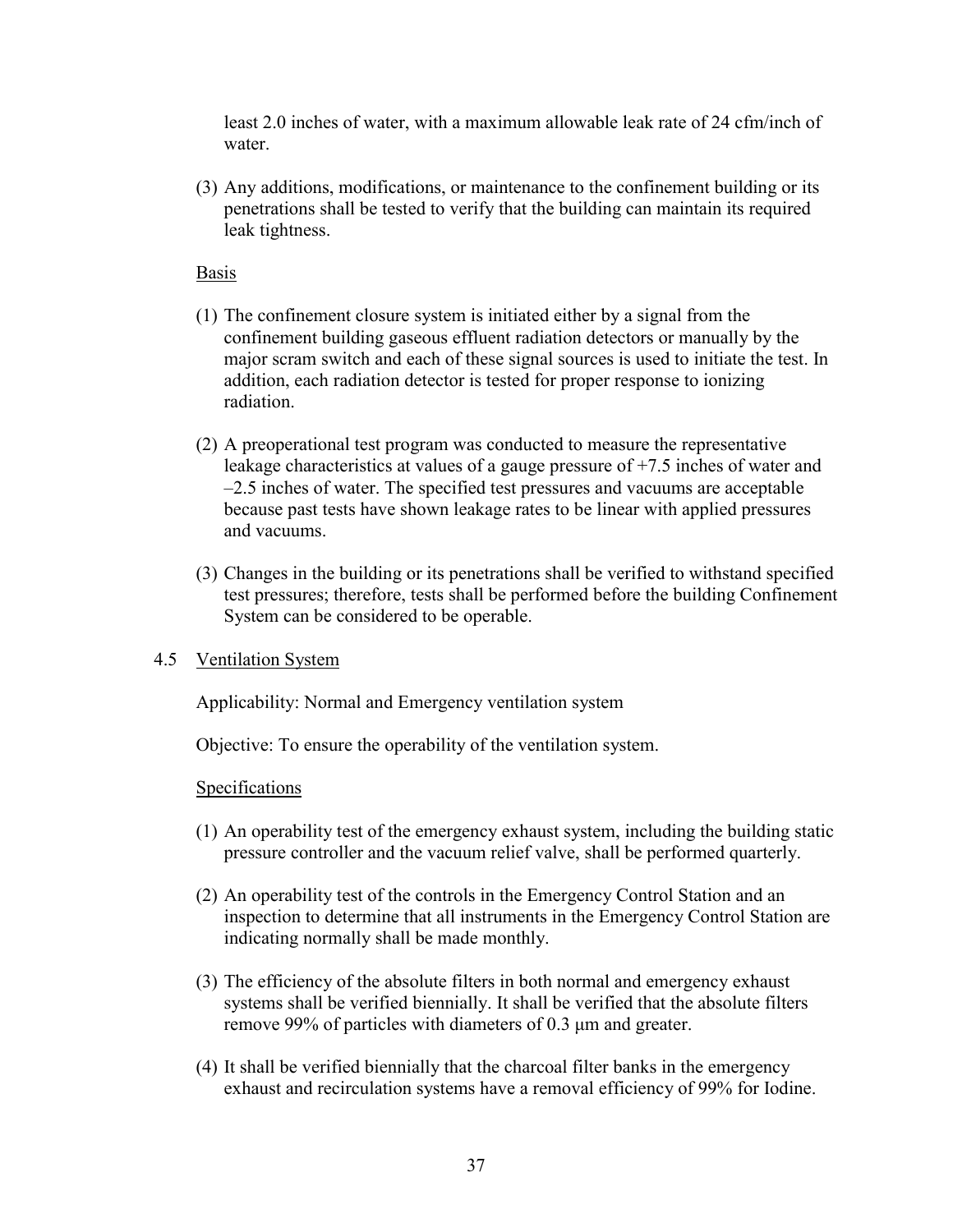least 2.0 inches of water, with a maximum allowable leak rate of 24 cfm/inch of water.

(3) Any additions, modifications, or maintenance to the confinement building or its penetrations shall be tested to verify that the building can maintain its required leak tightness.

Basis

(1) The confinement closure system is initiated either by a signal from the confinement building gaseous effluent radiation detectors or manually by the major scram switch and each of these signal sources is used to initiate the test. In addition, each radiation detector is tested for proper response to ionizing radiation.

(2) A preoperational test program was conducted to measure the representative leakage characteristics at values of a gauge pressure of +7.5 inches of water and –2.5 inches of water. The specified test pressures and vacuums are acceptable because past tests have shown leakage rates to be linear with applied pressures and vacuums.

(3) Changes in the building or its penetrations shall be verified to withstand specified test pressures; therefore, tests shall be performed before the building Confinement System can be considered to be operable.

## 4.5 Ventilation System

Applicability: Normal and Emergency ventilation system

Objective: To ensure the operability of the ventilation system.

Specifications

(1) An operability test of the emergency exhaust system, including the building static pressure controller and the vacuum relief valve, shall be performed quarterly.

(2) An operability test of the controls in the Emergency Control Station and an inspection to determine that all instruments in the Emergency Control Station are indicating normally shall be made monthly.

(3) The efficiency of the absolute filters in both normal and emergency exhaust systems shall be verified biennially. It shall be verified that the absolute filters remove 99% of particles with diameters of 0.3 μm and greater.

(4) It shall be verified biennially that the charcoal filter banks in the emergency exhaust and recirculation systems have a removal efficiency of 99% for Iodine.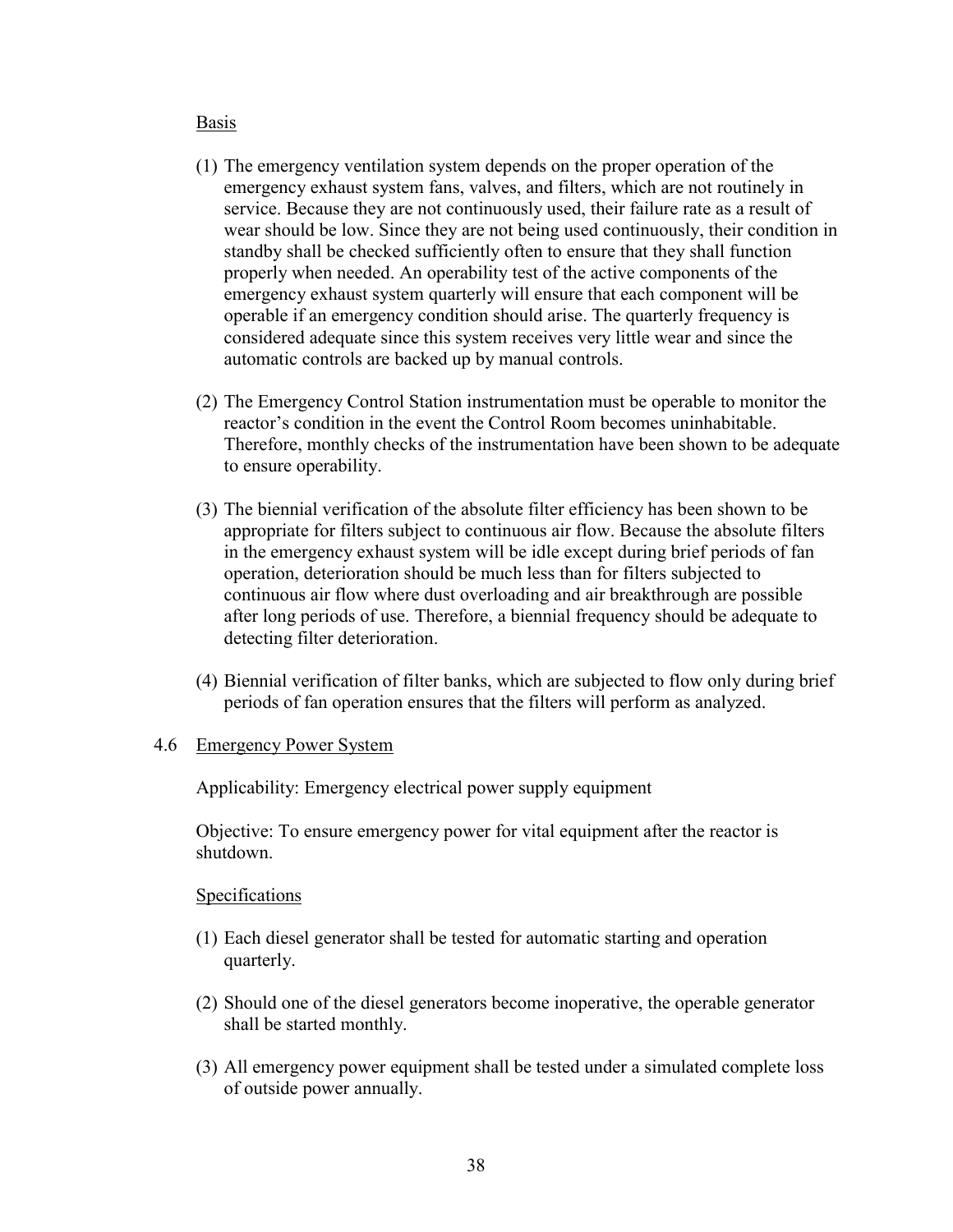Basis

(1) The emergency ventilation system depends on the proper operation of the emergency exhaust system fans, valves, and filters, which are not routinely in service. Because they are not continuously used, their failure rate as a result of wear should be low. Since they are not being used continuously, their condition in standby shall be checked sufficiently often to ensure that they shall function properly when needed. An operability test of the active components of the emergency exhaust system quarterly will ensure that each component will be operable if an emergency condition should arise. The quarterly frequency is considered adequate since this system receives very little wear and since the automatic controls are backed up by manual controls.

(2) The Emergency Control Station instrumentation must be operable to monitor the reactor's condition in the event the Control Room becomes uninhabitable. Therefore, monthly checks of the instrumentation have been shown to be adequate to ensure operability.

(3) The biennial verification of the absolute filter efficiency has been shown to be appropriate for filters subject to continuous air flow. Because the absolute filters in the emergency exhaust system will be idle except during brief periods of fan operation, deterioration should be much less than for filters subjected to continuous air flow where dust overloading and air breakthrough are possible after long periods of use. Therefore, a biennial frequency should be adequate to detecting filter deterioration.

(4) Biennial verification of filter banks, which are subjected to flow only during brief periods of fan operation ensures that the filters will perform as analyzed.

## 4.6 Emergency Power System

Applicability: Emergency electrical power supply equipment

Objective: To ensure emergency power for vital equipment after the reactor is shutdown.

Specifications

(1) Each diesel generator shall be tested for automatic starting and operation quarterly.

(2) Should one of the diesel generators become inoperative, the operable generator shall be started monthly.

(3) All emergency power equipment shall be tested under a simulated complete loss of outside power annually.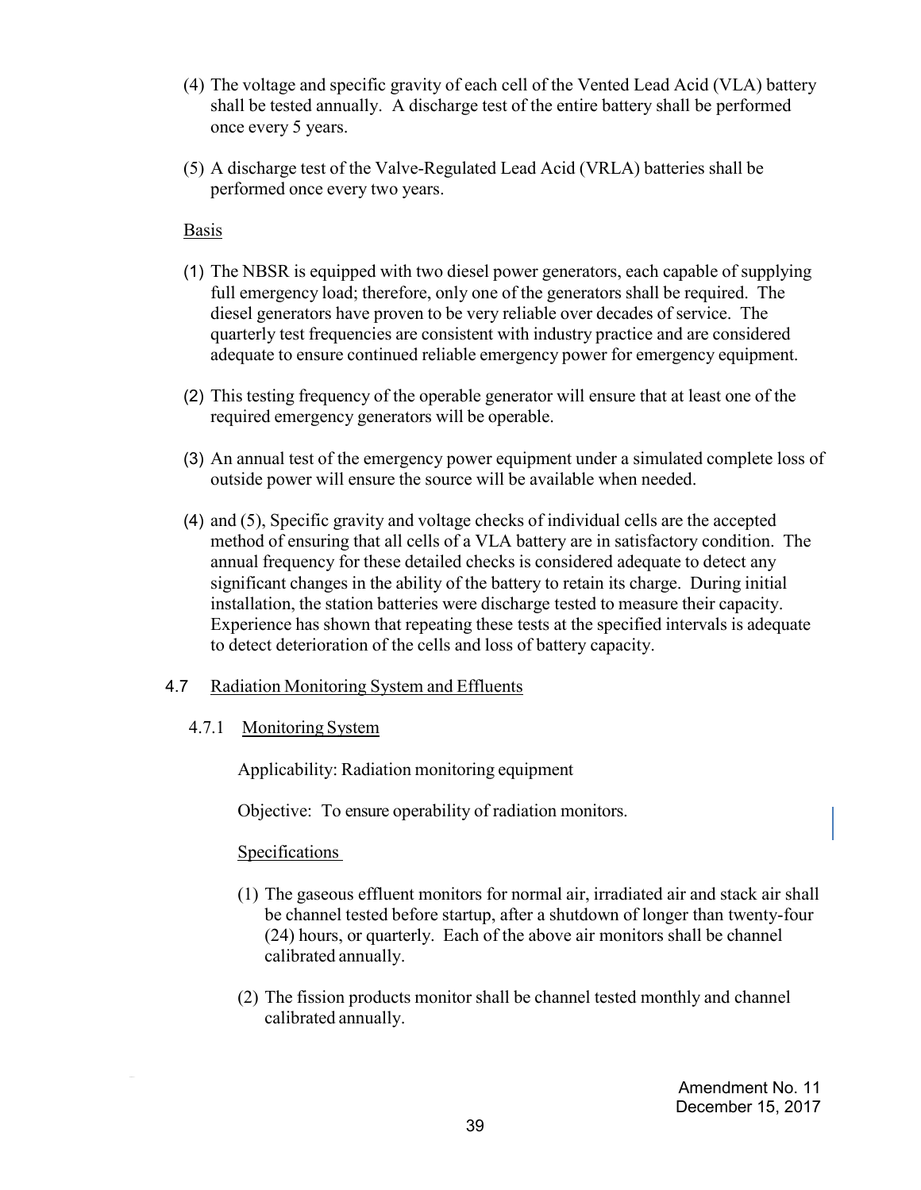(4) The voltage and specific gravity of each cell of the Vented Lead Acid (VLA) battery shall be tested annually. A discharge test of the entire battery shall be performed once every 5 years.

(5) A discharge test of the Valve-Regulated Lead Acid (VRLA) batteries shall be performed once every two years.

Basis

(1) The NBSR is equipped with two diesel power generators, each capable of supplying full emergency load; therefore, only one of the generators shall be required. The diesel generators have proven to be very reliable over decades of service. The quarterly test frequencies are consistent with industry practice and are considered adequate to ensure continued reliable emergency power for emergency equipment.

(2) This testing frequency of the operable generator will ensure that at least one of the required emergency generators will be operable.

(3) An annual test of the emergency power equipment under a simulated complete loss of outside power will ensure the source will be available when needed.

(4) and (5), Specific gravity and voltage checks of individual cells are the accepted method of ensuring that all cells of a VLA battery are in satisfactory condition. The annual frequency for these detailed checks is considered adequate to detect any significant changes in the ability of the battery to retain its charge. During initial installation, the station batteries were discharge tested to measure their capacity. Experience has shown that repeating these tests at the specified intervals is adequate to detect deterioration of the cells and loss of battery capacity.

## 4.7 Radiation Monitoring System and Effluents

### 4.7.1 Monitoring System

Applicability: Radiation monitoring equipment

Objective: To ensure operability of radiation monitors.

Specifications

(1) The gaseous effluent monitors for normal air, irradiated air and stack air shall be channel tested before startup, after a shutdown of longer than twenty-four (24) hours, or quarterly. Each of the above air monitors shall be channel calibrated annually.

(2) The fission products monitor shall be channel tested monthly and channel calibrated annually.

Amendment No. 11
December 15, 2017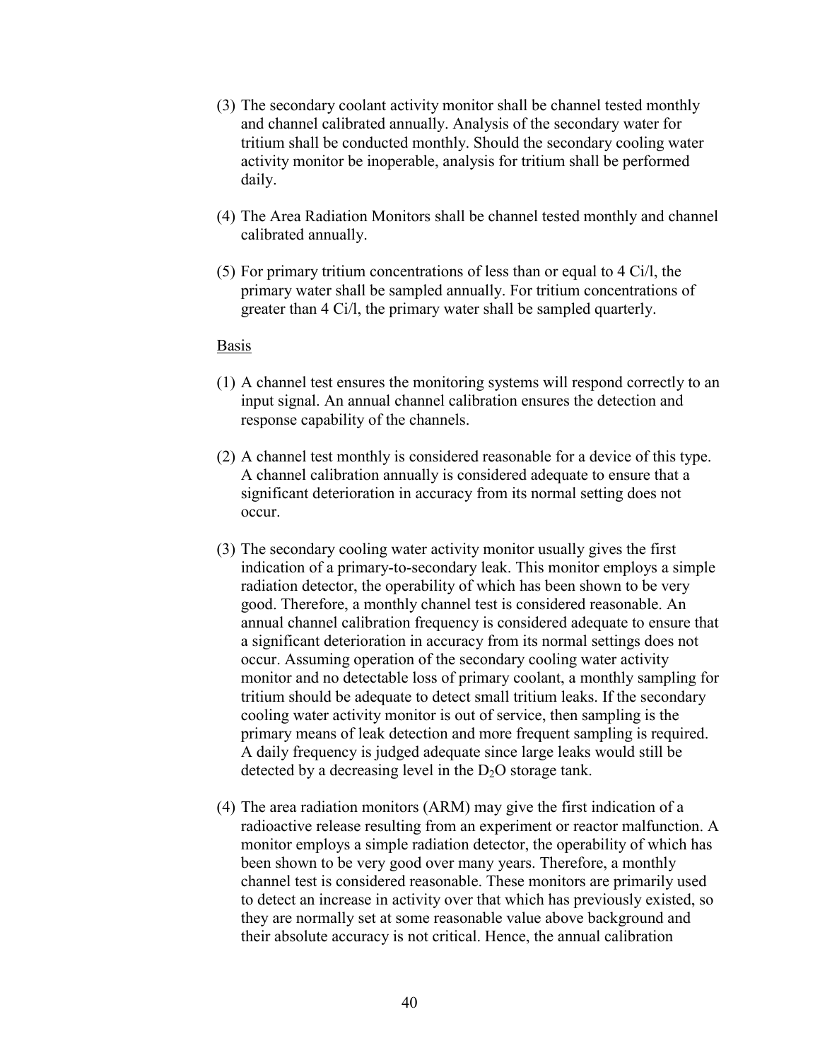(3) The secondary coolant activity monitor shall be channel tested monthly and channel calibrated annually. Analysis of the secondary water for tritium shall be conducted monthly. Should the secondary cooling water activity monitor be inoperable, analysis for tritium shall be performed daily.

(4) The Area Radiation Monitors shall be channel tested monthly and channel calibrated annually.

(5) For primary tritium concentrations of less than or equal to 4 Ci/l, the primary water shall be sampled annually. For tritium concentrations of greater than 4 Ci/l, the primary water shall be sampled quarterly.

Basis

(1) A channel test ensures the monitoring systems will respond correctly to an input signal. An annual channel calibration ensures the detection and response capability of the channels.

(2) A channel test monthly is considered reasonable for a device of this type. A channel calibration annually is considered adequate to ensure that a significant deterioration in accuracy from its normal setting does not occur.

(3) The secondary cooling water activity monitor usually gives the first indication of a primary-to-secondary leak. This monitor employs a simple radiation detector, the operability of which has been shown to be very good. Therefore, a monthly channel test is considered reasonable. An annual channel calibration frequency is considered adequate to ensure that a significant deterioration in accuracy from its normal settings does not occur. Assuming operation of the secondary cooling water activity monitor and no detectable loss of primary coolant, a monthly sampling for tritium should be adequate to detect small tritium leaks. If the secondary cooling water activity monitor is out of service, then sampling is the primary means of leak detection and more frequent sampling is required. A daily frequency is judged adequate since large leaks would still be detected by a decreasing level in the $D_2O$ storage tank.

(4) The area radiation monitors (ARM) may give the first indication of a radioactive release resulting from an experiment or reactor malfunction. A monitor employs a simple radiation detector, the operability of which has been shown to be very good over many years. Therefore, a monthly channel test is considered reasonable. These monitors are primarily used to detect an increase in activity over that which has previously existed, so they are normally set at some reasonable value above background and their absolute accuracy is not critical. Hence, the annual calibration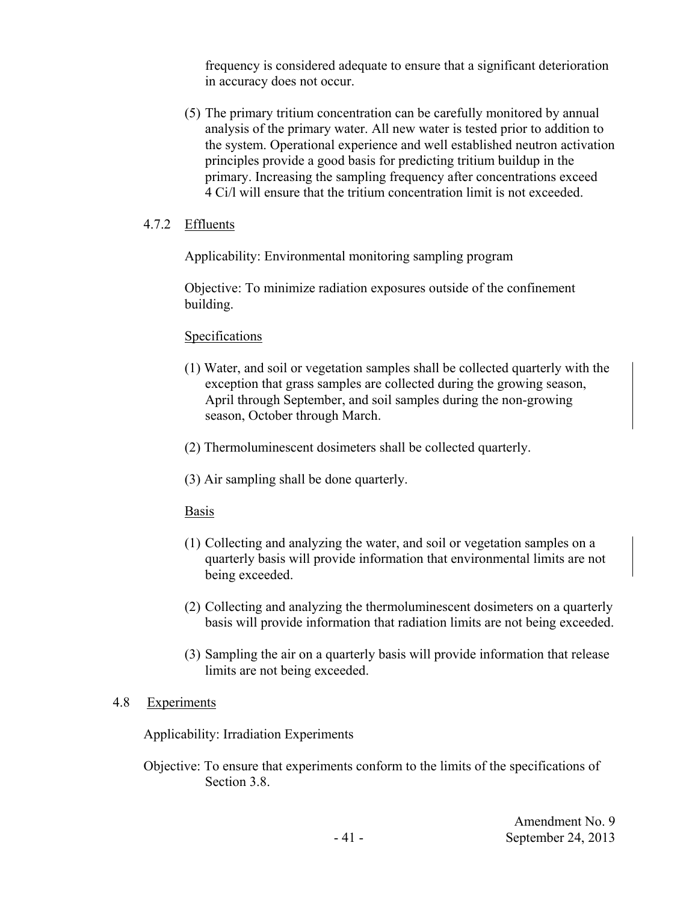frequency is considered adequate to ensure that a significant deterioration in accuracy does not occur.

(5) The primary tritium concentration can be carefully monitored by annual analysis of the primary water. All new water is tested prior to addition to the system. Operational experience and well established neutron activation principles provide a good basis for predicting tritium buildup in the primary. Increasing the sampling frequency after concentrations exceed 4 Ci/l will ensure that the tritium concentration limit is not exceeded.

### 4.7.2 Effluents

Applicability: Environmental monitoring sampling program

Objective: To minimize radiation exposures outside of the confinement building.

Specifications

(1) Water, and soil or vegetation samples shall be collected quarterly with the exception that grass samples are collected during the growing season, April through September, and soil samples during the non-growing season, October through March.

(2) Thermoluminescent dosimeters shall be collected quarterly.

(3) Air sampling shall be done quarterly.

Basis

(1) Collecting and analyzing the water, and soil or vegetation samples on a quarterly basis will provide information that environmental limits are not being exceeded.

(2) Collecting and analyzing the thermoluminescent dosimeters on a quarterly basis will provide information that radiation limits are not being exceeded.

(3) Sampling the air on a quarterly basis will provide information that release limits are not being exceeded.

## 4.8 Experiments

Applicability: Irradiation Experiments

Objective: To ensure that experiments conform to the limits of the specifications of Section 3.8.

Amendment No. 9
September 24, 2013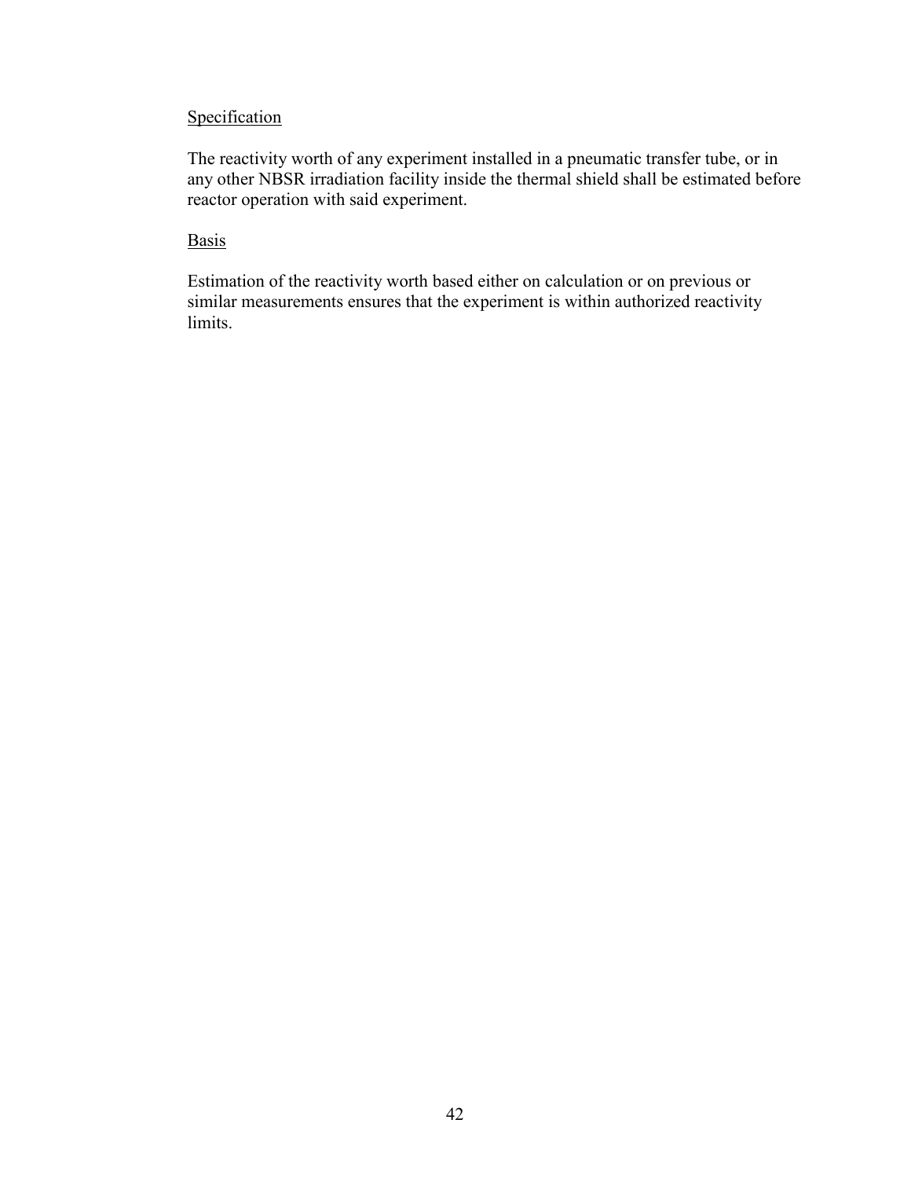Specification

The reactivity worth of any experiment installed in a pneumatic transfer tube, or in any other NBSR irradiation facility inside the thermal shield shall be estimated before reactor operation with said experiment.

Basis

Estimation of the reactivity worth based either on calculation or on previous or similar measurements ensures that the experiment is within authorized reactivity limits.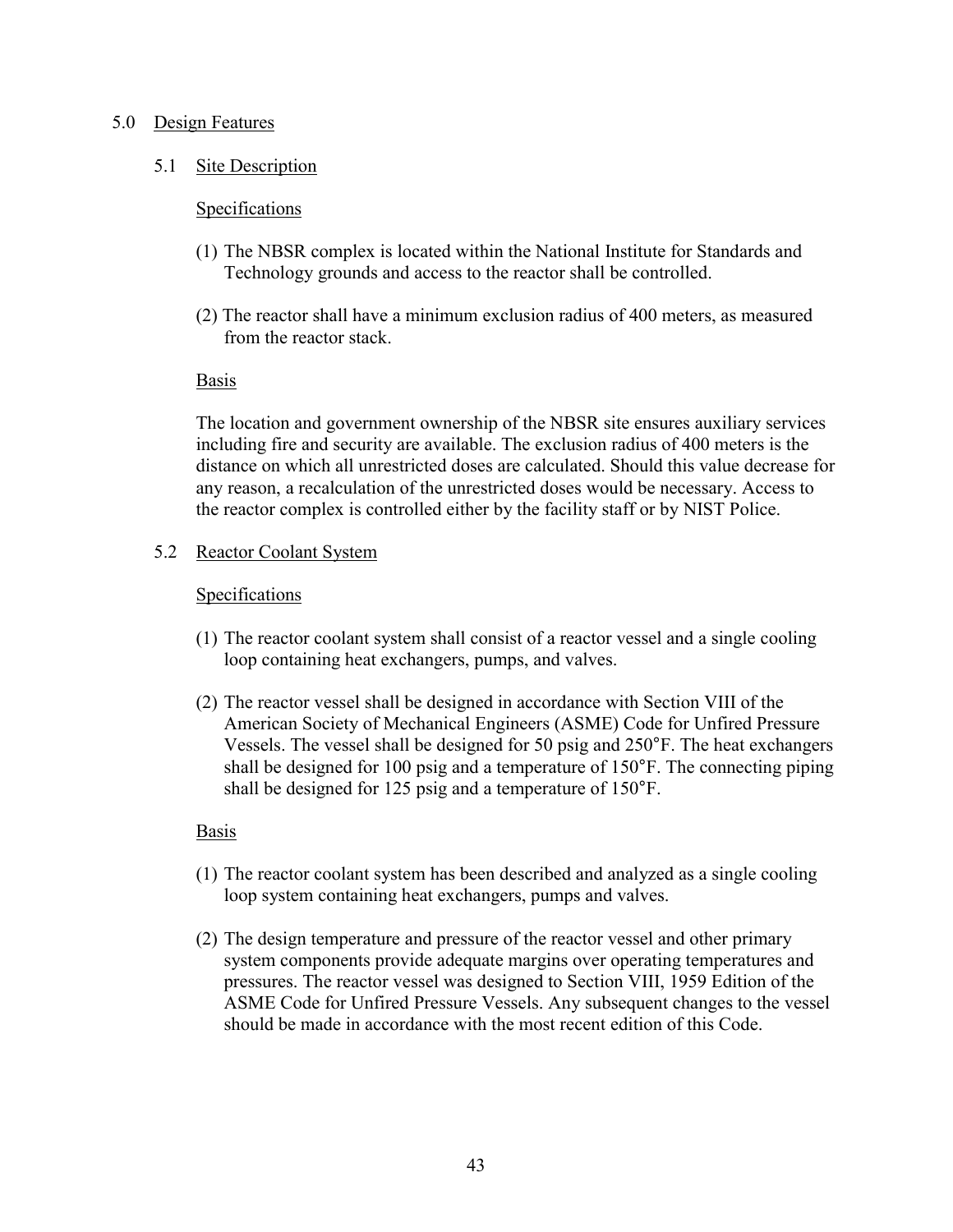# 5.0 Design Features

## 5.1 Site Description

### Specifications

(1) The NBSR complex is located within the National Institute for Standards and Technology grounds and access to the reactor shall be controlled.

(2) The reactor shall have a minimum exclusion radius of 400 meters, as measured from the reactor stack.

### Basis

The location and government ownership of the NBSR site ensures auxiliary services including fire and security are available. The exclusion radius of 400 meters is the distance on which all unrestricted doses are calculated. Should this value decrease for any reason, a recalculation of the unrestricted doses would be necessary. Access to the reactor complex is controlled either by the facility staff or by NIST Police.

## 5.2 Reactor Coolant System

### Specifications

(1) The reactor coolant system shall consist of a reactor vessel and a single cooling loop containing heat exchangers, pumps, and valves.

(2) The reactor vessel shall be designed in accordance with Section VIII of the American Society of Mechanical Engineers (ASME) Code for Unfired Pressure Vessels. The vessel shall be designed for 50 psig and 250°F. The heat exchangers shall be designed for 100 psig and a temperature of 150°F. The connecting piping shall be designed for 125 psig and a temperature of 150°F.

### Basis

(1) The reactor coolant system has been described and analyzed as a single cooling loop system containing heat exchangers, pumps and valves.

(2) The design temperature and pressure of the reactor vessel and other primary system components provide adequate margins over operating temperatures and pressures. The reactor vessel was designed to Section VIII, 1959 Edition of the ASME Code for Unfired Pressure Vessels. Any subsequent changes to the vessel should be made in accordance with the most recent edition of this Code.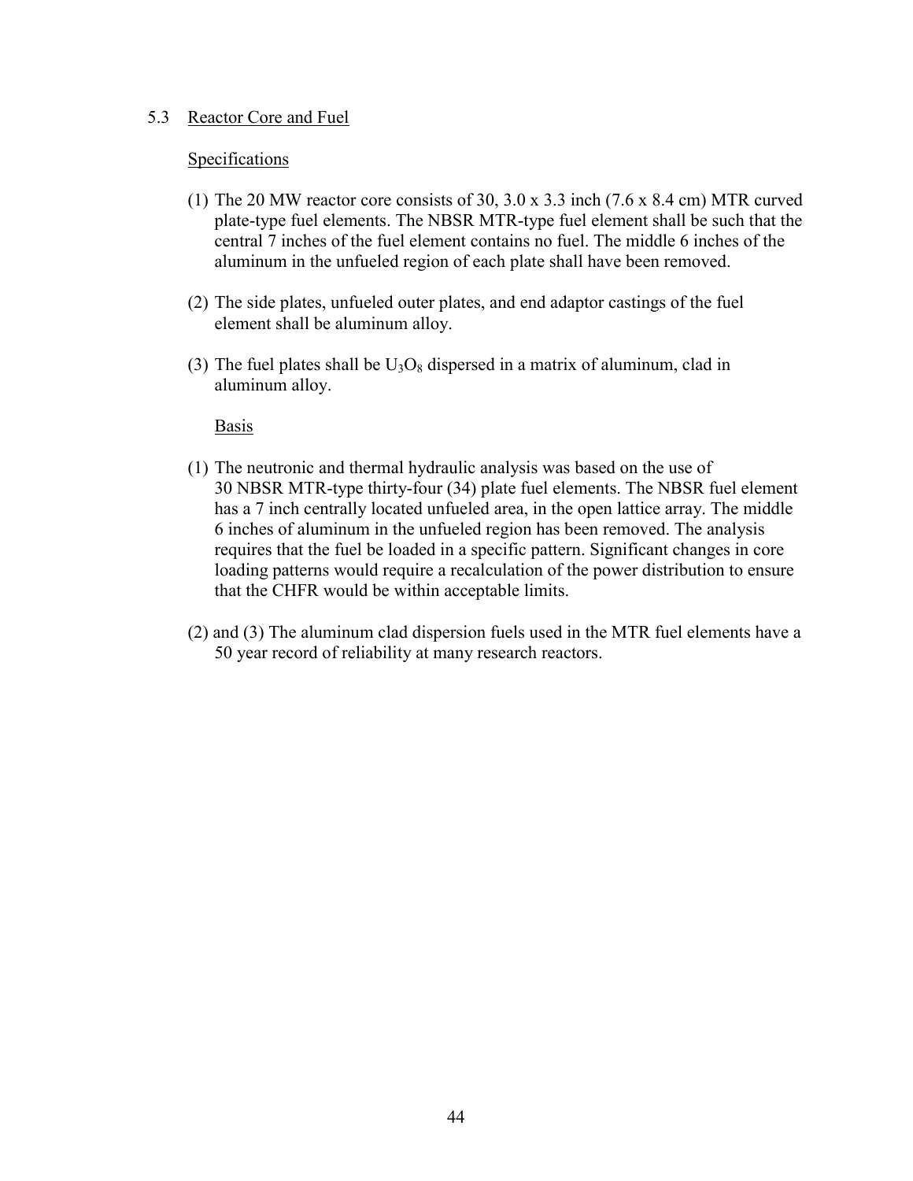## 5.3 Reactor Core and Fuel

### Specifications

(1) The 20 MW reactor core consists of 30, 3.0 x 3.3 inch (7.6 x 8.4 cm) MTR curved plate-type fuel elements. The NBSR MTR-type fuel element shall be such that the central 7 inches of the fuel element contains no fuel. The middle 6 inches of the aluminum in the unfueled region of each plate shall have been removed.

(2) The side plates, unfueled outer plates, and end adaptor castings of the fuel element shall be aluminum alloy.

(3) The fuel plates shall be $U_3O_8$ dispersed in a matrix of aluminum, clad in aluminum alloy.

### Basis

(1) The neutronic and thermal hydraulic analysis was based on the use of 30 NBSR MTR-type thirty-four (34) plate fuel elements. The NBSR fuel element has a 7 inch centrally located unfueled area, in the open lattice array. The middle 6 inches of aluminum in the unfueled region has been removed. The analysis requires that the fuel be loaded in a specific pattern. Significant changes in core loading patterns would require a recalculation of the power distribution to ensure that the CHFR would be within acceptable limits.

(2) and (3) The aluminum clad dispersion fuels used in the MTR fuel elements have a 50 year record of reliability at many research reactors.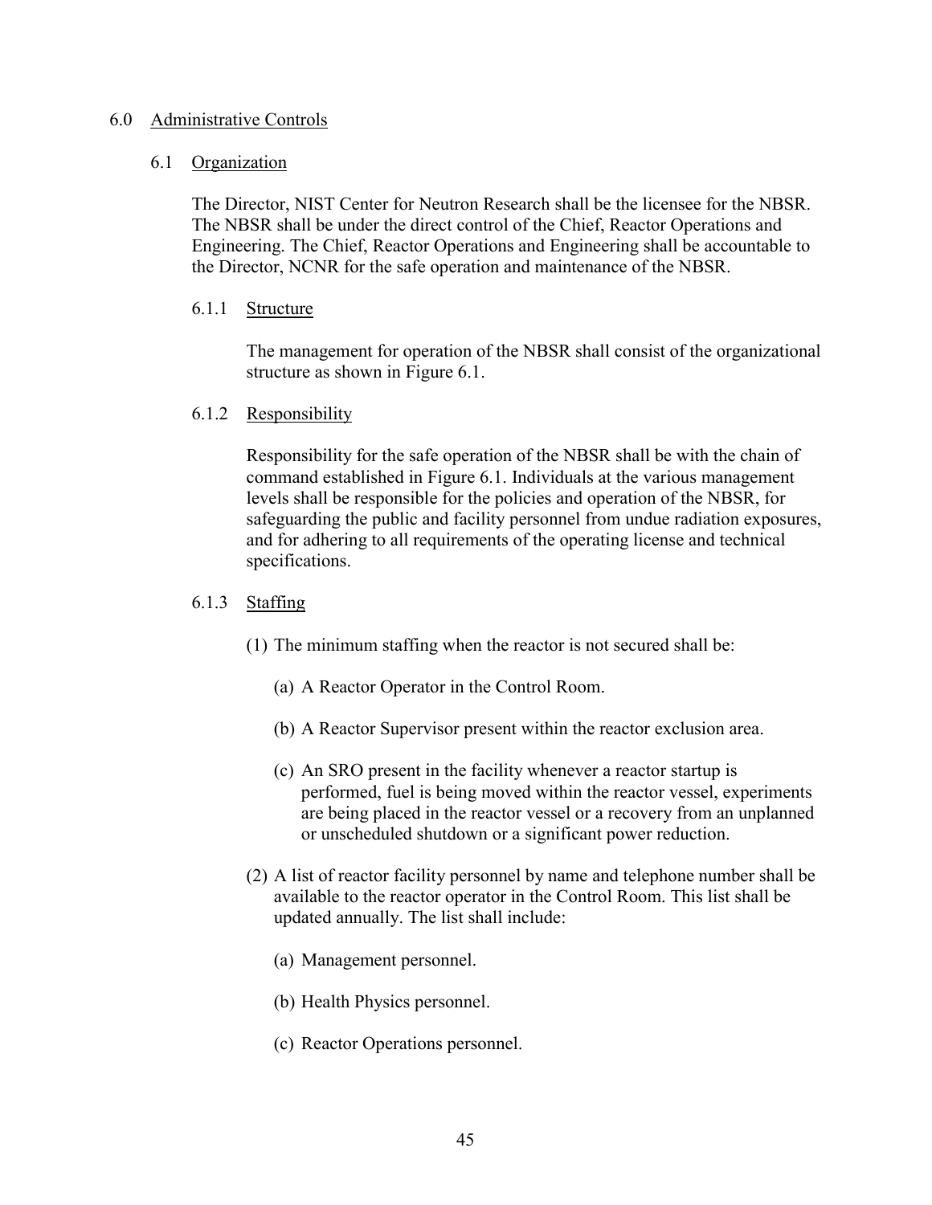# 6.0 Administrative Controls

## 6.1 Organization

The Director, NIST Center for Neutron Research shall be the licensee for the NBSR. The NBSR shall be under the direct control of the Chief, Reactor Operations and Engineering. The Chief, Reactor Operations and Engineering shall be accountable to the Director, NCNR for the safe operation and maintenance of the NBSR.

### 6.1.1 Structure

The management for operation of the NBSR shall consist of the organizational structure as shown in Figure 6.1.

### 6.1.2 Responsibility

Responsibility for the safe operation of the NBSR shall be with the chain of command established in Figure 6.1. Individuals at the various management levels shall be responsible for the policies and operation of the NBSR, for safeguarding the public and facility personnel from undue radiation exposures, and for adhering to all requirements of the operating license and technical specifications.

### 6.1.3 Staffing

(1) The minimum staffing when the reactor is not secured shall be:

(a) A Reactor Operator in the Control Room.

(b) A Reactor Supervisor present within the reactor exclusion area.

(c) An SRO present in the facility whenever a reactor startup is performed, fuel is being moved within the reactor vessel, experiments are being placed in the reactor vessel or a recovery from an unplanned or unscheduled shutdown or a significant power reduction.

(2) A list of reactor facility personnel by name and telephone number shall be available to the reactor operator in the Control Room. This list shall be updated annually. The list shall include:

(a) Management personnel.

(b) Health Physics personnel.

(c) Reactor Operations personnel.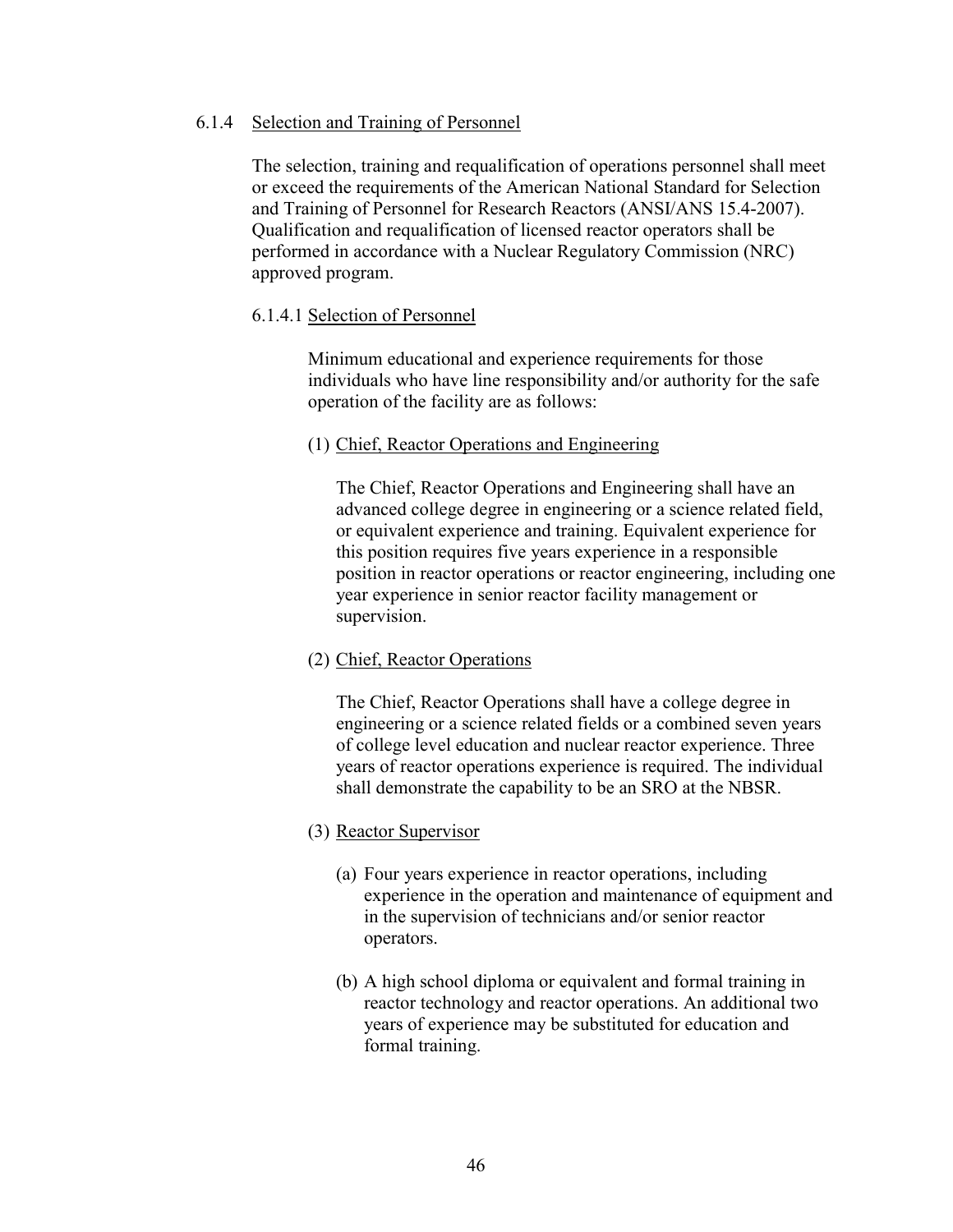### 6.1.4 Selection and Training of Personnel

The selection, training and requalification of operations personnel shall meet or exceed the requirements of the American National Standard for Selection and Training of Personnel for Research Reactors (ANSI/ANS 15.4-2007). Qualification and requalification of licensed reactor operators shall be performed in accordance with a Nuclear Regulatory Commission (NRC) approved program.

#### 6.1.4.1 Selection of Personnel

Minimum educational and experience requirements for those individuals who have line responsibility and/or authority for the safe operation of the facility are as follows:

(1) Chief, Reactor Operations and Engineering

The Chief, Reactor Operations and Engineering shall have an advanced college degree in engineering or a science related field, or equivalent experience and training. Equivalent experience for this position requires five years experience in a responsible position in reactor operations or reactor engineering, including one year experience in senior reactor facility management or supervision.

(2) Chief, Reactor Operations

The Chief, Reactor Operations shall have a college degree in engineering or a science related fields or a combined seven years of college level education and nuclear reactor experience. Three years of reactor operations experience is required. The individual shall demonstrate the capability to be an SRO at the NBSR.

(3) Reactor Supervisor

(a) Four years experience in reactor operations, including experience in the operation and maintenance of equipment and in the supervision of technicians and/or senior reactor operators.

(b) A high school diploma or equivalent and formal training in reactor technology and reactor operations. An additional two years of experience may be substituted for education and formal training.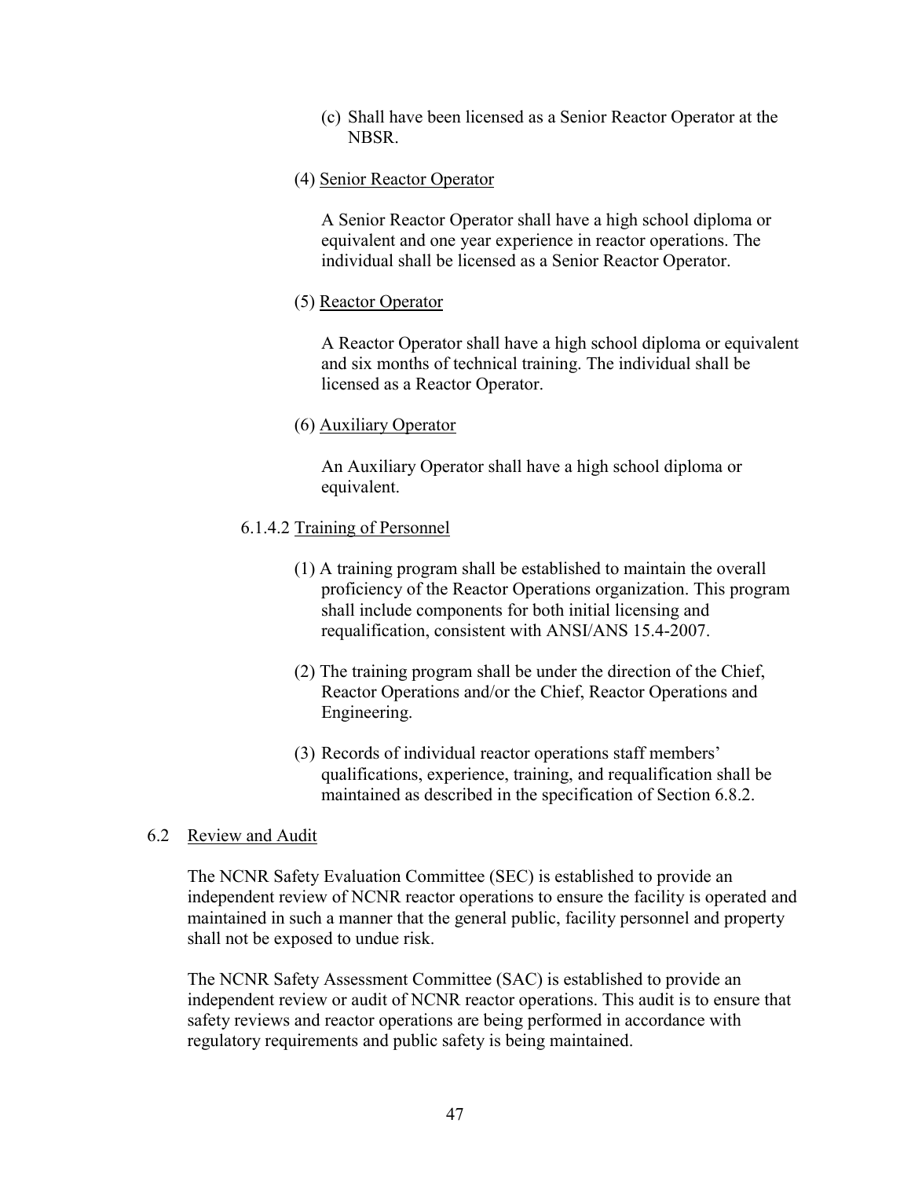(c) Shall have been licensed as a Senior Reactor Operator at the NBSR.

(4) <u>Senior Reactor Operator</u>

A Senior Reactor Operator shall have a high school diploma or equivalent and one year experience in reactor operations. The individual shall be licensed as a Senior Reactor Operator.

(5) <u>Reactor Operator</u>

A Reactor Operator shall have a high school diploma or equivalent and six months of technical training. The individual shall be licensed as a Reactor Operator.

(6) <u>Auxiliary Operator</u>

An Auxiliary Operator shall have a high school diploma or equivalent.

6.1.4.2 <u>Training of Personnel</u>

(1) A training program shall be established to maintain the overall proficiency of the Reactor Operations organization. This program shall include components for both initial licensing and requalification, consistent with ANSI/ANS 15.4-2007.

(2) The training program shall be under the direction of the Chief, Reactor Operations and/or the Chief, Reactor Operations and Engineering.

(3) Records of individual reactor operations staff members' qualifications, experience, training, and requalification shall be maintained as described in the specification of Section 6.8.2.

## 6.2 <u>Review and Audit</u>

The NCNR Safety Evaluation Committee (SEC) is established to provide an independent review of NCNR reactor operations to ensure the facility is operated and maintained in such a manner that the general public, facility personnel and property shall not be exposed to undue risk.

The NCNR Safety Assessment Committee (SAC) is established to provide an independent review or audit of NCNR reactor operations. This audit is to ensure that safety reviews and reactor operations are being performed in accordance with regulatory requirements and public safety is being maintained.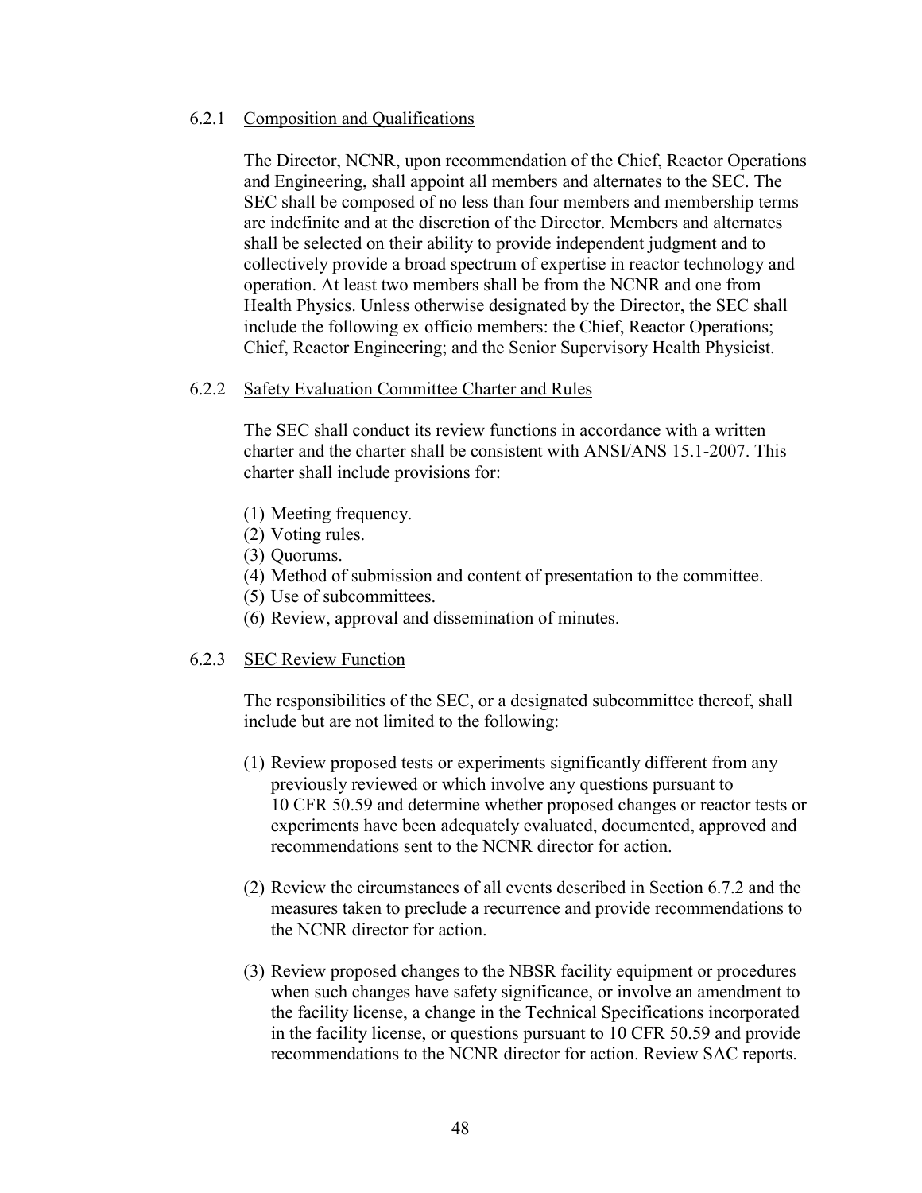### 6.2.1 Composition and Qualifications

The Director, NCNR, upon recommendation of the Chief, Reactor Operations and Engineering, shall appoint all members and alternates to the SEC. The SEC shall be composed of no less than four members and membership terms are indefinite and at the discretion of the Director. Members and alternates shall be selected on their ability to provide independent judgment and to collectively provide a broad spectrum of expertise in reactor technology and operation. At least two members shall be from the NCNR and one from Health Physics. Unless otherwise designated by the Director, the SEC shall include the following ex officio members: the Chief, Reactor Operations; Chief, Reactor Engineering; and the Senior Supervisory Health Physicist.

### 6.2.2 Safety Evaluation Committee Charter and Rules

The SEC shall conduct its review functions in accordance with a written charter and the charter shall be consistent with ANSI/ANS 15.1-2007. This charter shall include provisions for:

(1) Meeting frequency.
(2) Voting rules.
(3) Quorums.
(4) Method of submission and content of presentation to the committee.
(5) Use of subcommittees.
(6) Review, approval and dissemination of minutes.

### 6.2.3 SEC Review Function

The responsibilities of the SEC, or a designated subcommittee thereof, shall include but are not limited to the following:

(1) Review proposed tests or experiments significantly different from any previously reviewed or which involve any questions pursuant to 10 CFR 50.59 and determine whether proposed changes or reactor tests or experiments have been adequately evaluated, documented, approved and recommendations sent to the NCNR director for action.

(2) Review the circumstances of all events described in Section 6.7.2 and the measures taken to preclude a recurrence and provide recommendations to the NCNR director for action.

(3) Review proposed changes to the NBSR facility equipment or procedures when such changes have safety significance, or involve an amendment to the facility license, a change in the Technical Specifications incorporated in the facility license, or questions pursuant to 10 CFR 50.59 and provide recommendations to the NCNR director for action. Review SAC reports.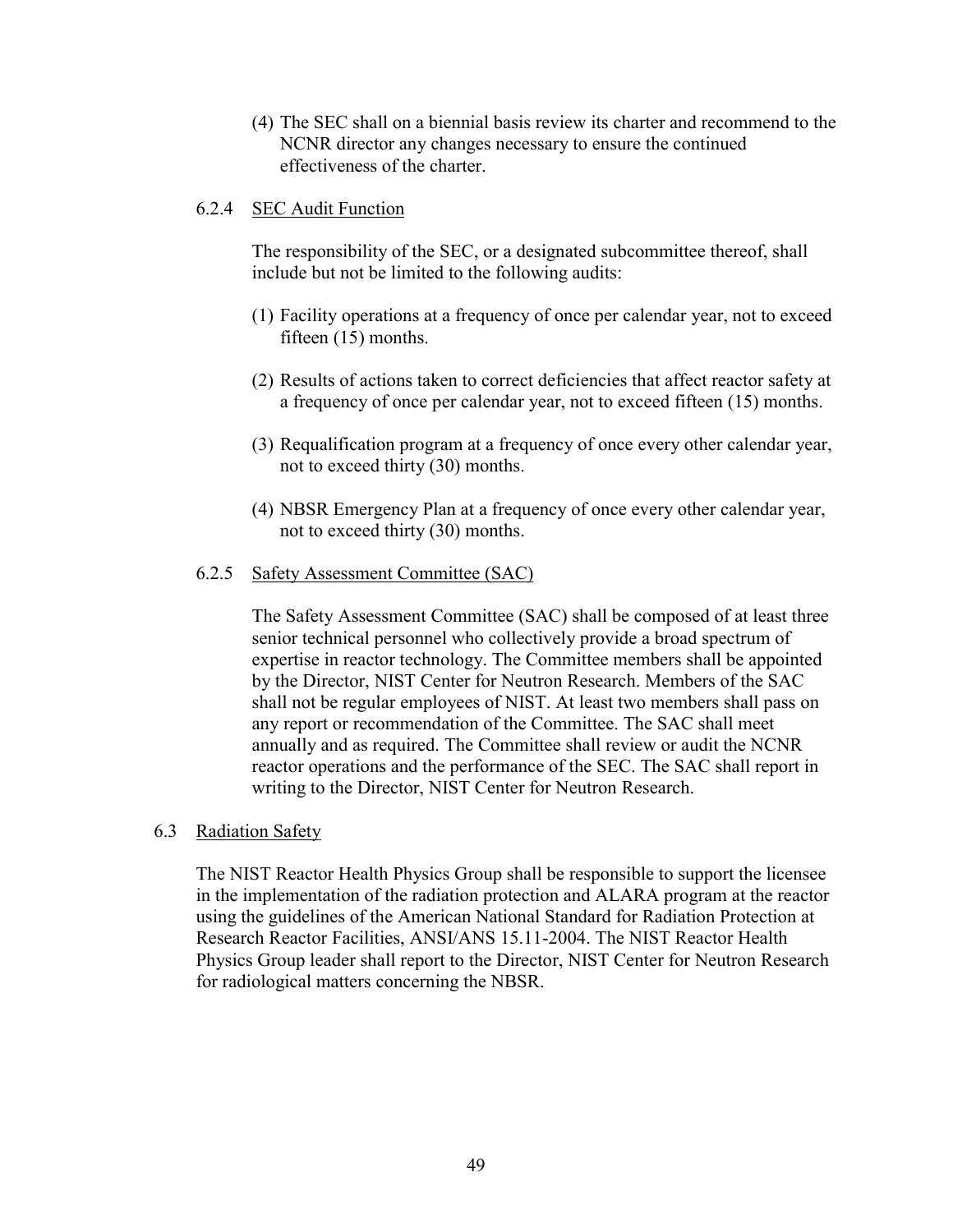(4) The SEC shall on a biennial basis review its charter and recommend to the NCNR director any changes necessary to ensure the continued effectiveness of the charter.

#### 6.2.4 SEC Audit Function

The responsibility of the SEC, or a designated subcommittee thereof, shall include but not be limited to the following audits:

(1) Facility operations at a frequency of once per calendar year, not to exceed fifteen (15) months.

(2) Results of actions taken to correct deficiencies that affect reactor safety at a frequency of once per calendar year, not to exceed fifteen (15) months.

(3) Requalification program at a frequency of once every other calendar year, not to exceed thirty (30) months.

(4) NBSR Emergency Plan at a frequency of once every other calendar year, not to exceed thirty (30) months.

#### 6.2.5 Safety Assessment Committee (SAC)

The Safety Assessment Committee (SAC) shall be composed of at least three senior technical personnel who collectively provide a broad spectrum of expertise in reactor technology. The Committee members shall be appointed by the Director, NIST Center for Neutron Research. Members of the SAC shall not be regular employees of NIST. At least two members shall pass on any report or recommendation of the Committee. The SAC shall meet annually and as required. The Committee shall review or audit the NCNR reactor operations and the performance of the SEC. The SAC shall report in writing to the Director, NIST Center for Neutron Research.

### 6.3 Radiation Safety

The NIST Reactor Health Physics Group shall be responsible to support the licensee in the implementation of the radiation protection and ALARA program at the reactor using the guidelines of the American National Standard for Radiation Protection at Research Reactor Facilities, ANSI/ANS 15.11-2004. The NIST Reactor Health Physics Group leader shall report to the Director, NIST Center for Neutron Research for radiological matters concerning the NBSR.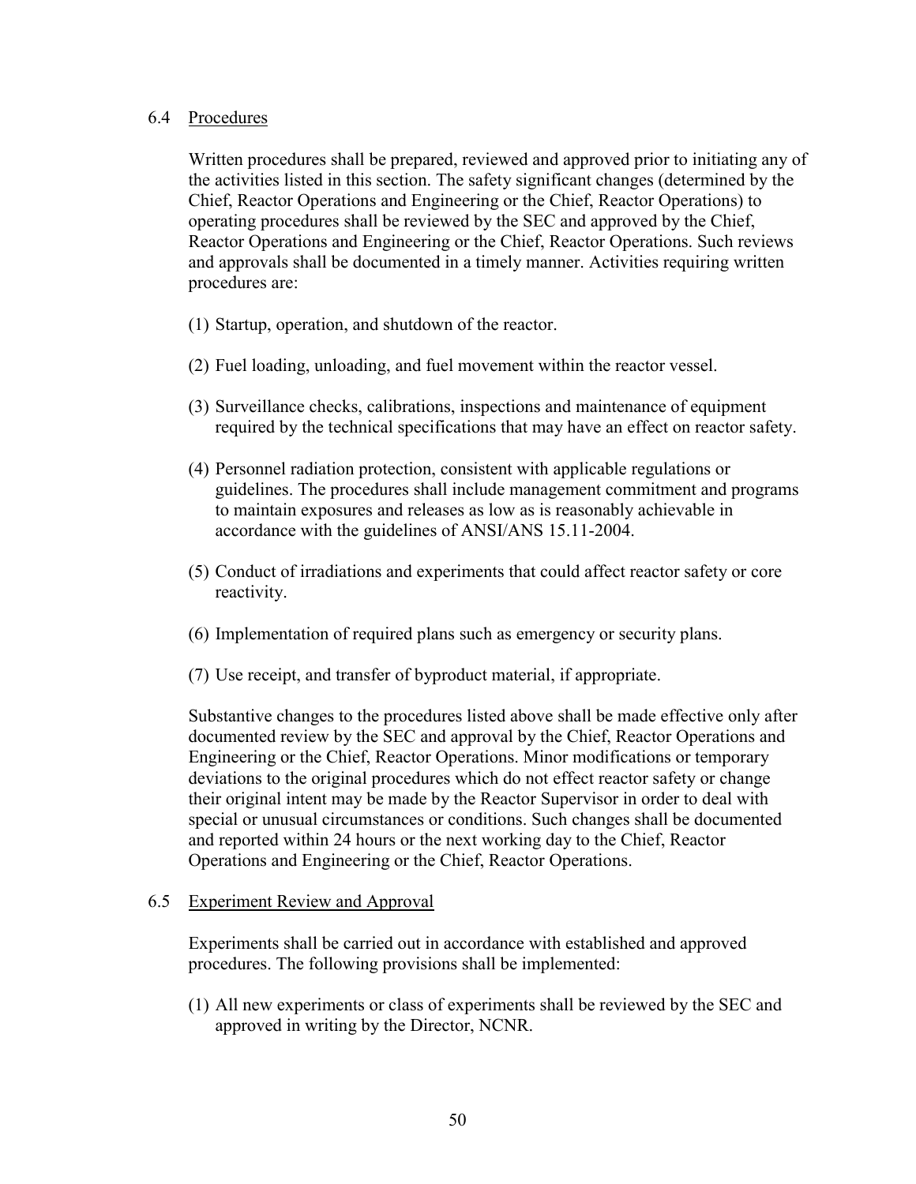## 6.4 Procedures

Written procedures shall be prepared, reviewed and approved prior to initiating any of the activities listed in this section. The safety significant changes (determined by the Chief, Reactor Operations and Engineering or the Chief, Reactor Operations) to operating procedures shall be reviewed by the SEC and approved by the Chief, Reactor Operations and Engineering or the Chief, Reactor Operations. Such reviews and approvals shall be documented in a timely manner. Activities requiring written procedures are:

(1) Startup, operation, and shutdown of the reactor.

(2) Fuel loading, unloading, and fuel movement within the reactor vessel.

(3) Surveillance checks, calibrations, inspections and maintenance of equipment required by the technical specifications that may have an effect on reactor safety.

(4) Personnel radiation protection, consistent with applicable regulations or guidelines. The procedures shall include management commitment and programs to maintain exposures and releases as low as is reasonably achievable in accordance with the guidelines of ANSI/ANS 15.11-2004.

(5) Conduct of irradiations and experiments that could affect reactor safety or core reactivity.

(6) Implementation of required plans such as emergency or security plans.

(7) Use receipt, and transfer of byproduct material, if appropriate.

Substantive changes to the procedures listed above shall be made effective only after documented review by the SEC and approval by the Chief, Reactor Operations and Engineering or the Chief, Reactor Operations. Minor modifications or temporary deviations to the original procedures which do not effect reactor safety or change their original intent may be made by the Reactor Supervisor in order to deal with special or unusual circumstances or conditions. Such changes shall be documented and reported within 24 hours or the next working day to the Chief, Reactor Operations and Engineering or the Chief, Reactor Operations.

## 6.5 Experiment Review and Approval

Experiments shall be carried out in accordance with established and approved procedures. The following provisions shall be implemented:

(1) All new experiments or class of experiments shall be reviewed by the SEC and approved in writing by the Director, NCNR.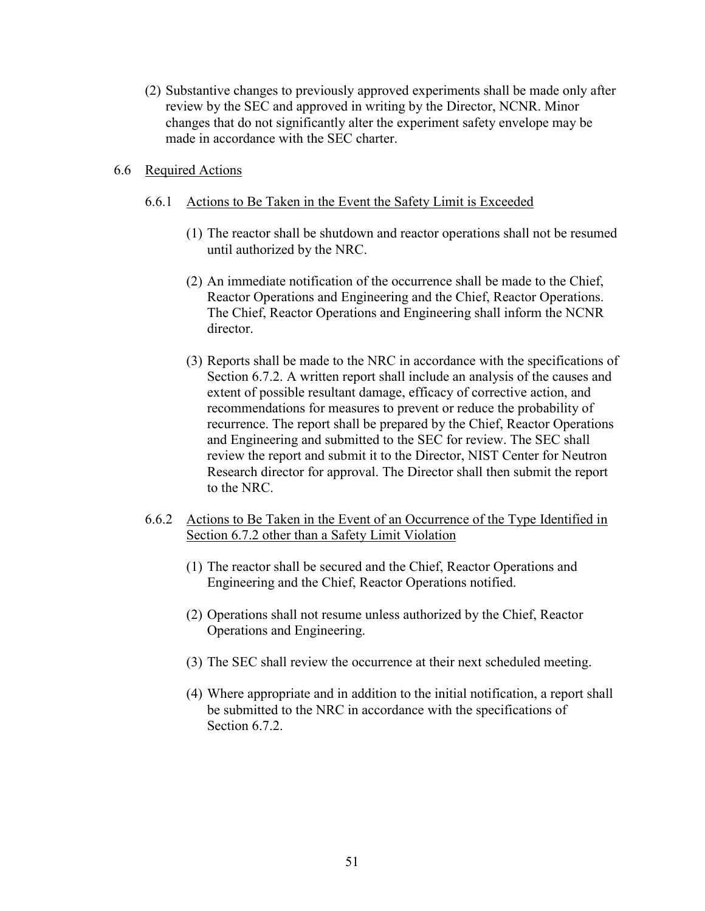(2) Substantive changes to previously approved experiments shall be made only after review by the SEC and approved in writing by the Director, NCNR. Minor changes that do not significantly alter the experiment safety envelope may be made in accordance with the SEC charter.

## 6.6 Required Actions

### 6.6.1 Actions to Be Taken in the Event the Safety Limit is Exceeded

(1) The reactor shall be shutdown and reactor operations shall not be resumed until authorized by the NRC.

(2) An immediate notification of the occurrence shall be made to the Chief, Reactor Operations and Engineering and the Chief, Reactor Operations. The Chief, Reactor Operations and Engineering shall inform the NCNR director.

(3) Reports shall be made to the NRC in accordance with the specifications of Section 6.7.2. A written report shall include an analysis of the causes and extent of possible resultant damage, efficacy of corrective action, and recommendations for measures to prevent or reduce the probability of recurrence. The report shall be prepared by the Chief, Reactor Operations and Engineering and submitted to the SEC for review. The SEC shall review the report and submit it to the Director, NIST Center for Neutron Research director for approval. The Director shall then submit the report to the NRC.

### 6.6.2 Actions to Be Taken in the Event of an Occurrence of the Type Identified in Section 6.7.2 other than a Safety Limit Violation

(1) The reactor shall be secured and the Chief, Reactor Operations and Engineering and the Chief, Reactor Operations notified.

(2) Operations shall not resume unless authorized by the Chief, Reactor Operations and Engineering.

(3) The SEC shall review the occurrence at their next scheduled meeting.

(4) Where appropriate and in addition to the initial notification, a report shall be submitted to the NRC in accordance with the specifications of Section 6.7.2.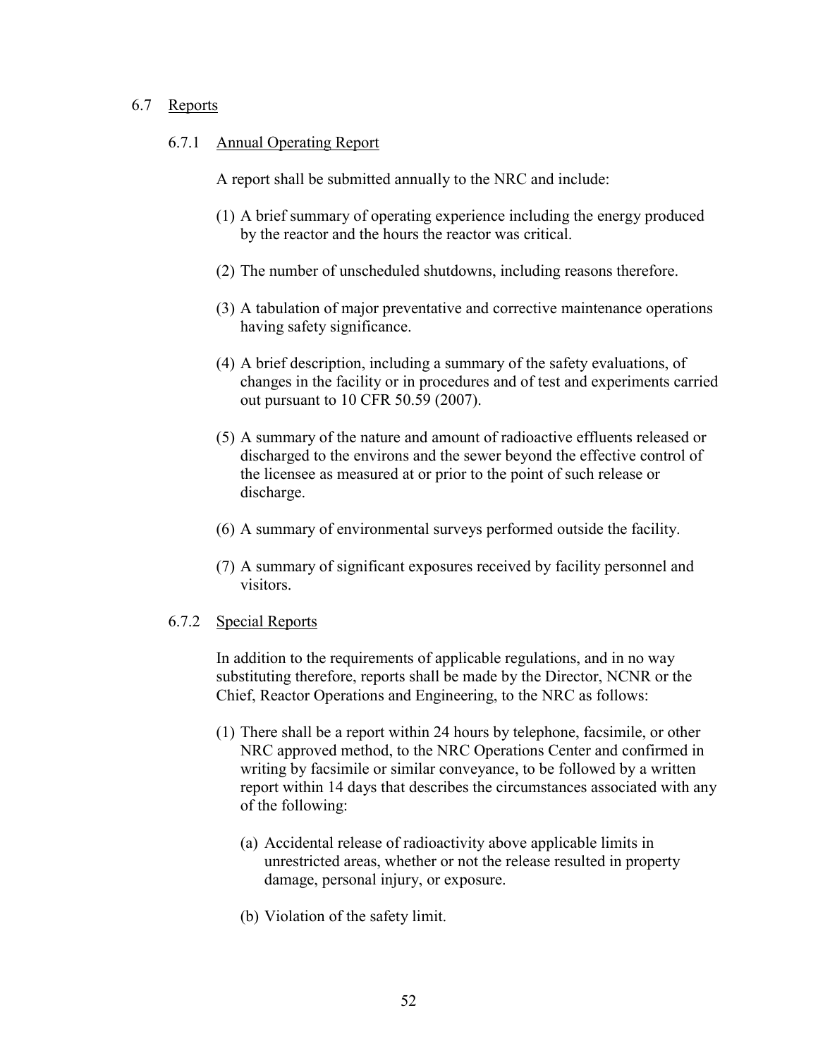## 6.7 Reports

### 6.7.1 Annual Operating Report

A report shall be submitted annually to the NRC and include:

(1) A brief summary of operating experience including the energy produced by the reactor and the hours the reactor was critical.

(2) The number of unscheduled shutdowns, including reasons therefore.

(3) A tabulation of major preventative and corrective maintenance operations having safety significance.

(4) A brief description, including a summary of the safety evaluations, of changes in the facility or in procedures and of test and experiments carried out pursuant to 10 CFR 50.59 (2007).

(5) A summary of the nature and amount of radioactive effluents released or discharged to the environs and the sewer beyond the effective control of the licensee as measured at or prior to the point of such release or discharge.

(6) A summary of environmental surveys performed outside the facility.

(7) A summary of significant exposures received by facility personnel and visitors.

### 6.7.2 Special Reports

In addition to the requirements of applicable regulations, and in no way substituting therefore, reports shall be made by the Director, NCNR or the Chief, Reactor Operations and Engineering, to the NRC as follows:

(1) There shall be a report within 24 hours by telephone, facsimile, or other NRC approved method, to the NRC Operations Center and confirmed in writing by facsimile or similar conveyance, to be followed by a written report within 14 days that describes the circumstances associated with any of the following:

   (a) Accidental release of radioactivity above applicable limits in unrestricted areas, whether or not the release resulted in property damage, personal injury, or exposure.

   (b) Violation of the safety limit.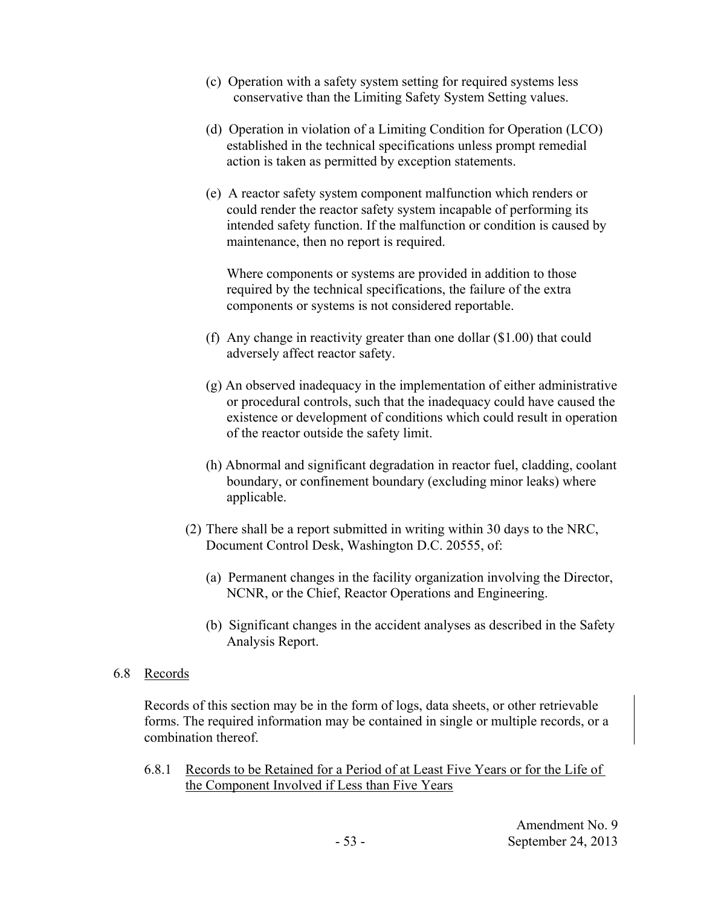(c) Operation with a safety system setting for required systems less conservative than the Limiting Safety System Setting values.

(d) Operation in violation of a Limiting Condition for Operation (LCO) established in the technical specifications unless prompt remedial action is taken as permitted by exception statements.

(e) A reactor safety system component malfunction which renders or could render the reactor safety system incapable of performing its intended safety function. If the malfunction or condition is caused by maintenance, then no report is required.

Where components or systems are provided in addition to those required by the technical specifications, the failure of the extra components or systems is not considered reportable.

(f) Any change in reactivity greater than one dollar ($1.00) that could adversely affect reactor safety.

(g) An observed inadequacy in the implementation of either administrative or procedural controls, such that the inadequacy could have caused the existence or development of conditions which could result in operation of the reactor outside the safety limit.

(h) Abnormal and significant degradation in reactor fuel, cladding, coolant boundary, or confinement boundary (excluding minor leaks) where applicable.

(2) There shall be a report submitted in writing within 30 days to the NRC, Document Control Desk, Washington D.C. 20555, of:

(a) Permanent changes in the facility organization involving the Director, NCNR, or the Chief, Reactor Operations and Engineering.

(b) Significant changes in the accident analyses as described in the Safety Analysis Report.

## 6.8 Records

Records of this section may be in the form of logs, data sheets, or other retrievable forms. The required information may be contained in single or multiple records, or a combination thereof.

### 6.8.1 Records to be Retained for a Period of at Least Five Years or for the Life of the Component Involved if Less than Five Years

Amendment No. 9
September 24, 2013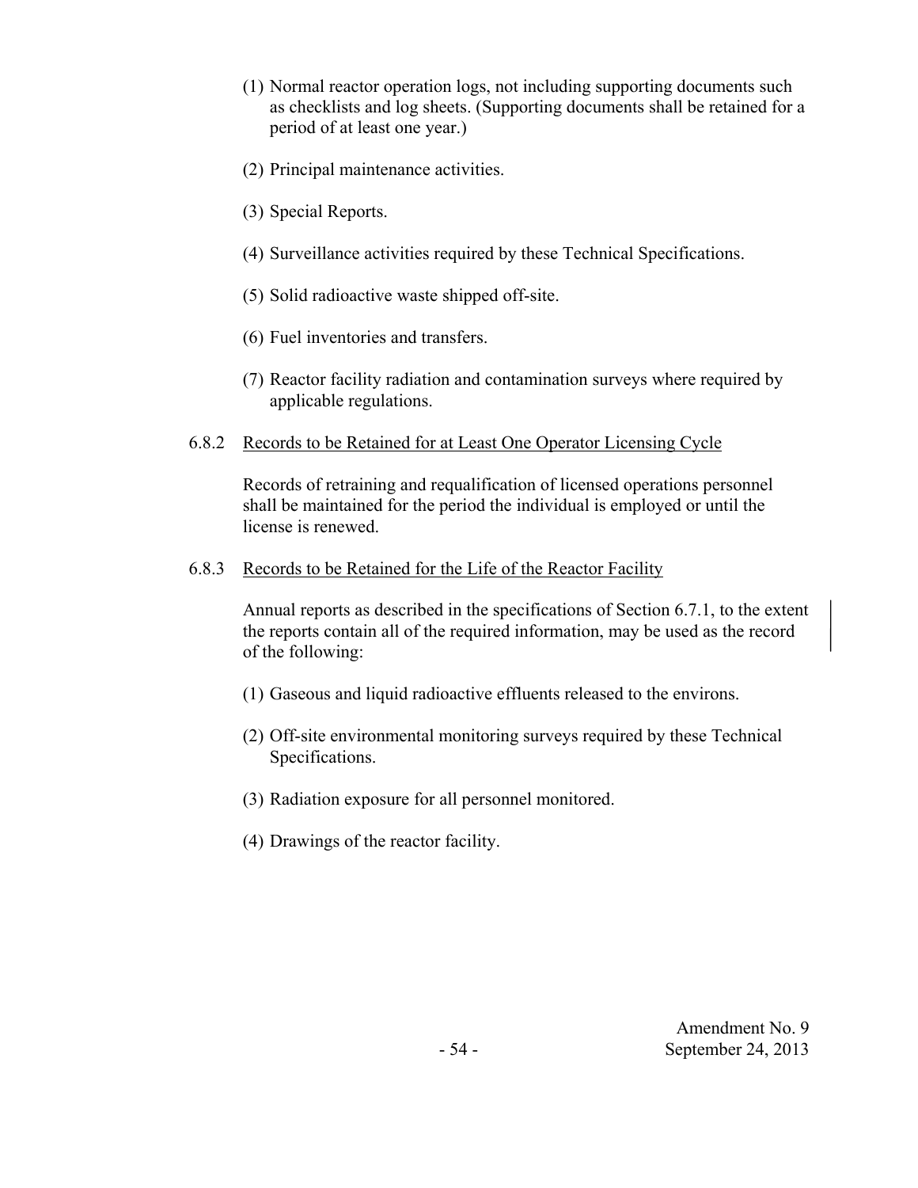(1) Normal reactor operation logs, not including supporting documents such as checklists and log sheets. (Supporting documents shall be retained for a period of at least one year.)

(2) Principal maintenance activities.

(3) Special Reports.

(4) Surveillance activities required by these Technical Specifications.

(5) Solid radioactive waste shipped off-site.

(6) Fuel inventories and transfers.

(7) Reactor facility radiation and contamination surveys where required by applicable regulations.

6.8.2 Records to be Retained for at Least One Operator Licensing Cycle

Records of retraining and requalification of licensed operations personnel shall be maintained for the period the individual is employed or until the license is renewed.

6.8.3 Records to be Retained for the Life of the Reactor Facility

Annual reports as described in the specifications of Section 6.7.1, to the extent the reports contain all of the required information, may be used as the record of the following:

(1) Gaseous and liquid radioactive effluents released to the environs.

(2) Off-site environmental monitoring surveys required by these Technical Specifications.

(3) Radiation exposure for all personnel monitored.

(4) Drawings of the reactor facility.

Amendment No. 9
September 24, 2013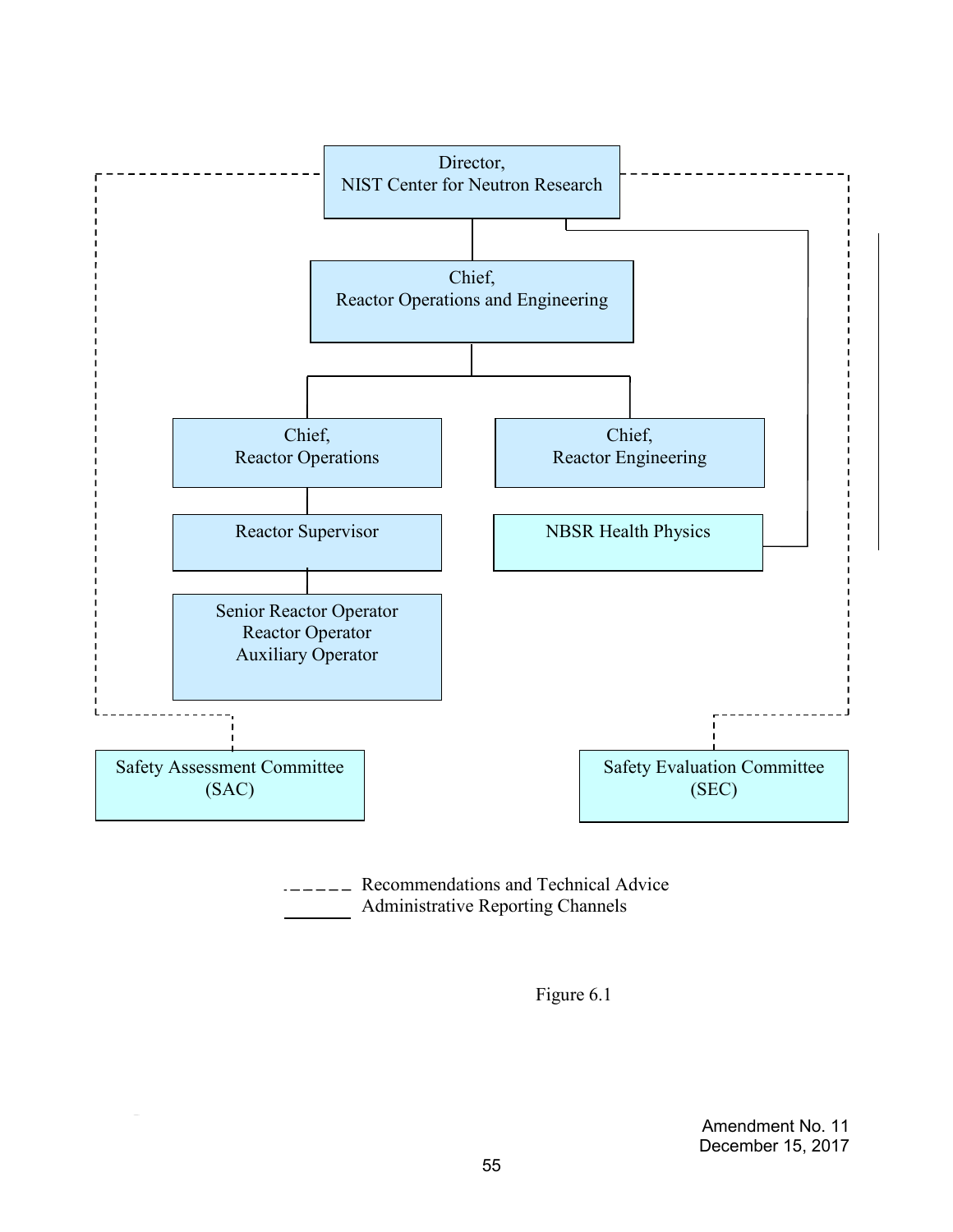Director,
NIST Center for Neutron Research

Chief,
Reactor Operations and Engineering

Chief,
Reactor Operations

Chief,
Reactor Engineering

Reactor Supervisor

NBSR Health Physics

Senior Reactor Operator
Reactor Operator
Auxiliary Operator

Safety Assessment Committee
(SAC)

Safety Evaluation Committee
(SEC)

- - - - - - Recommendations and Technical Advice

———— Administrative Reporting Channels

Figure 6.1

Amendment No. 11
December 15, 2017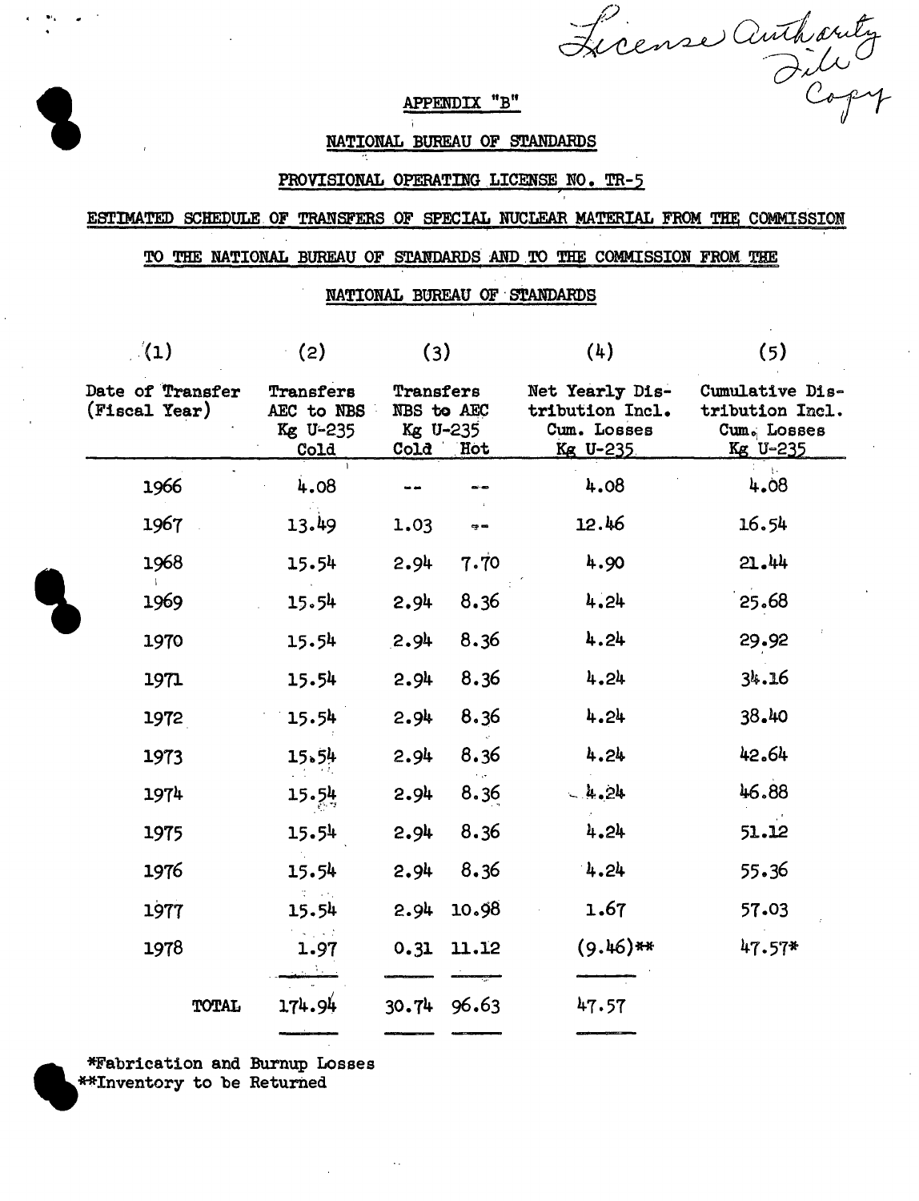License Authority File Copy

APPENDIX "B"

NATIONAL BUREAU OF STANDARDS

PROVISIONAL OPERATING LICENSE NO. TR-5

ESTIMATED SCHEDULE OF TRANSFERS OF SPECIAL NUCLEAR MATERIAL FROM THE COMMISSION TO THE NATIONAL BUREAU OF STANDARDS AND TO THE COMMISSION FROM THE NATIONAL BUREAU OF STANDARDS

| (1) | (2) | (3) | | (4) | (5) |
|---|---|---|---|---|---|
| Date of Transfer (Fiscal Year) | Transfers AEC to NBS Kg U-235 Cold | Transfers NBS to AEC Kg U-235 | | Net Yearly Distribution Incl. Cum. Losses Kg U-235 | Cumulative Distribution Incl. Cum. Losses Kg U-235 |
| | | Cold | Hot | | |
| 1966 | 4.08 | -- | -- | 4.08 | 4.08 |
| 1967 | 13.49 | 1.03 | -- | 12.46 | 16.54 |
| 1968 | 15.54 | 2.94 | 7.70 | 4.90 | 21.44 |
| 1969 | 15.54 | 2.94 | 8.36 | 4.24 | 25.68 |
| 1970 | 15.54 | 2.94 | 8.36 | 4.24 | 29.92 |
| 1971 | 15.54 | 2.94 | 8.36 | 4.24 | 34.16 |
| 1972 | 15.54 | 2.94 | 8.36 | 4.24 | 38.40 |
| 1973 | 15.54 | 2.94 | 8.36 | 4.24 | 42.64 |
| 1974 | 15.54 | 2.94 | 8.36 | 4.24 | 46.88 |
| 1975 | 15.54 | 2.94 | 8.36 | 4.24 | 51.12 |
| 1976 | 15.54 | 2.94 | 8.36 | 4.24 | 55.36 |
| 1977 | 15.54 | 2.94 | 10.98 | 1.67 | 57.03 |
| 1978 | 1.97 | 0.31 | 11.12 | (9.46)** | 47.57* |
| TOTAL | 174.94 | 30.74 | 96.63 | 47.57 | |

*Fabrication and Burnup Losses
**Inventory to be Returned